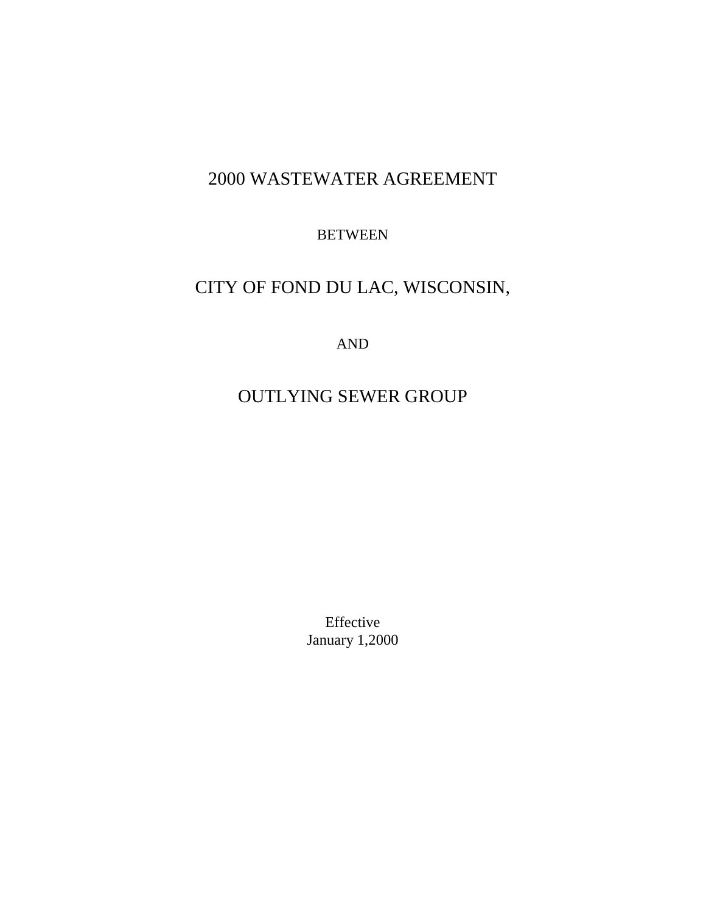# 2000 WASTEWATER AGREEMENT

BETWEEN

# CITY OF FOND DU LAC, WISCONSIN,

AND

# OUTLYING SEWER GROUP

Effective
January 1,2000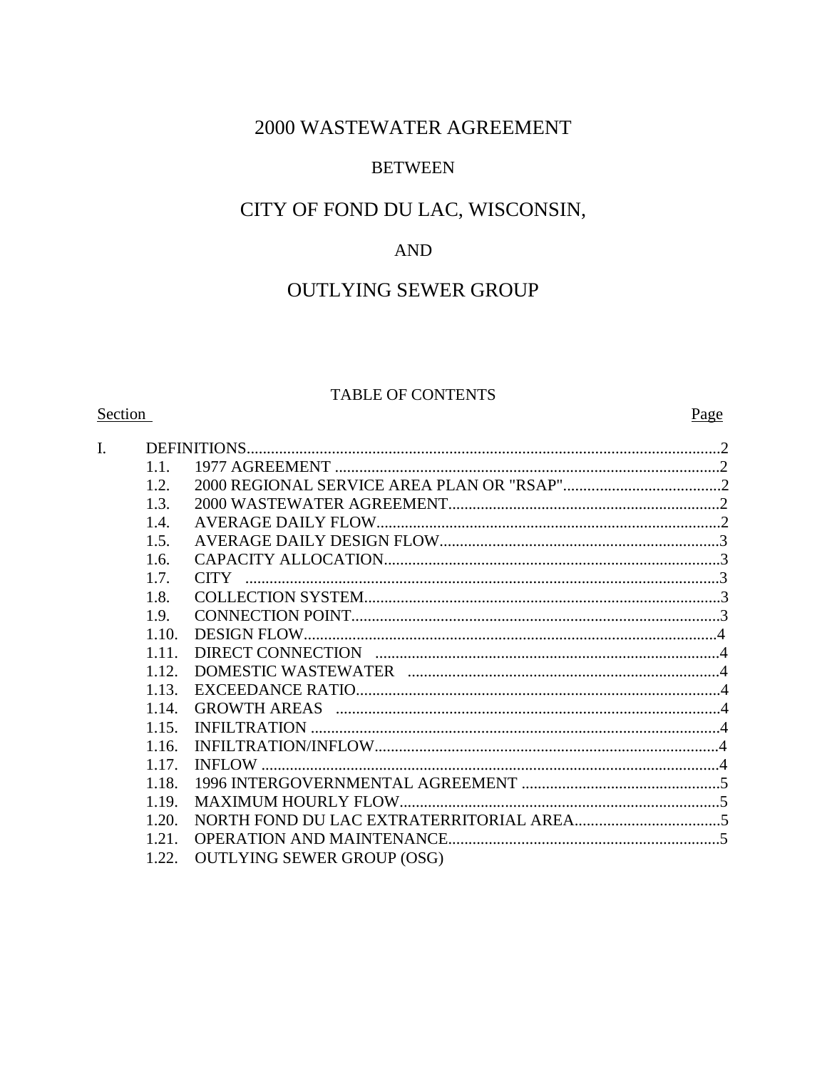# 2000 WASTEWATER AGREEMENT

## BETWEEN

# CITY OF FOND DU LAC, WISCONSIN,

## AND

# OUTLYING SEWER GROUP

### TABLE OF CONTENTS

| Section | | | Page |
|---|---|---|---|
| I. | | DEFINITIONS | 2 |
| | 1.1. | 1977 AGREEMENT | 2 |
| | 1.2. | 2000 REGIONAL SERVICE AREA PLAN OR "RSAP" | 2 |
| | 1.3. | 2000 WASTEWATER AGREEMENT | 2 |
| | 1.4. | AVERAGE DAILY FLOW | 2 |
| | 1.5. | AVERAGE DAILY DESIGN FLOW | 3 |
| | 1.6. | CAPACITY ALLOCATION | 3 |
| | 1.7. | CITY | 3 |
| | 1.8. | COLLECTION SYSTEM | 3 |
| | 1.9. | CONNECTION POINT | 3 |
| | 1.10. | DESIGN FLOW | 4 |
| | 1.11. | DIRECT CONNECTION | 4 |
| | 1.12. | DOMESTIC WASTEWATER | 4 |
| | 1.13. | EXCEEDANCE RATIO | 4 |
| | 1.14. | GROWTH AREAS | 4 |
| | 1.15. | INFILTRATION | 4 |
| | 1.16. | INFILTRATION/INFLOW | 4 |
| | 1.17. | INFLOW | 4 |
| | 1.18. | 1996 INTERGOVERNMENTAL AGREEMENT | 5 |
| | 1.19. | MAXIMUM HOURLY FLOW | 5 |
| | 1.20. | NORTH FOND DU LAC EXTRATERRITORIAL AREA | 5 |
| | 1.21. | OPERATION AND MAINTENANCE | 5 |
| | 1.22. | OUTLYING SEWER GROUP (OSG) | |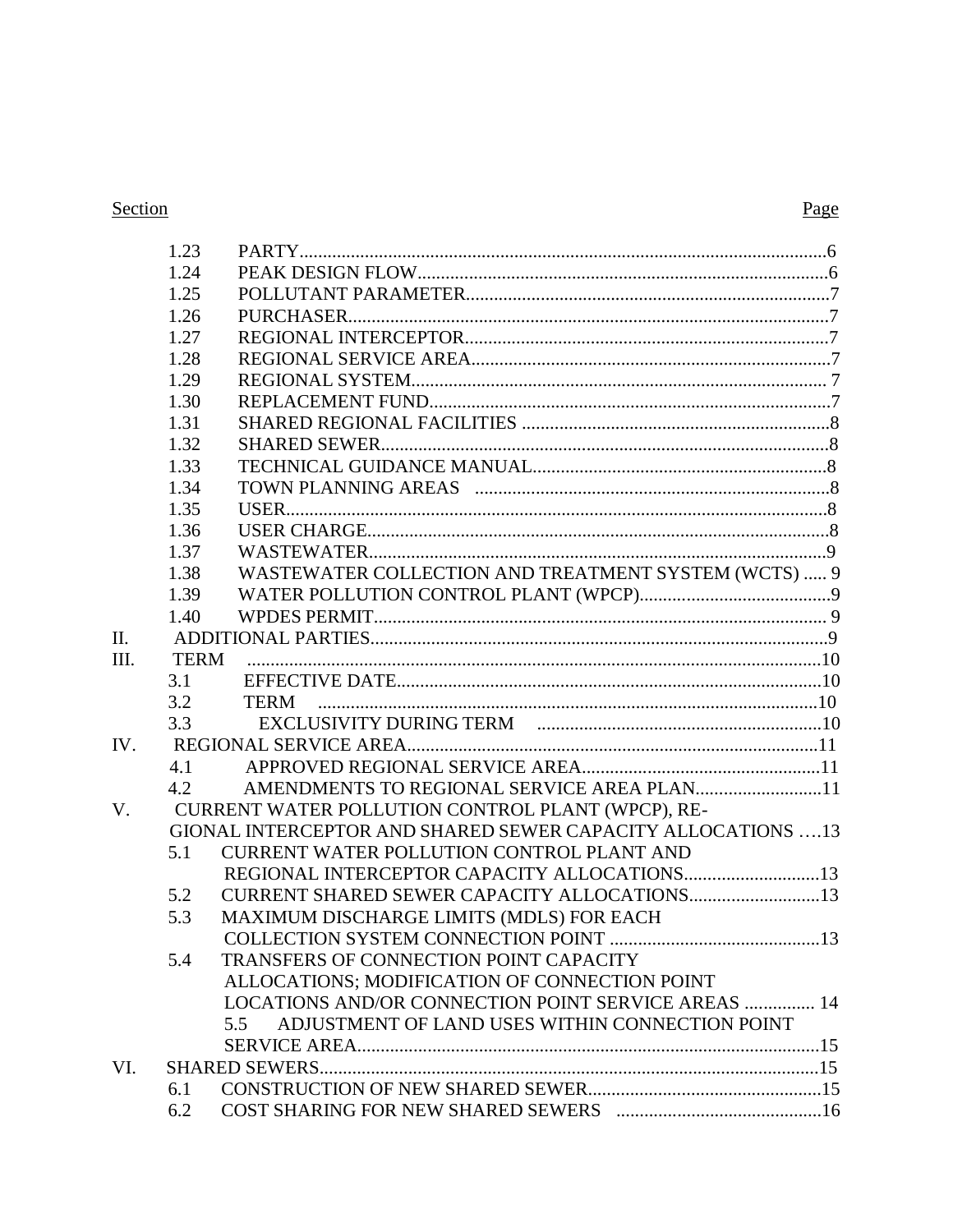| Section | | | Page |
|---|---|---|---|
| | 1.23 | PARTY | 6 |
| | 1.24 | PEAK DESIGN FLOW | 6 |
| | 1.25 | POLLUTANT PARAMETER | 7 |
| | 1.26 | PURCHASER | 7 |
| | 1.27 | REGIONAL INTERCEPTOR | 7 |
| | 1.28 | REGIONAL SERVICE AREA | 7 |
| | 1.29 | REGIONAL SYSTEM | 7 |
| | 1.30 | REPLACEMENT FUND | 7 |
| | 1.31 | SHARED REGIONAL FACILITIES | 8 |
| | 1.32 | SHARED SEWER | 8 |
| | 1.33 | TECHNICAL GUIDANCE MANUAL | 8 |
| | 1.34 | TOWN PLANNING AREAS | 8 |
| | 1.35 | USER | 8 |
| | 1.36 | USER CHARGE | 8 |
| | 1.37 | WASTEWATER | 9 |
| | 1.38 | WASTEWATER COLLECTION AND TREATMENT SYSTEM (WCTS) | 9 |
| | 1.39 | WATER POLLUTION CONTROL PLANT (WPCP) | 9 |
| | 1.40 | WPDES PERMIT | 9 |
| II. | ADDITIONAL PARTIES | | 9 |
| III. | TERM | | 10 |
| | 3.1 | EFFECTIVE DATE | 10 |
| | 3.2 | TERM | 10 |
| | 3.3 | EXCLUSIVITY DURING TERM | 10 |
| IV. | REGIONAL SERVICE AREA | | 11 |
| | 4.1 | APPROVED REGIONAL SERVICE AREA | 11 |
| | 4.2 | AMENDMENTS TO REGIONAL SERVICE AREA PLAN | 11 |
| V. | CURRENT WATER POLLUTION CONTROL PLANT (WPCP), REGIONAL INTERCEPTOR AND SHARED SEWER CAPACITY ALLOCATIONS | | 13 |
| | 5.1 | CURRENT WATER POLLUTION CONTROL PLANT AND REGIONAL INTERCEPTOR CAPACITY ALLOCATIONS | 13 |
| | 5.2 | CURRENT SHARED SEWER CAPACITY ALLOCATIONS | 13 |
| | 5.3 | MAXIMUM DISCHARGE LIMITS (MDLS) FOR EACH COLLECTION SYSTEM CONNECTION POINT | 13 |
| | 5.4 | TRANSFERS OF CONNECTION POINT CAPACITY ALLOCATIONS; MODIFICATION OF CONNECTION POINT LOCATIONS AND/OR CONNECTION POINT SERVICE AREAS | 14 |
| | 5.5 | ADJUSTMENT OF LAND USES WITHIN CONNECTION POINT SERVICE AREA | 15 |
| VI. | SHARED SEWERS | | 15 |
| | 6.1 | CONSTRUCTION OF NEW SHARED SEWER | 15 |
| | 6.2 | COST SHARING FOR NEW SHARED SEWERS | 16 |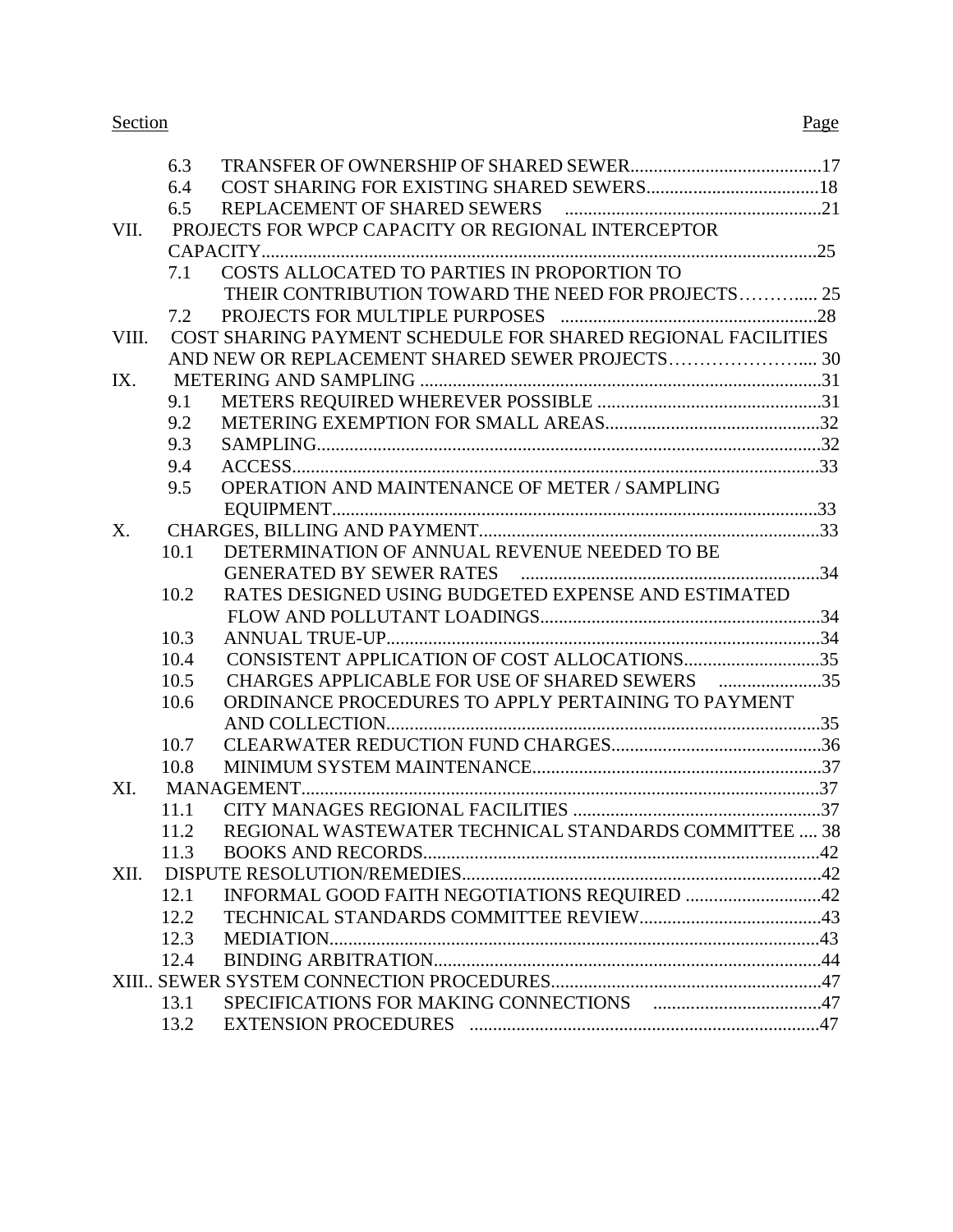| Section | | Page |
|---|---|---|
| | 6.3 TRANSFER OF OWNERSHIP OF SHARED SEWER | 17 |
| | 6.4 COST SHARING FOR EXISTING SHARED SEWERS | 18 |
| | 6.5 REPLACEMENT OF SHARED SEWERS | 21 |
| VII. | PROJECTS FOR WPCP CAPACITY OR REGIONAL INTERCEPTOR CAPACITY | 25 |
| | 7.1 COSTS ALLOCATED TO PARTIES IN PROPORTION TO THEIR CONTRIBUTION TOWARD THE NEED FOR PROJECTS | 25 |
| | 7.2 PROJECTS FOR MULTIPLE PURPOSES | 28 |
| VIII. | COST SHARING PAYMENT SCHEDULE FOR SHARED REGIONAL FACILITIES AND NEW OR REPLACEMENT SHARED SEWER PROJECTS | 30 |
| IX. | METERING AND SAMPLING | 31 |
| | 9.1 METERS REQUIRED WHEREVER POSSIBLE | 31 |
| | 9.2 METERING EXEMPTION FOR SMALL AREAS | 32 |
| | 9.3 SAMPLING | 32 |
| | 9.4 ACCESS | 33 |
| | 9.5 OPERATION AND MAINTENANCE OF METER / SAMPLING EQUIPMENT | 33 |
| X. | CHARGES, BILLING AND PAYMENT | 33 |
| | 10.1 DETERMINATION OF ANNUAL REVENUE NEEDED TO BE GENERATED BY SEWER RATES | 34 |
| | 10.2 RATES DESIGNED USING BUDGETED EXPENSE AND ESTIMATED FLOW AND POLLUTANT LOADINGS | 34 |
| | 10.3 ANNUAL TRUE-UP | 34 |
| | 10.4 CONSISTENT APPLICATION OF COST ALLOCATIONS | 35 |
| | 10.5 CHARGES APPLICABLE FOR USE OF SHARED SEWERS | 35 |
| | 10.6 ORDINANCE PROCEDURES TO APPLY PERTAINING TO PAYMENT AND COLLECTION | 35 |
| | 10.7 CLEARWATER REDUCTION FUND CHARGES | 36 |
| | 10.8 MINIMUM SYSTEM MAINTENANCE | 37 |
| XI. | MANAGEMENT | 37 |
| | 11.1 CITY MANAGES REGIONAL FACILITIES | 37 |
| | 11.2 REGIONAL WASTEWATER TECHNICAL STANDARDS COMMITTEE | 38 |
| | 11.3 BOOKS AND RECORDS | 42 |
| XII. | DISPUTE RESOLUTION/REMEDIES | 42 |
| | 12.1 INFORMAL GOOD FAITH NEGOTIATIONS REQUIRED | 42 |
| | 12.2 TECHNICAL STANDARDS COMMITTEE REVIEW | 43 |
| | 12.3 MEDIATION | 43 |
| | 12.4 BINDING ARBITRATION | 44 |
| XIII. | SEWER SYSTEM CONNECTION PROCEDURES | 47 |
| | 13.1 SPECIFICATIONS FOR MAKING CONNECTIONS | 47 |
| | 13.2 EXTENSION PROCEDURES | 47 |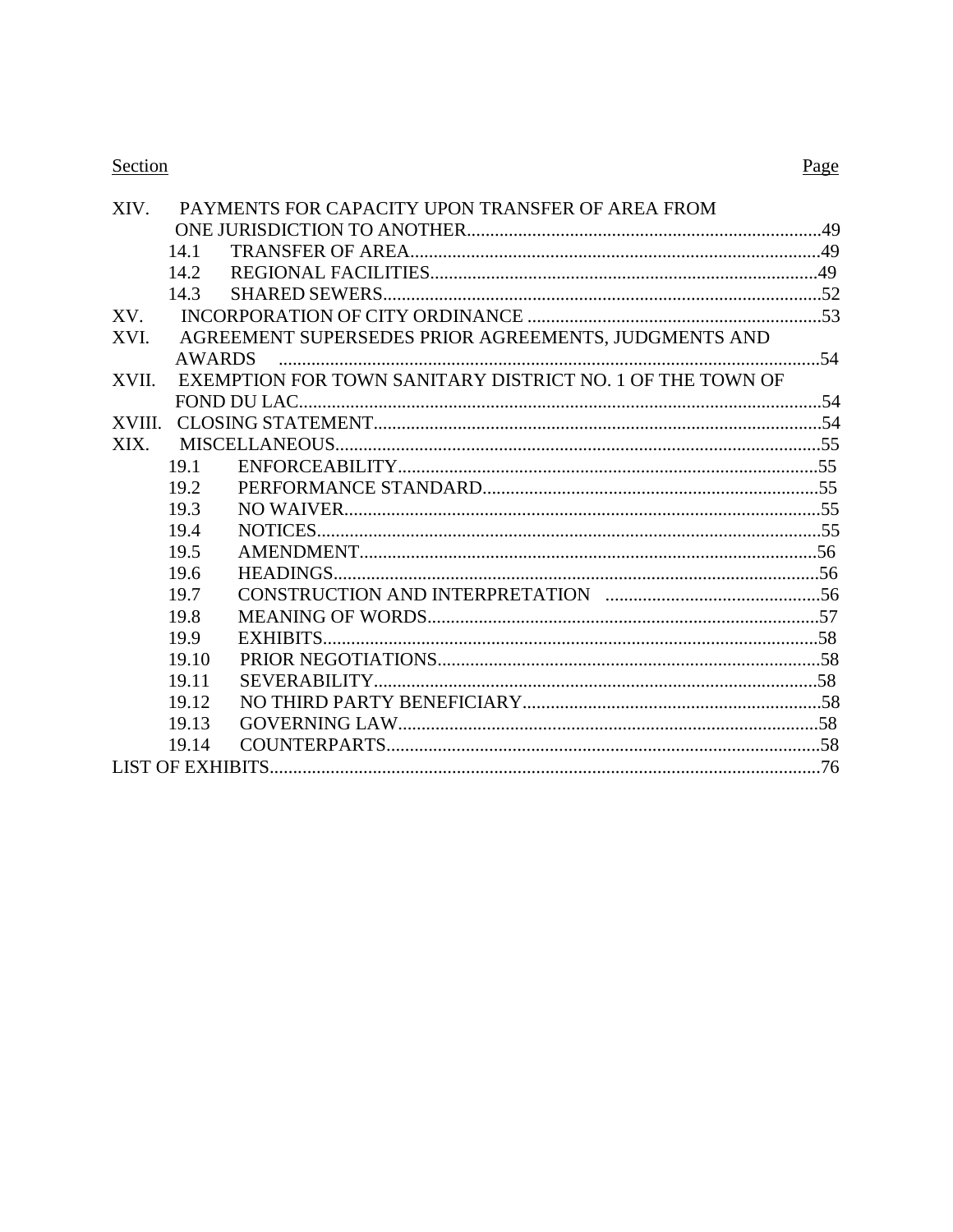| Section | | Page |
|---|---|---|
| XIV. | PAYMENTS FOR CAPACITY UPON TRANSFER OF AREA FROM ONE JURISDICTION TO ANOTHER | 49 |
| 14.1 | TRANSFER OF AREA | 49 |
| 14.2 | REGIONAL FACILITIES | 49 |
| 14.3 | SHARED SEWERS | 52 |
| XV. | INCORPORATION OF CITY ORDINANCE | 53 |
| XVI. | AGREEMENT SUPERSEDES PRIOR AGREEMENTS, JUDGMENTS AND AWARDS | 54 |
| XVII. | EXEMPTION FOR TOWN SANITARY DISTRICT NO. 1 OF THE TOWN OF FOND DU LAC | 54 |
| XVIII. | CLOSING STATEMENT | 54 |
| XIX. | MISCELLANEOUS | 55 |
| 19.1 | ENFORCEABILITY | 55 |
| 19.2 | PERFORMANCE STANDARD | 55 |
| 19.3 | NO WAIVER | 55 |
| 19.4 | NOTICES | 55 |
| 19.5 | AMENDMENT | 56 |
| 19.6 | HEADINGS | 56 |
| 19.7 | CONSTRUCTION AND INTERPRETATION | 56 |
| 19.8 | MEANING OF WORDS | 57 |
| 19.9 | EXHIBITS | 58 |
| 19.10 | PRIOR NEGOTIATIONS | 58 |
| 19.11 | SEVERABILITY | 58 |
| 19.12 | NO THIRD PARTY BENEFICIARY | 58 |
| 19.13 | GOVERNING LAW | 58 |
| 19.14 | COUNTERPARTS | 58 |
| LIST OF EXHIBITS | | 76 |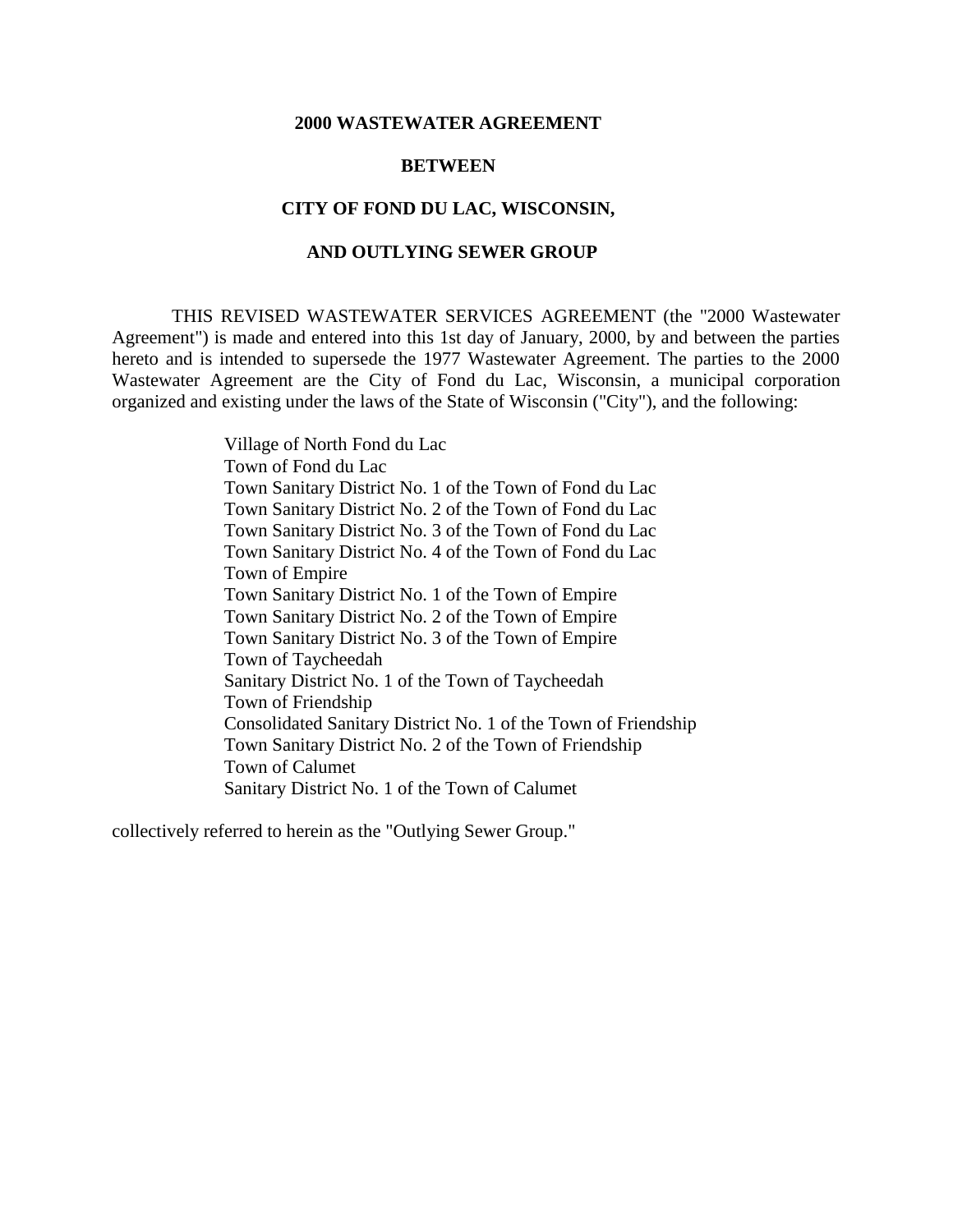**2000 WASTEWATER AGREEMENT**

**BETWEEN**

**CITY OF FOND DU LAC, WISCONSIN,**

**AND OUTLYING SEWER GROUP**

THIS REVISED WASTEWATER SERVICES AGREEMENT (the "2000 Wastewater Agreement") is made and entered into this 1st day of January, 2000, by and between the parties hereto and is intended to supersede the 1977 Wastewater Agreement. The parties to the 2000 Wastewater Agreement are the City of Fond du Lac, Wisconsin, a municipal corporation organized and existing under the laws of the State of Wisconsin ("City"), and the following:

Village of North Fond du Lac
Town of Fond du Lac
Town Sanitary District No. 1 of the Town of Fond du Lac
Town Sanitary District No. 2 of the Town of Fond du Lac
Town Sanitary District No. 3 of the Town of Fond du Lac
Town Sanitary District No. 4 of the Town of Fond du Lac
Town of Empire
Town Sanitary District No. 1 of the Town of Empire
Town Sanitary District No. 2 of the Town of Empire
Town Sanitary District No. 3 of the Town of Empire
Town of Taycheedah
Sanitary District No. 1 of the Town of Taycheedah
Town of Friendship
Consolidated Sanitary District No. 1 of the Town of Friendship
Town Sanitary District No. 2 of the Town of Friendship
Town of Calumet
Sanitary District No. 1 of the Town of Calumet

collectively referred to herein as the "Outlying Sewer Group."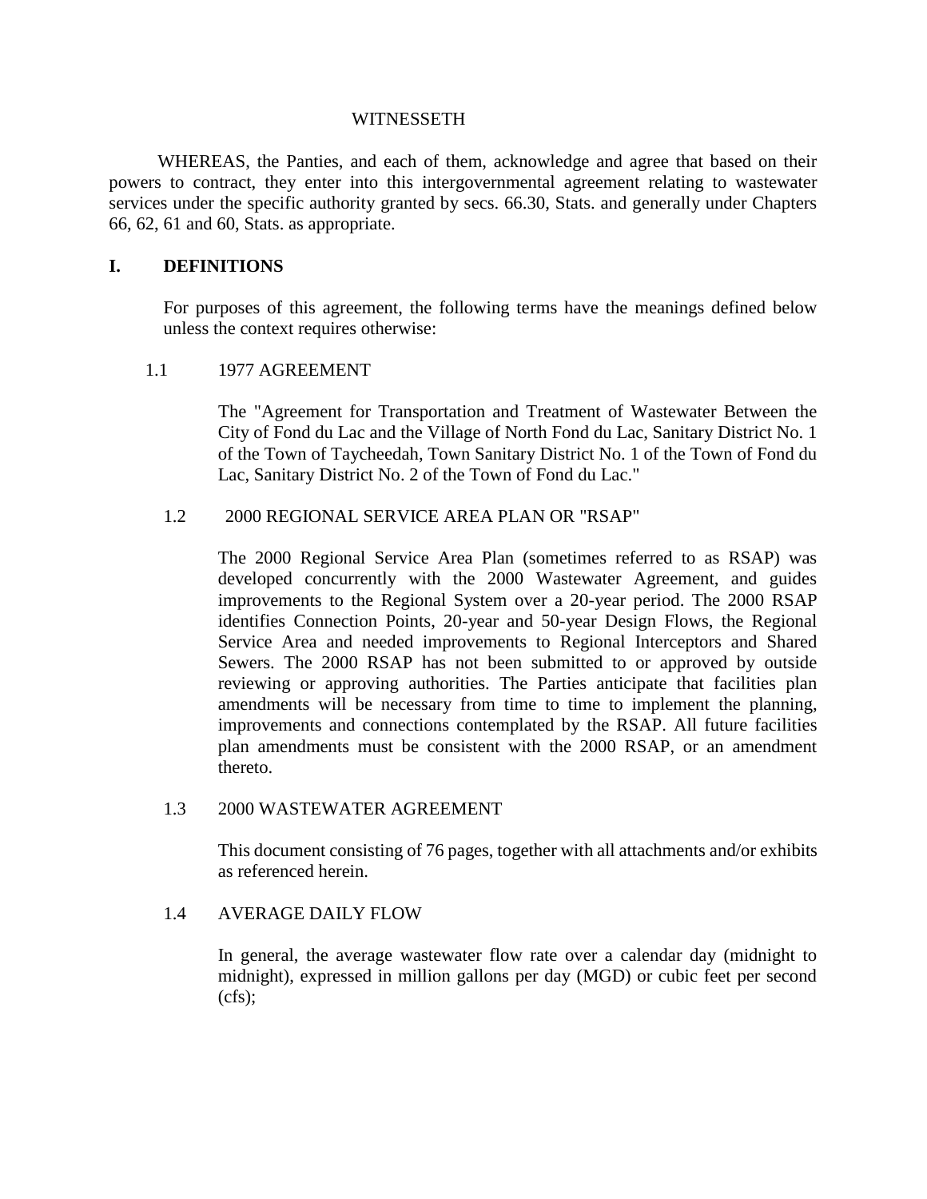WITNESSETH

WHEREAS, the Panties, and each of them, acknowledge and agree that based on their powers to contract, they enter into this intergovernmental agreement relating to wastewater services under the specific authority granted by secs. 66.30, Stats. and generally under Chapters 66, 62, 61 and 60, Stats. as appropriate.

## I. DEFINITIONS

For purposes of this agreement, the following terms have the meanings defined below unless the context requires otherwise:

### 1.1 1977 AGREEMENT

The "Agreement for Transportation and Treatment of Wastewater Between the City of Fond du Lac and the Village of North Fond du Lac, Sanitary District No. 1 of the Town of Taycheedah, Town Sanitary District No. 1 of the Town of Fond du Lac, Sanitary District No. 2 of the Town of Fond du Lac."

### 1.2 2000 REGIONAL SERVICE AREA PLAN OR "RSAP"

The 2000 Regional Service Area Plan (sometimes referred to as RSAP) was developed concurrently with the 2000 Wastewater Agreement, and guides improvements to the Regional System over a 20-year period. The 2000 RSAP identifies Connection Points, 20-year and 50-year Design Flows, the Regional Service Area and needed improvements to Regional Interceptors and Shared Sewers. The 2000 RSAP has not been submitted to or approved by outside reviewing or approving authorities. The Parties anticipate that facilities plan amendments will be necessary from time to time to implement the planning, improvements and connections contemplated by the RSAP. All future facilities plan amendments must be consistent with the 2000 RSAP, or an amendment thereto.

### 1.3 2000 WASTEWATER AGREEMENT

This document consisting of 76 pages, together with all attachments and/or exhibits as referenced herein.

### 1.4 AVERAGE DAILY FLOW

In general, the average wastewater flow rate over a calendar day (midnight to midnight), expressed in million gallons per day (MGD) or cubic feet per second (cfs);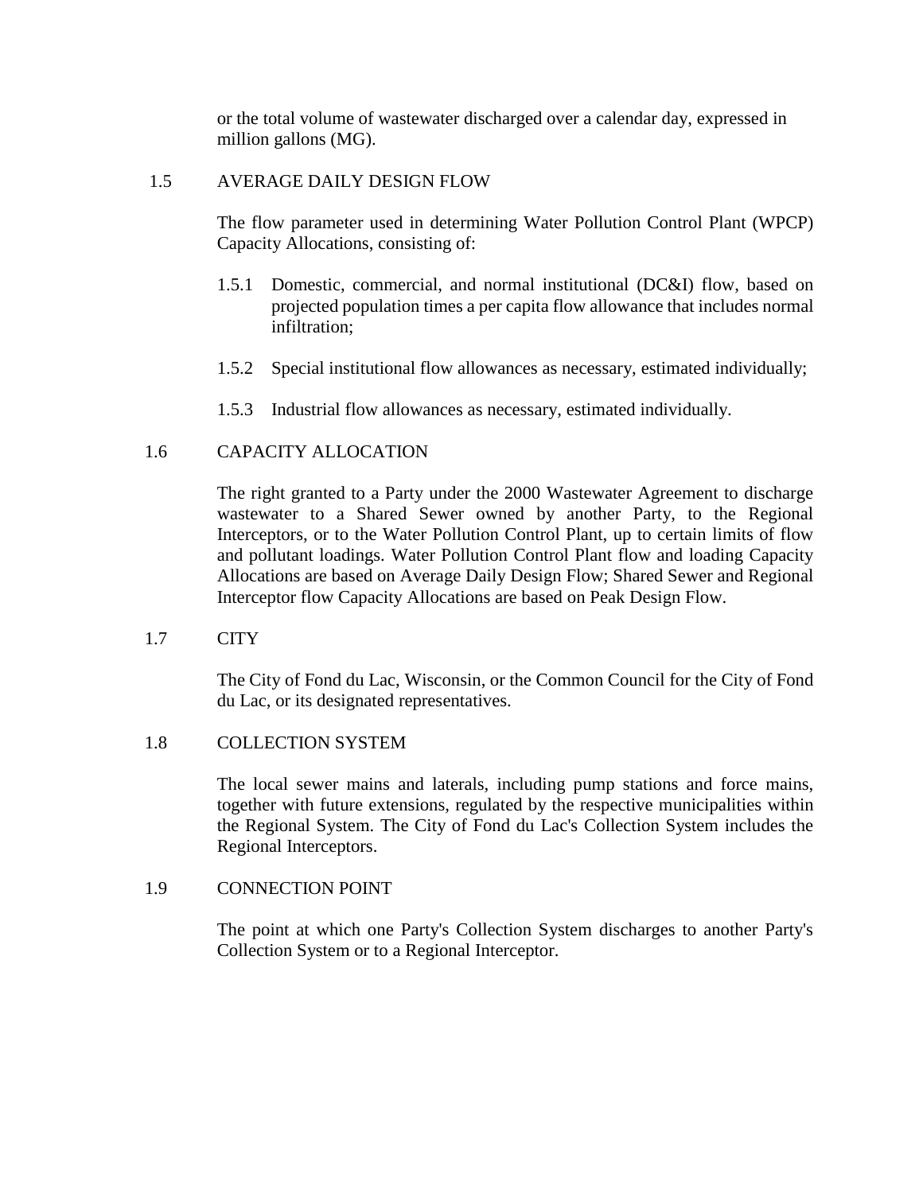or the total volume of wastewater discharged over a calendar day, expressed in million gallons (MG).

## 1.5 AVERAGE DAILY DESIGN FLOW

The flow parameter used in determining Water Pollution Control Plant (WPCP) Capacity Allocations, consisting of:

1.5.1 Domestic, commercial, and normal institutional (DC&I) flow, based on projected population times a per capita flow allowance that includes normal infiltration;

1.5.2 Special institutional flow allowances as necessary, estimated individually;

1.5.3 Industrial flow allowances as necessary, estimated individually.

## 1.6 CAPACITY ALLOCATION

The right granted to a Party under the 2000 Wastewater Agreement to discharge wastewater to a Shared Sewer owned by another Party, to the Regional Interceptors, or to the Water Pollution Control Plant, up to certain limits of flow and pollutant loadings. Water Pollution Control Plant flow and loading Capacity Allocations are based on Average Daily Design Flow; Shared Sewer and Regional Interceptor flow Capacity Allocations are based on Peak Design Flow.

## 1.7 CITY

The City of Fond du Lac, Wisconsin, or the Common Council for the City of Fond du Lac, or its designated representatives.

## 1.8 COLLECTION SYSTEM

The local sewer mains and laterals, including pump stations and force mains, together with future extensions, regulated by the respective municipalities within the Regional System. The City of Fond du Lac's Collection System includes the Regional Interceptors.

## 1.9 CONNECTION POINT

The point at which one Party's Collection System discharges to another Party's Collection System or to a Regional Interceptor.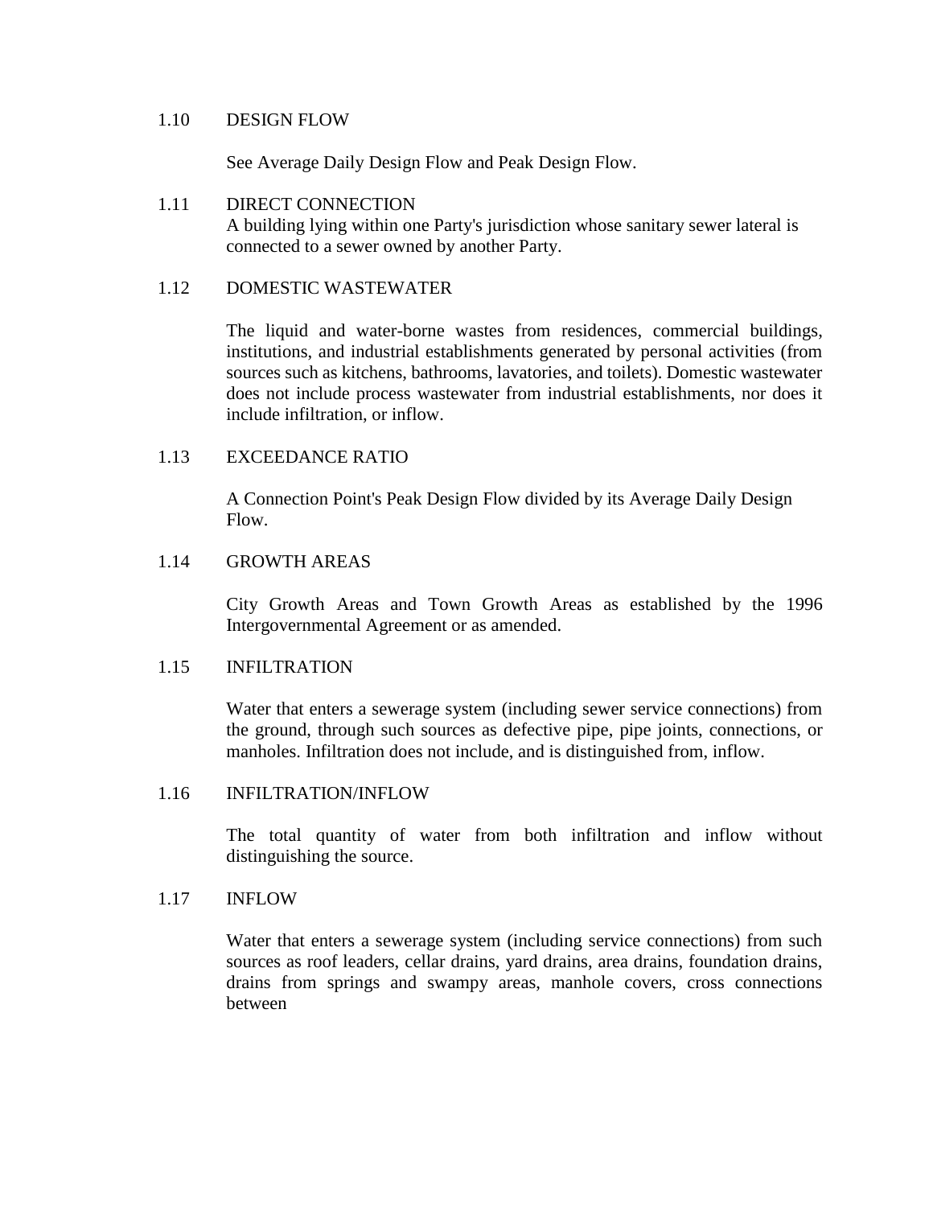### 1.10 DESIGN FLOW

See Average Daily Design Flow and Peak Design Flow.

### 1.11 DIRECT CONNECTION

A building lying within one Party's jurisdiction whose sanitary sewer lateral is connected to a sewer owned by another Party.

### 1.12 DOMESTIC WASTEWATER

The liquid and water-borne wastes from residences, commercial buildings, institutions, and industrial establishments generated by personal activities (from sources such as kitchens, bathrooms, lavatories, and toilets). Domestic wastewater does not include process wastewater from industrial establishments, nor does it include infiltration, or inflow.

### 1.13 EXCEEDANCE RATIO

A Connection Point's Peak Design Flow divided by its Average Daily Design Flow.

### 1.14 GROWTH AREAS

City Growth Areas and Town Growth Areas as established by the 1996 Intergovernmental Agreement or as amended.

### 1.15 INFILTRATION

Water that enters a sewerage system (including sewer service connections) from the ground, through such sources as defective pipe, pipe joints, connections, or manholes. Infiltration does not include, and is distinguished from, inflow.

### 1.16 INFILTRATION/INFLOW

The total quantity of water from both infiltration and inflow without distinguishing the source.

### 1.17 INFLOW

Water that enters a sewerage system (including service connections) from such sources as roof leaders, cellar drains, yard drains, area drains, foundation drains, drains from springs and swampy areas, manhole covers, cross connections between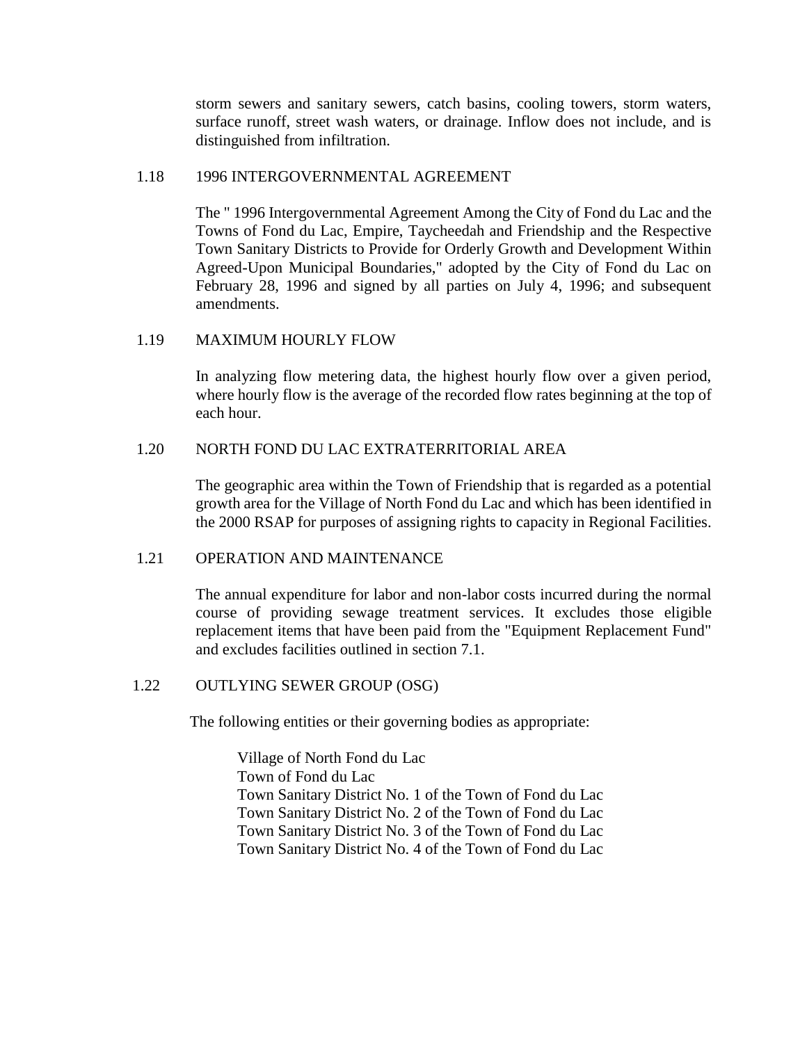storm sewers and sanitary sewers, catch basins, cooling towers, storm waters, surface runoff, street wash waters, or drainage. Inflow does not include, and is distinguished from infiltration.

### 1.18 1996 INTERGOVERNMENTAL AGREEMENT

The " 1996 Intergovernmental Agreement Among the City of Fond du Lac and the Towns of Fond du Lac, Empire, Taycheedah and Friendship and the Respective Town Sanitary Districts to Provide for Orderly Growth and Development Within Agreed-Upon Municipal Boundaries," adopted by the City of Fond du Lac on February 28, 1996 and signed by all parties on July 4, 1996; and subsequent amendments.

### 1.19 MAXIMUM HOURLY FLOW

In analyzing flow metering data, the highest hourly flow over a given period, where hourly flow is the average of the recorded flow rates beginning at the top of each hour.

### 1.20 NORTH FOND DU LAC EXTRATERRITORIAL AREA

The geographic area within the Town of Friendship that is regarded as a potential growth area for the Village of North Fond du Lac and which has been identified in the 2000 RSAP for purposes of assigning rights to capacity in Regional Facilities.

### 1.21 OPERATION AND MAINTENANCE

The annual expenditure for labor and non-labor costs incurred during the normal course of providing sewage treatment services. It excludes those eligible replacement items that have been paid from the "Equipment Replacement Fund" and excludes facilities outlined in section 7.1.

### 1.22 OUTLYING SEWER GROUP (OSG)

The following entities or their governing bodies as appropriate:

Village of North Fond du Lac
Town of Fond du Lac
Town Sanitary District No. 1 of the Town of Fond du Lac
Town Sanitary District No. 2 of the Town of Fond du Lac
Town Sanitary District No. 3 of the Town of Fond du Lac
Town Sanitary District No. 4 of the Town of Fond du Lac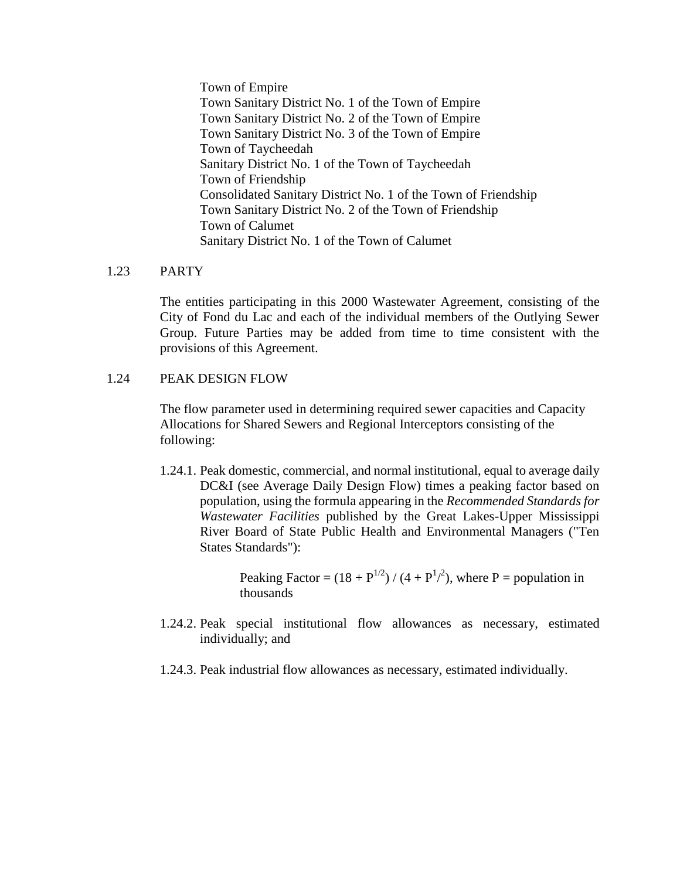Town of Empire
Town Sanitary District No. 1 of the Town of Empire
Town Sanitary District No. 2 of the Town of Empire
Town Sanitary District No. 3 of the Town of Empire
Town of Taycheedah
Sanitary District No. 1 of the Town of Taycheedah
Town of Friendship
Consolidated Sanitary District No. 1 of the Town of Friendship
Town Sanitary District No. 2 of the Town of Friendship
Town of Calumet
Sanitary District No. 1 of the Town of Calumet

1.23 PARTY

The entities participating in this 2000 Wastewater Agreement, consisting of the City of Fond du Lac and each of the individual members of the Outlying Sewer Group. Future Parties may be added from time to time consistent with the provisions of this Agreement.

1.24 PEAK DESIGN FLOW

The flow parameter used in determining required sewer capacities and Capacity Allocations for Shared Sewers and Regional Interceptors consisting of the following:

1.24.1. Peak domestic, commercial, and normal institutional, equal to average daily DC&I (see Average Daily Design Flow) times a peaking factor based on population, using the formula appearing in the *Recommended Standards for Wastewater Facilities* published by the Great Lakes-Upper Mississippi River Board of State Public Health and Environmental Managers ("Ten States Standards"):

Peaking Factor = $(18 + P^{1/2}) / (4 + P^{1/2})$, where P = population in thousands

1.24.2. Peak special institutional flow allowances as necessary, estimated individually; and

1.24.3. Peak industrial flow allowances as necessary, estimated individually.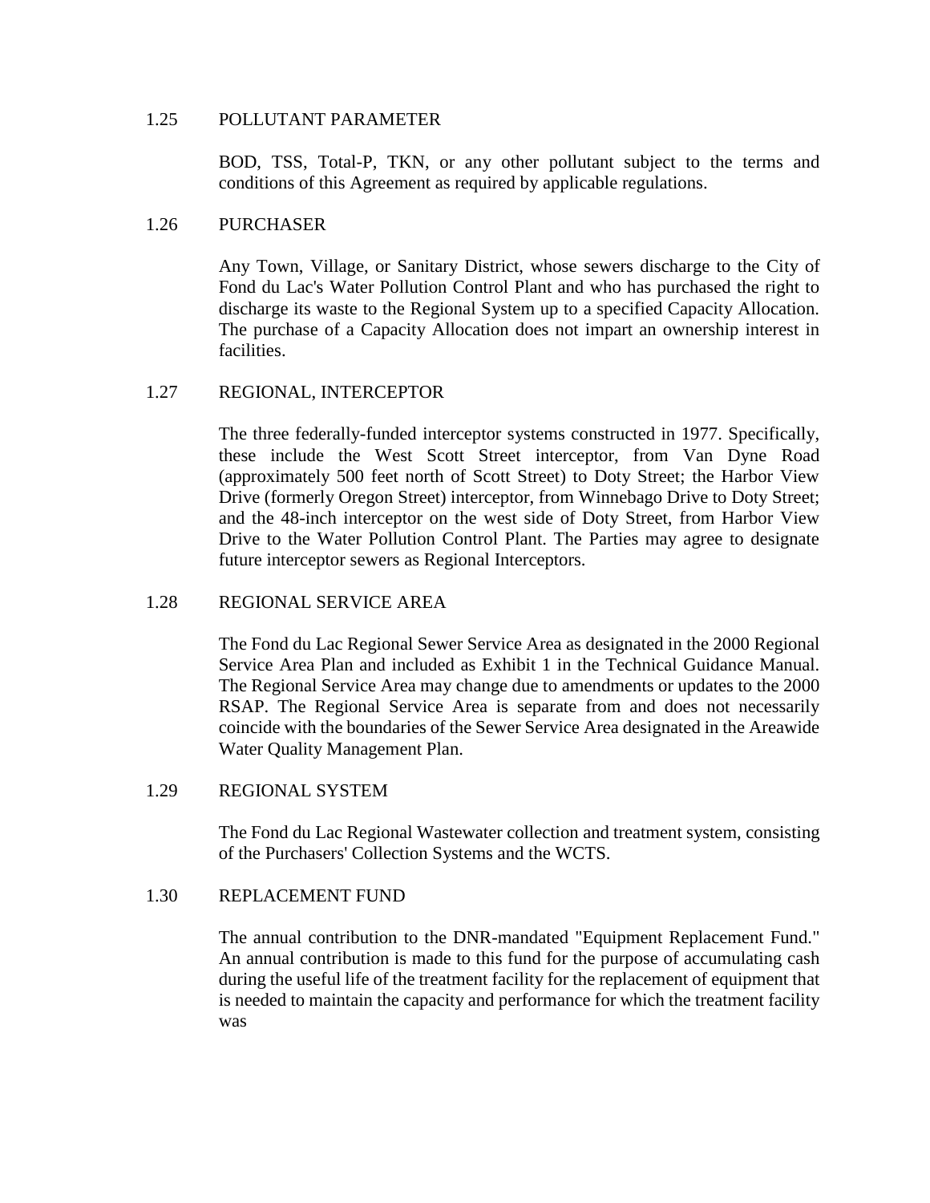### 1.25 POLLUTANT PARAMETER

BOD, TSS, Total-P, TKN, or any other pollutant subject to the terms and conditions of this Agreement as required by applicable regulations.

### 1.26 PURCHASER

Any Town, Village, or Sanitary District, whose sewers discharge to the City of Fond du Lac's Water Pollution Control Plant and who has purchased the right to discharge its waste to the Regional System up to a specified Capacity Allocation. The purchase of a Capacity Allocation does not impart an ownership interest in facilities.

### 1.27 REGIONAL, INTERCEPTOR

The three federally-funded interceptor systems constructed in 1977. Specifically, these include the West Scott Street interceptor, from Van Dyne Road (approximately 500 feet north of Scott Street) to Doty Street; the Harbor View Drive (formerly Oregon Street) interceptor, from Winnebago Drive to Doty Street; and the 48-inch interceptor on the west side of Doty Street, from Harbor View Drive to the Water Pollution Control Plant. The Parties may agree to designate future interceptor sewers as Regional Interceptors.

### 1.28 REGIONAL SERVICE AREA

The Fond du Lac Regional Sewer Service Area as designated in the 2000 Regional Service Area Plan and included as Exhibit 1 in the Technical Guidance Manual. The Regional Service Area may change due to amendments or updates to the 2000 RSAP. The Regional Service Area is separate from and does not necessarily coincide with the boundaries of the Sewer Service Area designated in the Areawide Water Quality Management Plan.

### 1.29 REGIONAL SYSTEM

The Fond du Lac Regional Wastewater collection and treatment system, consisting of the Purchasers' Collection Systems and the WCTS.

### 1.30 REPLACEMENT FUND

The annual contribution to the DNR-mandated "Equipment Replacement Fund." An annual contribution is made to this fund for the purpose of accumulating cash during the useful life of the treatment facility for the replacement of equipment that is needed to maintain the capacity and performance for which the treatment facility was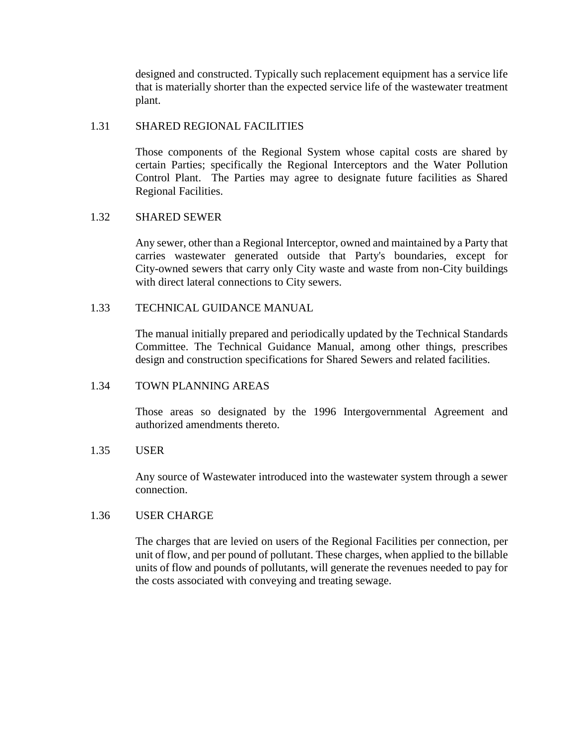designed and constructed. Typically such replacement equipment has a service life that is materially shorter than the expected service life of the wastewater treatment plant.

### 1.31 SHARED REGIONAL FACILITIES

Those components of the Regional System whose capital costs are shared by certain Parties; specifically the Regional Interceptors and the Water Pollution Control Plant. The Parties may agree to designate future facilities as Shared Regional Facilities.

### 1.32 SHARED SEWER

Any sewer, other than a Regional Interceptor, owned and maintained by a Party that carries wastewater generated outside that Party's boundaries, except for City-owned sewers that carry only City waste and waste from non-City buildings with direct lateral connections to City sewers.

### 1.33 TECHNICAL GUIDANCE MANUAL

The manual initially prepared and periodically updated by the Technical Standards Committee. The Technical Guidance Manual, among other things, prescribes design and construction specifications for Shared Sewers and related facilities.

### 1.34 TOWN PLANNING AREAS

Those areas so designated by the 1996 Intergovernmental Agreement and authorized amendments thereto.

### 1.35 USER

Any source of Wastewater introduced into the wastewater system through a sewer connection.

### 1.36 USER CHARGE

The charges that are levied on users of the Regional Facilities per connection, per unit of flow, and per pound of pollutant. These charges, when applied to the billable units of flow and pounds of pollutants, will generate the revenues needed to pay for the costs associated with conveying and treating sewage.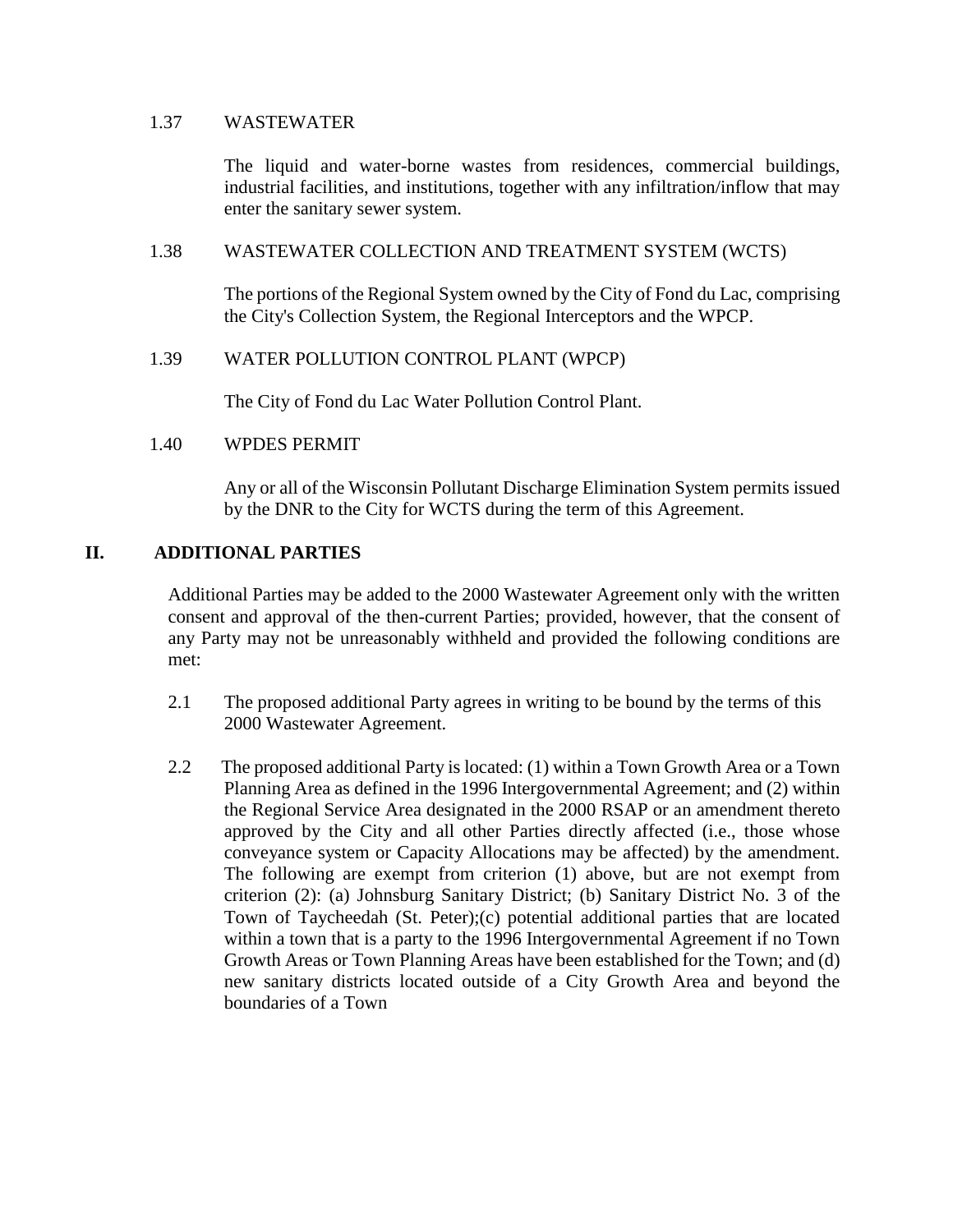1.37 WASTEWATER

The liquid and water-borne wastes from residences, commercial buildings, industrial facilities, and institutions, together with any infiltration/inflow that may enter the sanitary sewer system.

1.38 WASTEWATER COLLECTION AND TREATMENT SYSTEM (WCTS)

The portions of the Regional System owned by the City of Fond du Lac, comprising the City's Collection System, the Regional Interceptors and the WPCP.

1.39 WATER POLLUTION CONTROL PLANT (WPCP)

The City of Fond du Lac Water Pollution Control Plant.

1.40 WPDES PERMIT

Any or all of the Wisconsin Pollutant Discharge Elimination System permits issued by the DNR to the City for WCTS during the term of this Agreement.

## II. ADDITIONAL PARTIES

Additional Parties may be added to the 2000 Wastewater Agreement only with the written consent and approval of the then-current Parties; provided, however, that the consent of any Party may not be unreasonably withheld and provided the following conditions are met:

2.1 The proposed additional Party agrees in writing to be bound by the terms of this 2000 Wastewater Agreement.

2.2 The proposed additional Party is located: (1) within a Town Growth Area or a Town Planning Area as defined in the 1996 Intergovernmental Agreement; and (2) within the Regional Service Area designated in the 2000 RSAP or an amendment thereto approved by the City and all other Parties directly affected (i.e., those whose conveyance system or Capacity Allocations may be affected) by the amendment. The following are exempt from criterion (1) above, but are not exempt from criterion (2): (a) Johnsburg Sanitary District; (b) Sanitary District No. 3 of the Town of Taycheedah (St. Peter);(c) potential additional parties that are located within a town that is a party to the 1996 Intergovernmental Agreement if no Town Growth Areas or Town Planning Areas have been established for the Town; and (d) new sanitary districts located outside of a City Growth Area and beyond the boundaries of a Town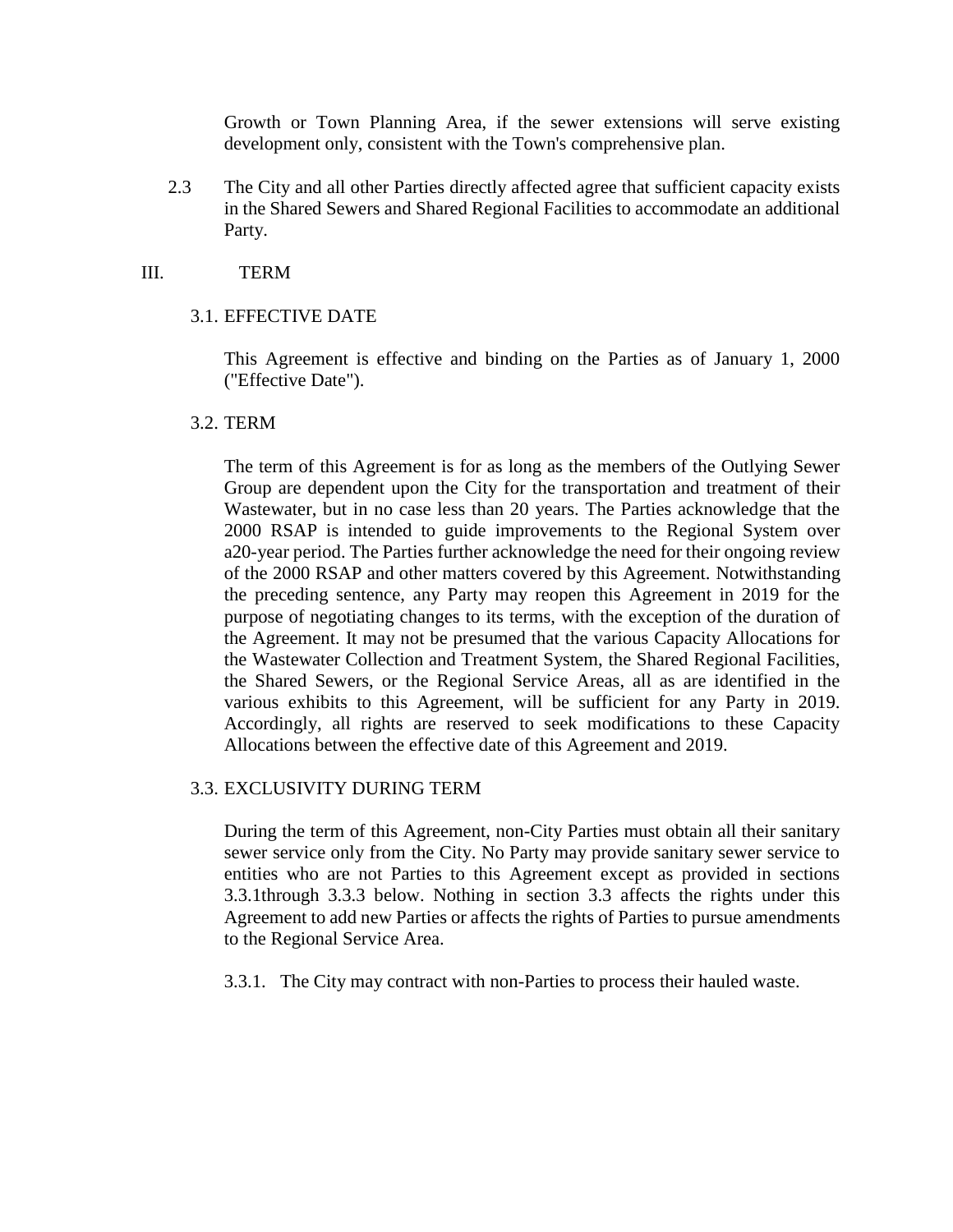Growth or Town Planning Area, if the sewer extensions will serve existing development only, consistent with the Town's comprehensive plan.

2.3 The City and all other Parties directly affected agree that sufficient capacity exists in the Shared Sewers and Shared Regional Facilities to accommodate an additional Party.

## III. TERM

### 3.1. EFFECTIVE DATE

This Agreement is effective and binding on the Parties as of January 1, 2000 ("Effective Date").

### 3.2. TERM

The term of this Agreement is for as long as the members of the Outlying Sewer Group are dependent upon the City for the transportation and treatment of their Wastewater, but in no case less than 20 years. The Parties acknowledge that the 2000 RSAP is intended to guide improvements to the Regional System over a20-year period. The Parties further acknowledge the need for their ongoing review of the 2000 RSAP and other matters covered by this Agreement. Notwithstanding the preceding sentence, any Party may reopen this Agreement in 2019 for the purpose of negotiating changes to its terms, with the exception of the duration of the Agreement. It may not be presumed that the various Capacity Allocations for the Wastewater Collection and Treatment System, the Shared Regional Facilities, the Shared Sewers, or the Regional Service Areas, all as are identified in the various exhibits to this Agreement, will be sufficient for any Party in 2019. Accordingly, all rights are reserved to seek modifications to these Capacity Allocations between the effective date of this Agreement and 2019.

### 3.3. EXCLUSIVITY DURING TERM

During the term of this Agreement, non-City Parties must obtain all their sanitary sewer service only from the City. No Party may provide sanitary sewer service to entities who are not Parties to this Agreement except as provided in sections 3.3.1through 3.3.3 below. Nothing in section 3.3 affects the rights under this Agreement to add new Parties or affects the rights of Parties to pursue amendments to the Regional Service Area.

3.3.1. The City may contract with non-Parties to process their hauled waste.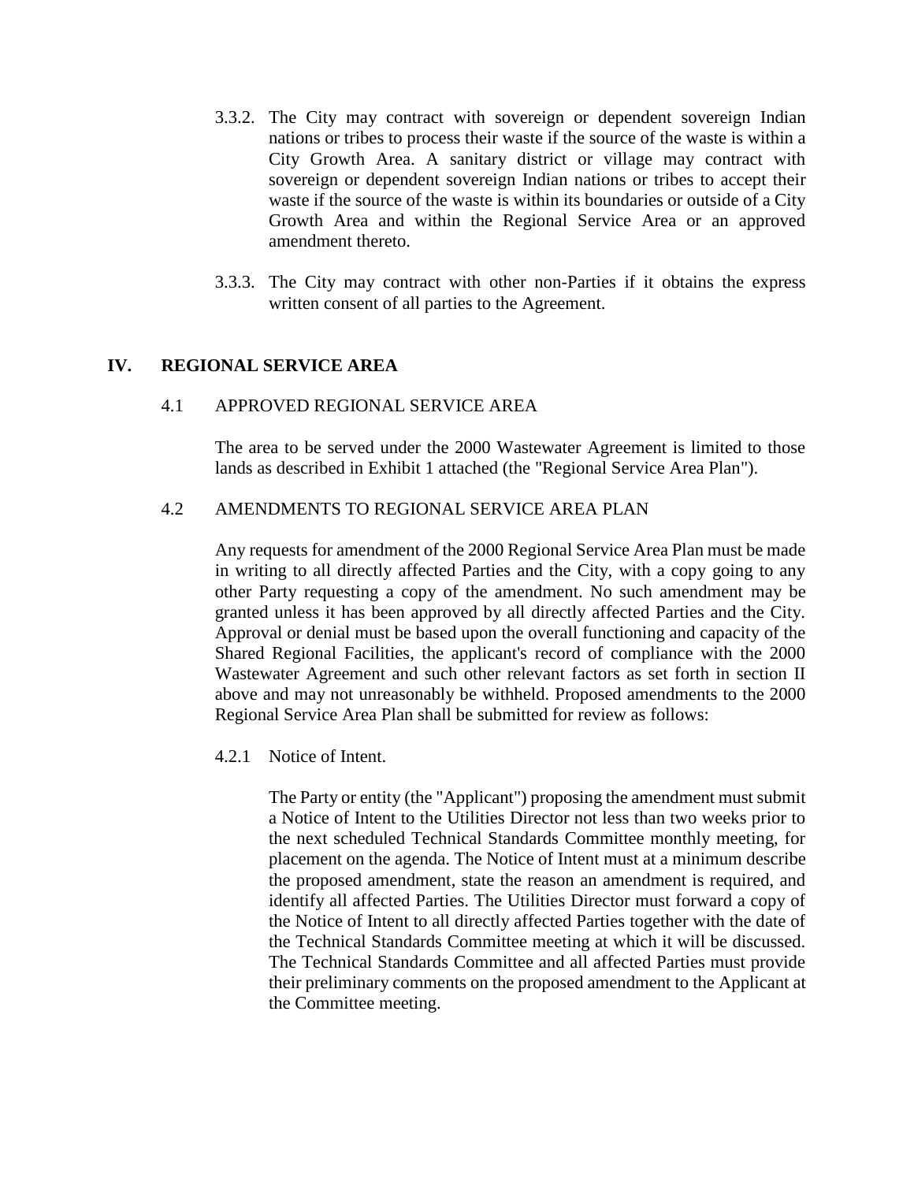3.3.2. The City may contract with sovereign or dependent sovereign Indian nations or tribes to process their waste if the source of the waste is within a City Growth Area. A sanitary district or village may contract with sovereign or dependent sovereign Indian nations or tribes to accept their waste if the source of the waste is within its boundaries or outside of a City Growth Area and within the Regional Service Area or an approved amendment thereto.

3.3.3. The City may contract with other non-Parties if it obtains the express written consent of all parties to the Agreement.

## IV. REGIONAL SERVICE AREA

### 4.1 APPROVED REGIONAL SERVICE AREA

The area to be served under the 2000 Wastewater Agreement is limited to those lands as described in Exhibit 1 attached (the "Regional Service Area Plan").

### 4.2 AMENDMENTS TO REGIONAL SERVICE AREA PLAN

Any requests for amendment of the 2000 Regional Service Area Plan must be made in writing to all directly affected Parties and the City, with a copy going to any other Party requesting a copy of the amendment. No such amendment may be granted unless it has been approved by all directly affected Parties and the City. Approval or denial must be based upon the overall functioning and capacity of the Shared Regional Facilities, the applicant's record of compliance with the 2000 Wastewater Agreement and such other relevant factors as set forth in section II above and may not unreasonably be withheld. Proposed amendments to the 2000 Regional Service Area Plan shall be submitted for review as follows:

4.2.1 Notice of Intent.

The Party or entity (the "Applicant") proposing the amendment must submit a Notice of Intent to the Utilities Director not less than two weeks prior to the next scheduled Technical Standards Committee monthly meeting, for placement on the agenda. The Notice of Intent must at a minimum describe the proposed amendment, state the reason an amendment is required, and identify all affected Parties. The Utilities Director must forward a copy of the Notice of Intent to all directly affected Parties together with the date of the Technical Standards Committee meeting at which it will be discussed. The Technical Standards Committee and all affected Parties must provide their preliminary comments on the proposed amendment to the Applicant at the Committee meeting.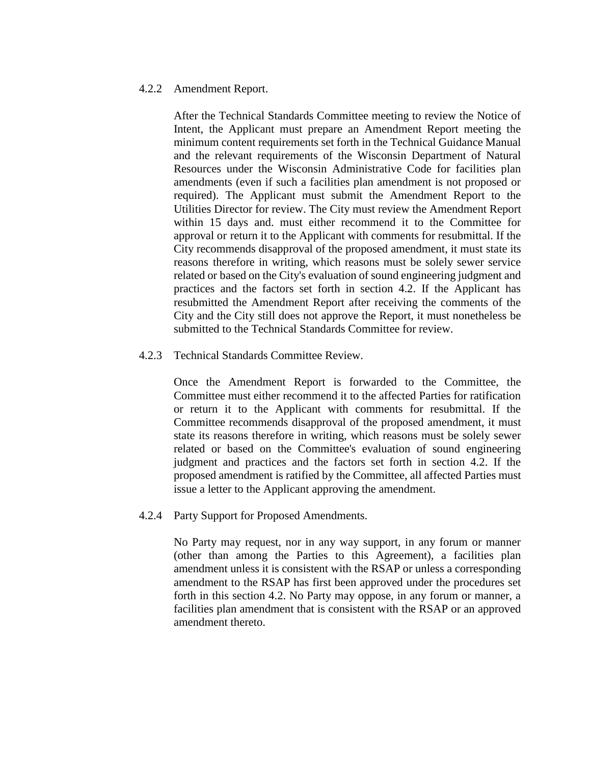#### 4.2.2 Amendment Report.

After the Technical Standards Committee meeting to review the Notice of Intent, the Applicant must prepare an Amendment Report meeting the minimum content requirements set forth in the Technical Guidance Manual and the relevant requirements of the Wisconsin Department of Natural Resources under the Wisconsin Administrative Code for facilities plan amendments (even if such a facilities plan amendment is not proposed or required). The Applicant must submit the Amendment Report to the Utilities Director for review. The City must review the Amendment Report within 15 days and. must either recommend it to the Committee for approval or return it to the Applicant with comments for resubmittal. If the City recommends disapproval of the proposed amendment, it must state its reasons therefore in writing, which reasons must be solely sewer service related or based on the City's evaluation of sound engineering judgment and practices and the factors set forth in section 4.2. If the Applicant has resubmitted the Amendment Report after receiving the comments of the City and the City still does not approve the Report, it must nonetheless be submitted to the Technical Standards Committee for review.

#### 4.2.3 Technical Standards Committee Review.

Once the Amendment Report is forwarded to the Committee, the Committee must either recommend it to the affected Parties for ratification or return it to the Applicant with comments for resubmittal. If the Committee recommends disapproval of the proposed amendment, it must state its reasons therefore in writing, which reasons must be solely sewer related or based on the Committee's evaluation of sound engineering judgment and practices and the factors set forth in section 4.2. If the proposed amendment is ratified by the Committee, all affected Parties must issue a letter to the Applicant approving the amendment.

#### 4.2.4 Party Support for Proposed Amendments.

No Party may request, nor in any way support, in any forum or manner (other than among the Parties to this Agreement), a facilities plan amendment unless it is consistent with the RSAP or unless a corresponding amendment to the RSAP has first been approved under the procedures set forth in this section 4.2. No Party may oppose, in any forum or manner, a facilities plan amendment that is consistent with the RSAP or an approved amendment thereto.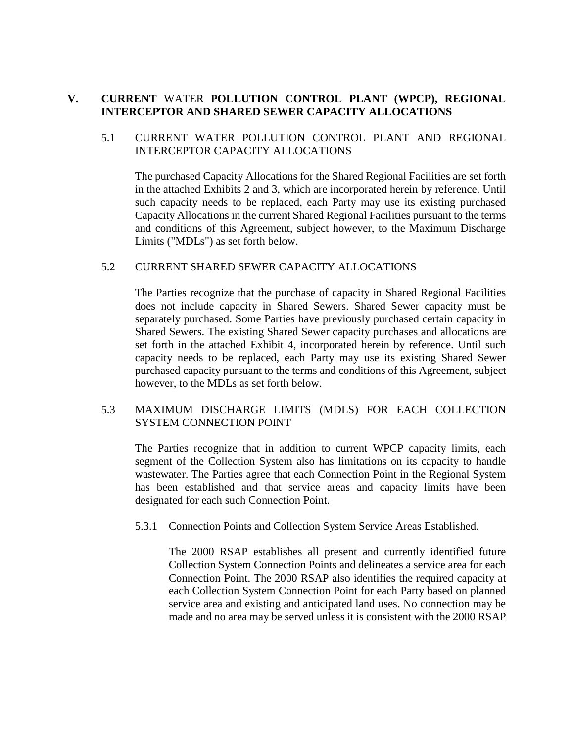## V. CURRENT WATER POLLUTION CONTROL PLANT (WPCP), REGIONAL INTERCEPTOR AND SHARED SEWER CAPACITY ALLOCATIONS

### 5.1 CURRENT WATER POLLUTION CONTROL PLANT AND REGIONAL INTERCEPTOR CAPACITY ALLOCATIONS

The purchased Capacity Allocations for the Shared Regional Facilities are set forth in the attached Exhibits 2 and 3, which are incorporated herein by reference. Until such capacity needs to be replaced, each Party may use its existing purchased Capacity Allocations in the current Shared Regional Facilities pursuant to the terms and conditions of this Agreement, subject however, to the Maximum Discharge Limits ("MDLs") as set forth below.

### 5.2 CURRENT SHARED SEWER CAPACITY ALLOCATIONS

The Parties recognize that the purchase of capacity in Shared Regional Facilities does not include capacity in Shared Sewers. Shared Sewer capacity must be separately purchased. Some Parties have previously purchased certain capacity in Shared Sewers. The existing Shared Sewer capacity purchases and allocations are set forth in the attached Exhibit 4, incorporated herein by reference. Until such capacity needs to be replaced, each Party may use its existing Shared Sewer purchased capacity pursuant to the terms and conditions of this Agreement, subject however, to the MDLs as set forth below.

### 5.3 MAXIMUM DISCHARGE LIMITS (MDLS) FOR EACH COLLECTION SYSTEM CONNECTION POINT

The Parties recognize that in addition to current WPCP capacity limits, each segment of the Collection System also has limitations on its capacity to handle wastewater. The Parties agree that each Connection Point in the Regional System has been established and that service areas and capacity limits have been designated for each such Connection Point.

#### 5.3.1 Connection Points and Collection System Service Areas Established.

The 2000 RSAP establishes all present and currently identified future Collection System Connection Points and delineates a service area for each Connection Point. The 2000 RSAP also identifies the required capacity at each Collection System Connection Point for each Party based on planned service area and existing and anticipated land uses. No connection may be made and no area may be served unless it is consistent with the 2000 RSAP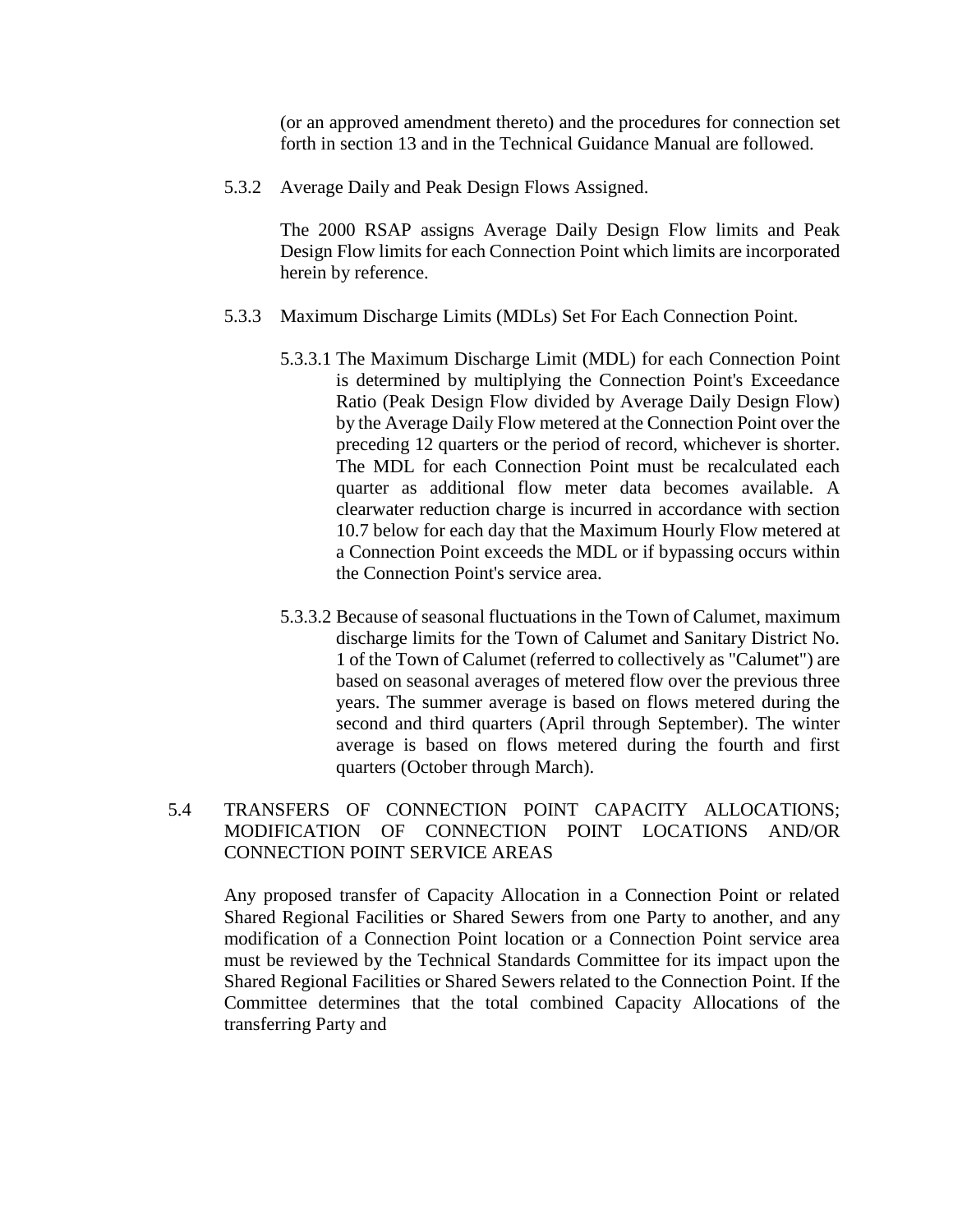(or an approved amendment thereto) and the procedures for connection set forth in section 13 and in the Technical Guidance Manual are followed.

5.3.2 Average Daily and Peak Design Flows Assigned.

The 2000 RSAP assigns Average Daily Design Flow limits and Peak Design Flow limits for each Connection Point which limits are incorporated herein by reference.

5.3.3 Maximum Discharge Limits (MDLs) Set For Each Connection Point.

5.3.3.1 The Maximum Discharge Limit (MDL) for each Connection Point is determined by multiplying the Connection Point's Exceedance Ratio (Peak Design Flow divided by Average Daily Design Flow) by the Average Daily Flow metered at the Connection Point over the preceding 12 quarters or the period of record, whichever is shorter. The MDL for each Connection Point must be recalculated each quarter as additional flow meter data becomes available. A clearwater reduction charge is incurred in accordance with section 10.7 below for each day that the Maximum Hourly Flow metered at a Connection Point exceeds the MDL or if bypassing occurs within the Connection Point's service area.

5.3.3.2 Because of seasonal fluctuations in the Town of Calumet, maximum discharge limits for the Town of Calumet and Sanitary District No. 1 of the Town of Calumet (referred to collectively as "Calumet") are based on seasonal averages of metered flow over the previous three years. The summer average is based on flows metered during the second and third quarters (April through September). The winter average is based on flows metered during the fourth and first quarters (October through March).

5.4 TRANSFERS OF CONNECTION POINT CAPACITY ALLOCATIONS; MODIFICATION OF CONNECTION POINT LOCATIONS AND/OR CONNECTION POINT SERVICE AREAS

Any proposed transfer of Capacity Allocation in a Connection Point or related Shared Regional Facilities or Shared Sewers from one Party to another, and any modification of a Connection Point location or a Connection Point service area must be reviewed by the Technical Standards Committee for its impact upon the Shared Regional Facilities or Shared Sewers related to the Connection Point. If the Committee determines that the total combined Capacity Allocations of the transferring Party and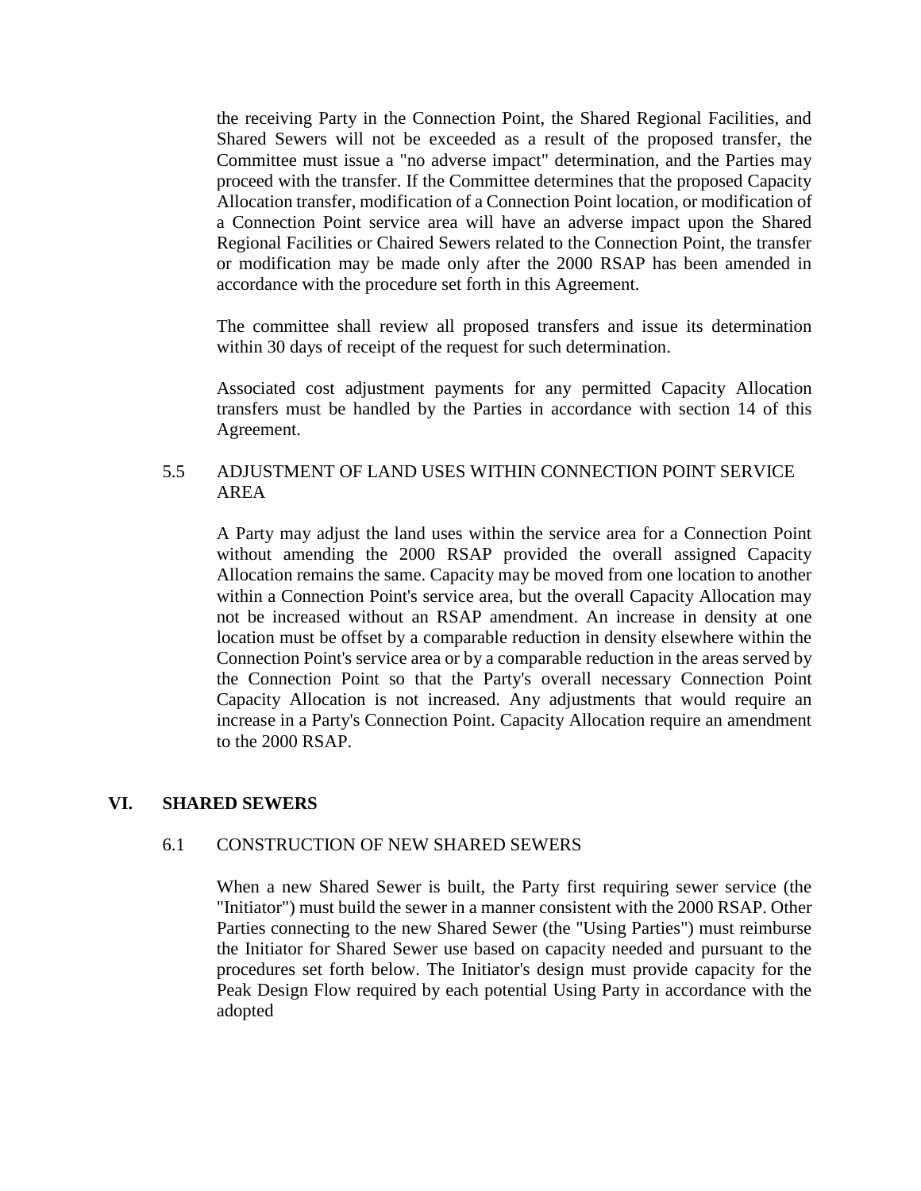the receiving Party in the Connection Point, the Shared Regional Facilities, and Shared Sewers will not be exceeded as a result of the proposed transfer, the Committee must issue a "no adverse impact" determination, and the Parties may proceed with the transfer. If the Committee determines that the proposed Capacity Allocation transfer, modification of a Connection Point location, or modification of a Connection Point service area will have an adverse impact upon the Shared Regional Facilities or Chaired Sewers related to the Connection Point, the transfer or modification may be made only after the 2000 RSAP has been amended in accordance with the procedure set forth in this Agreement.

The committee shall review all proposed transfers and issue its determination within 30 days of receipt of the request for such determination.

Associated cost adjustment payments for any permitted Capacity Allocation transfers must be handled by the Parties in accordance with section 14 of this Agreement.

### 5.5 ADJUSTMENT OF LAND USES WITHIN CONNECTION POINT SERVICE AREA

A Party may adjust the land uses within the service area for a Connection Point without amending the 2000 RSAP provided the overall assigned Capacity Allocation remains the same. Capacity may be moved from one location to another within a Connection Point's service area, but the overall Capacity Allocation may not be increased without an RSAP amendment. An increase in density at one location must be offset by a comparable reduction in density elsewhere within the Connection Point's service area or by a comparable reduction in the areas served by the Connection Point so that the Party's overall necessary Connection Point Capacity Allocation is not increased. Any adjustments that would require an increase in a Party's Connection Point. Capacity Allocation require an amendment to the 2000 RSAP.

## VI. SHARED SEWERS

### 6.1 CONSTRUCTION OF NEW SHARED SEWERS

When a new Shared Sewer is built, the Party first requiring sewer service (the "Initiator") must build the sewer in a manner consistent with the 2000 RSAP. Other Parties connecting to the new Shared Sewer (the "Using Parties") must reimburse the Initiator for Shared Sewer use based on capacity needed and pursuant to the procedures set forth below. The Initiator's design must provide capacity for the Peak Design Flow required by each potential Using Party in accordance with the adopted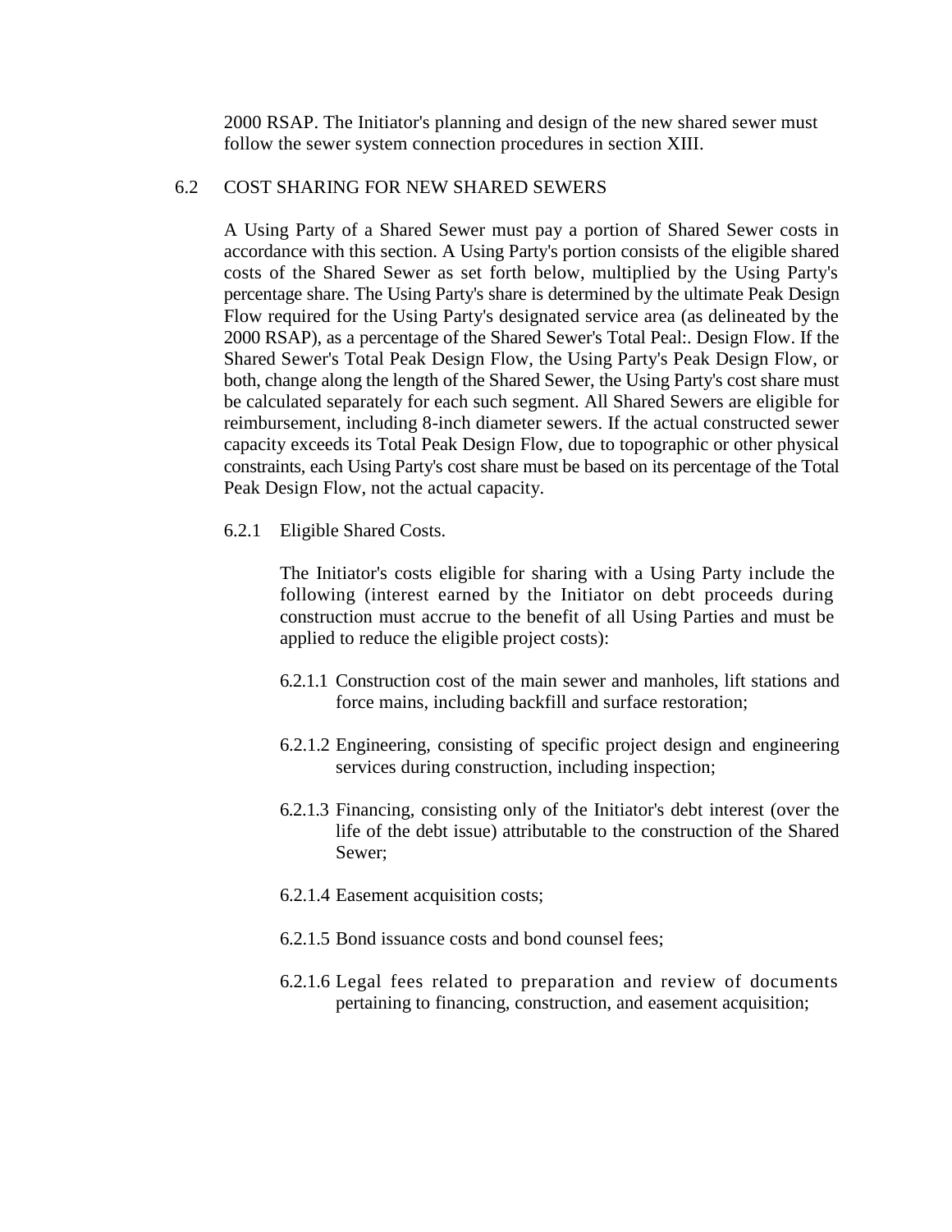2000 RSAP. The Initiator's planning and design of the new shared sewer must follow the sewer system connection procedures in section XIII.

## 6.2 COST SHARING FOR NEW SHARED SEWERS

A Using Party of a Shared Sewer must pay a portion of Shared Sewer costs in accordance with this section. A Using Party's portion consists of the eligible shared costs of the Shared Sewer as set forth below, multiplied by the Using Party's percentage share. The Using Party's share is determined by the ultimate Peak Design Flow required for the Using Party's designated service area (as delineated by the 2000 RSAP), as a percentage of the Shared Sewer's Total Peal:. Design Flow. If the Shared Sewer's Total Peak Design Flow, the Using Party's Peak Design Flow, or both, change along the length of the Shared Sewer, the Using Party's cost share must be calculated separately for each such segment. All Shared Sewers are eligible for reimbursement, including 8-inch diameter sewers. If the actual constructed sewer capacity exceeds its Total Peak Design Flow, due to topographic or other physical constraints, each Using Party's cost share must be based on its percentage of the Total Peak Design Flow, not the actual capacity.

### 6.2.1 Eligible Shared Costs.

The Initiator's costs eligible for sharing with a Using Party include the following (interest earned by the Initiator on debt proceeds during construction must accrue to the benefit of all Using Parties and must be applied to reduce the eligible project costs):

6.2.1.1 Construction cost of the main sewer and manholes, lift stations and force mains, including backfill and surface restoration;

6.2.1.2 Engineering, consisting of specific project design and engineering services during construction, including inspection;

6.2.1.3 Financing, consisting only of the Initiator's debt interest (over the life of the debt issue) attributable to the construction of the Shared Sewer;

6.2.1.4 Easement acquisition costs;

6.2.1.5 Bond issuance costs and bond counsel fees;

6.2.1.6 Legal fees related to preparation and review of documents pertaining to financing, construction, and easement acquisition;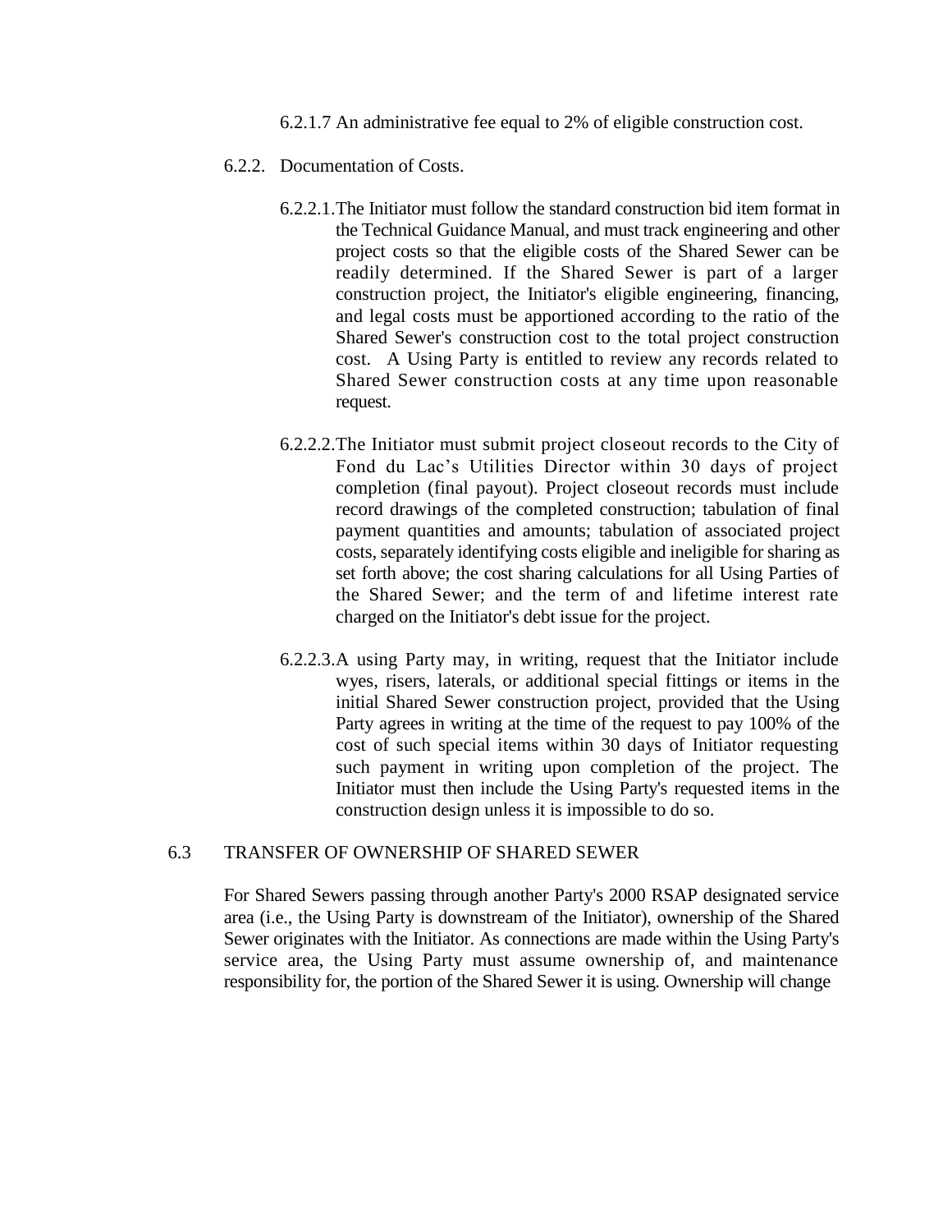6.2.1.7 An administrative fee equal to 2% of eligible construction cost.

6.2.2. Documentation of Costs.

6.2.2.1. The Initiator must follow the standard construction bid item format in the Technical Guidance Manual, and must track engineering and other project costs so that the eligible costs of the Shared Sewer can be readily determined. If the Shared Sewer is part of a larger construction project, the Initiator's eligible engineering, financing, and legal costs must be apportioned according to the ratio of the Shared Sewer's construction cost to the total project construction cost. A Using Party is entitled to review any records related to Shared Sewer construction costs at any time upon reasonable request.

6.2.2.2. The Initiator must submit project closeout records to the City of Fond du Lac's Utilities Director within 30 days of project completion (final payout). Project closeout records must include record drawings of the completed construction; tabulation of final payment quantities and amounts; tabulation of associated project costs, separately identifying costs eligible and ineligible for sharing as set forth above; the cost sharing calculations for all Using Parties of the Shared Sewer; and the term of and lifetime interest rate charged on the Initiator's debt issue for the project.

6.2.2.3. A using Party may, in writing, request that the Initiator include wyes, risers, laterals, or additional special fittings or items in the initial Shared Sewer construction project, provided that the Using Party agrees in writing at the time of the request to pay 100% of the cost of such special items within 30 days of Initiator requesting such payment in writing upon completion of the project. The Initiator must then include the Using Party's requested items in the construction design unless it is impossible to do so.

## 6.3 TRANSFER OF OWNERSHIP OF SHARED SEWER

For Shared Sewers passing through another Party's 2000 RSAP designated service area (i.e., the Using Party is downstream of the Initiator), ownership of the Shared Sewer originates with the Initiator. As connections are made within the Using Party's service area, the Using Party must assume ownership of, and maintenance responsibility for, the portion of the Shared Sewer it is using. Ownership will change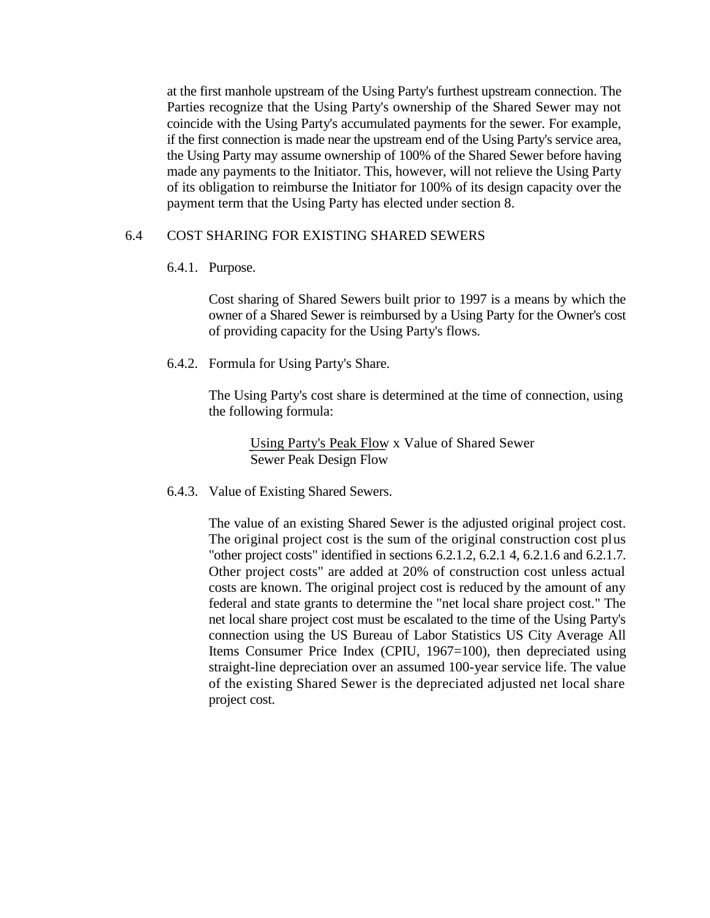at the first manhole upstream of the Using Party's furthest upstream connection. The Parties recognize that the Using Party's ownership of the Shared Sewer may not coincide with the Using Party's accumulated payments for the sewer. For example, if the first connection is made near the upstream end of the Using Party's service area, the Using Party may assume ownership of 100% of the Shared Sewer before having made any payments to the Initiator. This, however, will not relieve the Using Party of its obligation to reimburse the Initiator for 100% of its design capacity over the payment term that the Using Party has elected under section 8.

### 6.4 COST SHARING FOR EXISTING SHARED SEWERS

#### 6.4.1. Purpose.

Cost sharing of Shared Sewers built prior to 1997 is a means by which the owner of a Shared Sewer is reimbursed by a Using Party for the Owner's cost of providing capacity for the Using Party's flows.

#### 6.4.2. Formula for Using Party's Share.

The Using Party's cost share is determined at the time of connection, using the following formula:

$$\frac{\text{Using Party's Peak Flow}}{\text{Sewer Peak Design Flow}} \times \text{Value of Shared Sewer}$$

#### 6.4.3. Value of Existing Shared Sewers.

The value of an existing Shared Sewer is the adjusted original project cost. The original project cost is the sum of the original construction cost plus "other project costs" identified in sections 6.2.1.2, 6.2.1 4, 6.2.1.6 and 6.2.1.7. Other project costs" are added at 20% of construction cost unless actual costs are known. The original project cost is reduced by the amount of any federal and state grants to determine the "net local share project cost." The net local share project cost must be escalated to the time of the Using Party's connection using the US Bureau of Labor Statistics US City Average All Items Consumer Price Index (CPIU, 1967=100), then depreciated using straight-line depreciation over an assumed 100-year service life. The value of the existing Shared Sewer is the depreciated adjusted net local share project cost.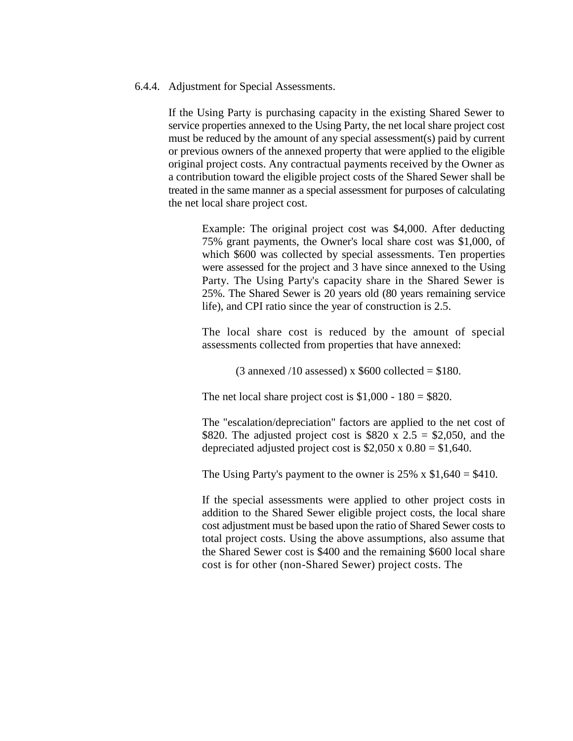6.4.4. Adjustment for Special Assessments.

If the Using Party is purchasing capacity in the existing Shared Sewer to service properties annexed to the Using Party, the net local share project cost must be reduced by the amount of any special assessment(s) paid by current or previous owners of the annexed property that were applied to the eligible original project costs. Any contractual payments received by the Owner as a contribution toward the eligible project costs of the Shared Sewer shall be treated in the same manner as a special assessment for purposes of calculating the net local share project cost.

> Example: The original project cost was $4,000. After deducting 75% grant payments, the Owner's local share cost was $1,000, of which $600 was collected by special assessments. Ten properties were assessed for the project and 3 have since annexed to the Using Party. The Using Party's capacity share in the Shared Sewer is 25%. The Shared Sewer is 20 years old (80 years remaining service life), and CPI ratio since the year of construction is 2.5.
>
> The local share cost is reduced by the amount of special assessments collected from properties that have annexed:
>
> (3 annexed /10 assessed) x $600 collected = $180.
>
> The net local share project cost is $1,000 - 180 = $820.
>
> The "escalation/depreciation" factors are applied to the net cost of $820. The adjusted project cost is $820 x 2.5 = $2,050, and the depreciated adjusted project cost is $2,050 x 0.80 = $1,640.
>
> The Using Party's payment to the owner is 25% x $1,640 = $410.
>
> If the special assessments were applied to other project costs in addition to the Shared Sewer eligible project costs, the local share cost adjustment must be based upon the ratio of Shared Sewer costs to total project costs. Using the above assumptions, also assume that the Shared Sewer cost is $400 and the remaining $600 local share cost is for other (non-Shared Sewer) project costs. The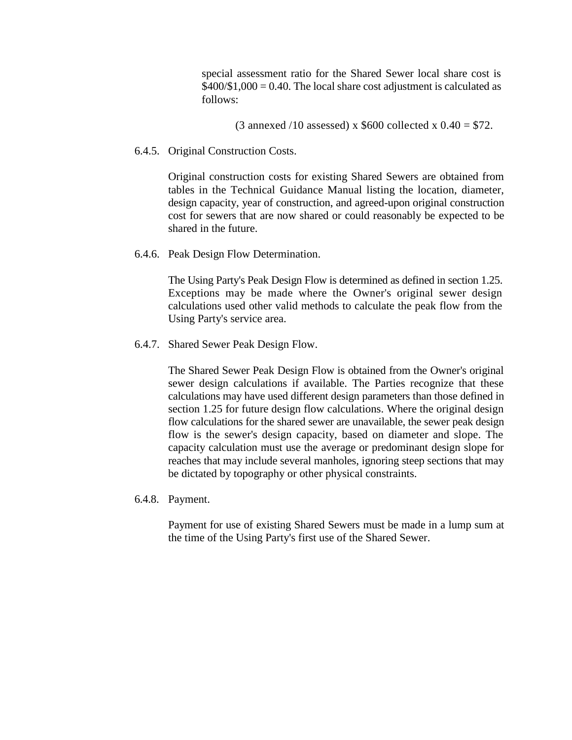special assessment ratio for the Shared Sewer local share cost is $400/$1,000 = 0.40. The local share cost adjustment is calculated as follows:

(3 annexed /10 assessed) x $600 collected x 0.40 = $72.

6.4.5. Original Construction Costs.

Original construction costs for existing Shared Sewers are obtained from tables in the Technical Guidance Manual listing the location, diameter, design capacity, year of construction, and agreed-upon original construction cost for sewers that are now shared or could reasonably be expected to be shared in the future.

6.4.6. Peak Design Flow Determination.

The Using Party's Peak Design Flow is determined as defined in section 1.25. Exceptions may be made where the Owner's original sewer design calculations used other valid methods to calculate the peak flow from the Using Party's service area.

6.4.7. Shared Sewer Peak Design Flow.

The Shared Sewer Peak Design Flow is obtained from the Owner's original sewer design calculations if available. The Parties recognize that these calculations may have used different design parameters than those defined in section 1.25 for future design flow calculations. Where the original design flow calculations for the shared sewer are unavailable, the sewer peak design flow is the sewer's design capacity, based on diameter and slope. The capacity calculation must use the average or predominant design slope for reaches that may include several manholes, ignoring steep sections that may be dictated by topography or other physical constraints.

6.4.8. Payment.

Payment for use of existing Shared Sewers must be made in a lump sum at the time of the Using Party's first use of the Shared Sewer.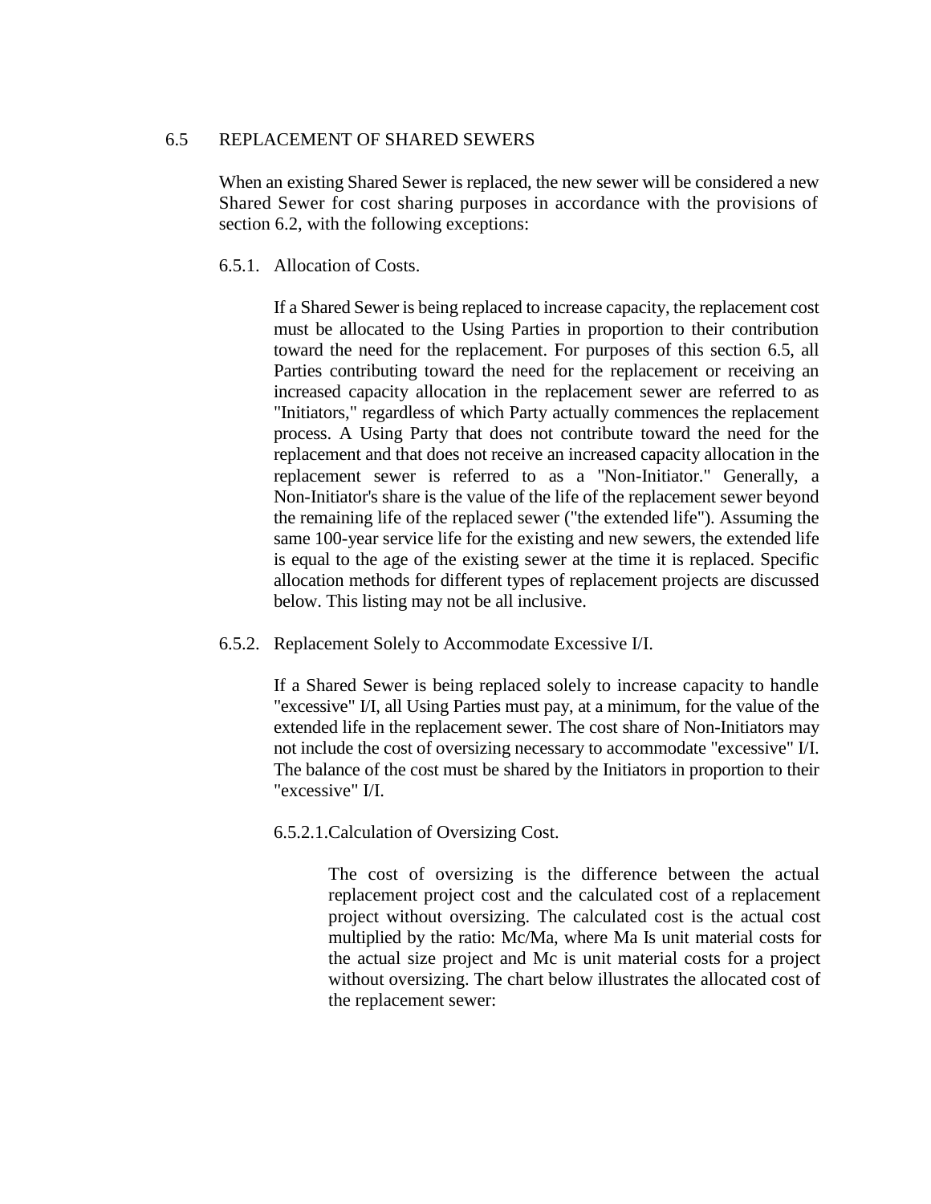### 6.5 REPLACEMENT OF SHARED SEWERS

When an existing Shared Sewer is replaced, the new sewer will be considered a new Shared Sewer for cost sharing purposes in accordance with the provisions of section 6.2, with the following exceptions:

#### 6.5.1. Allocation of Costs.

If a Shared Sewer is being replaced to increase capacity, the replacement cost must be allocated to the Using Parties in proportion to their contribution toward the need for the replacement. For purposes of this section 6.5, all Parties contributing toward the need for the replacement or receiving an increased capacity allocation in the replacement sewer are referred to as "Initiators," regardless of which Party actually commences the replacement process. A Using Party that does not contribute toward the need for the replacement and that does not receive an increased capacity allocation in the replacement sewer is referred to as a "Non-Initiator." Generally, a Non-Initiator's share is the value of the life of the replacement sewer beyond the remaining life of the replaced sewer ("the extended life"). Assuming the same 100-year service life for the existing and new sewers, the extended life is equal to the age of the existing sewer at the time it is replaced. Specific allocation methods for different types of replacement projects are discussed below. This listing may not be all inclusive.

#### 6.5.2. Replacement Solely to Accommodate Excessive I/I.

If a Shared Sewer is being replaced solely to increase capacity to handle "excessive" I/I, all Using Parties must pay, at a minimum, for the value of the extended life in the replacement sewer. The cost share of Non-Initiators may not include the cost of oversizing necessary to accommodate "excessive" I/I. The balance of the cost must be shared by the Initiators in proportion to their "excessive" I/I.

##### 6.5.2.1. Calculation of Oversizing Cost.

The cost of oversizing is the difference between the actual replacement project cost and the calculated cost of a replacement project without oversizing. The calculated cost is the actual cost multiplied by the ratio: Mc/Ma, where Ma Is unit material costs for the actual size project and Mc is unit material costs for a project without oversizing. The chart below illustrates the allocated cost of the replacement sewer: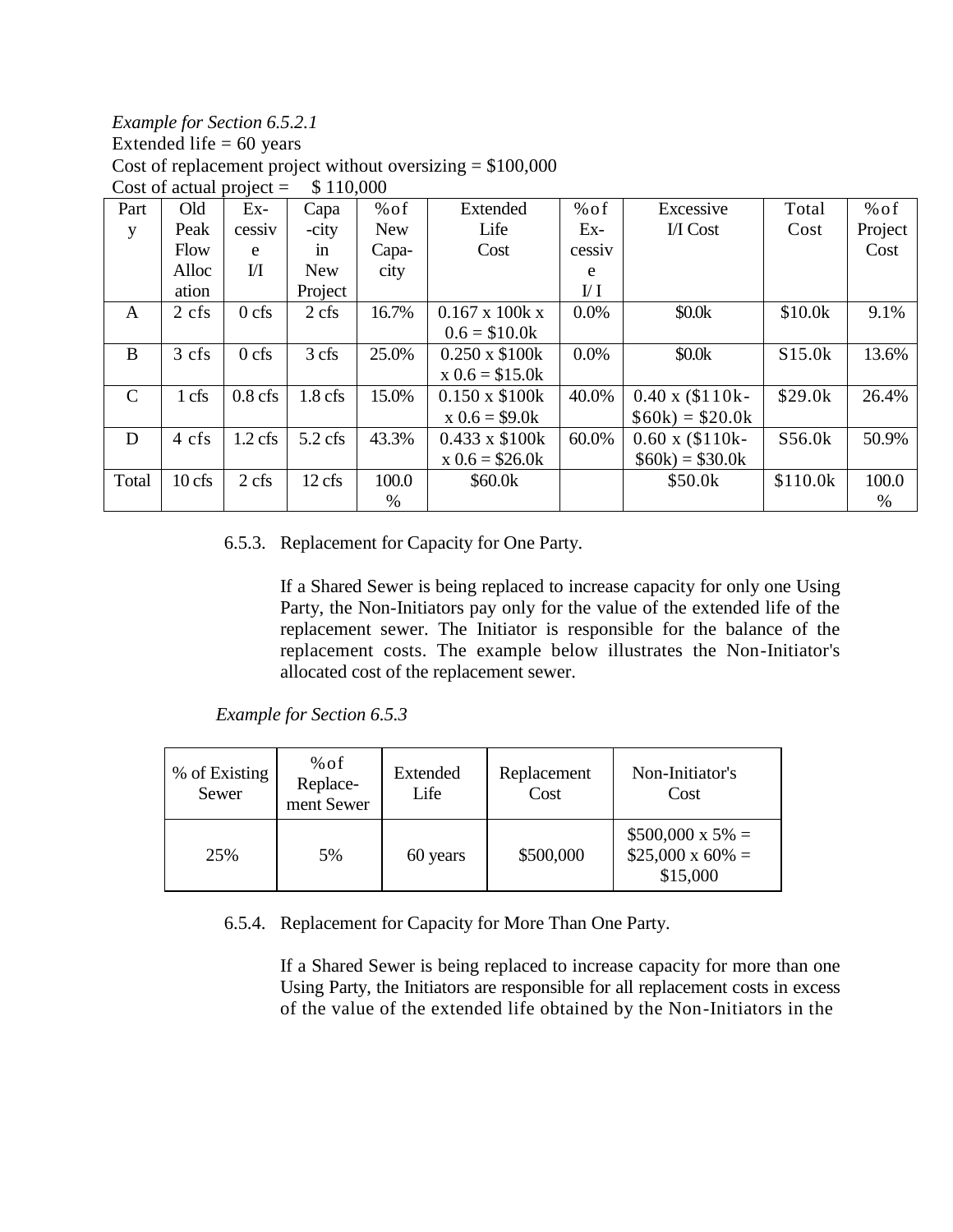*Example for Section 6.5.2.1*

Extended life = 60 years

Cost of replacement project without oversizing = $100,000

Cost of actual project = $ 110,000

| Party | Old Peak Flow Allocation | Excessive I/I | Capa-city in New Project | % of New Capa-city | Extended Life Cost | % of Ex-cessive I/ I | Excessive I/I Cost | Total Cost | % of Project Cost |
|---|---|---|---|---|---|---|---|---|---|
| A | 2 cfs | 0 cfs | 2 cfs | 16.7% | 0.167 x 100k x 0.6 = $10.0k | 0.0% | $0.0k | $10.0k | 9.1% |
| B | 3 cfs | 0 cfs | 3 cfs | 25.0% | 0.250 x $100k x 0.6 = $15.0k | 0.0% | $0.0k | S15.0k | 13.6% |
| C | 1 cfs | 0.8 cfs | 1.8 cfs | 15.0% | 0.150 x $100k x 0.6 = $9.0k | 40.0% | 0.40 x ($110k-$60k) = $20.0k | $29.0k | 26.4% |
| D | 4 cfs | 1.2 cfs | 5.2 cfs | 43.3% | 0.433 x $100k x 0.6 = $26.0k | 60.0% | 0.60 x ($110k-$60k) = $30.0k | S56.0k | 50.9% |
| Total | 10 cfs | 2 cfs | 12 cfs | 100.0 % | $60.0k | | $50.0k | $110.0k | 100.0 % |

6.5.3. Replacement for Capacity for One Party.

If a Shared Sewer is being replaced to increase capacity for only one Using Party, the Non-Initiators pay only for the value of the extended life of the replacement sewer. The Initiator is responsible for the balance of the replacement costs. The example below illustrates the Non-Initiator's allocated cost of the replacement sewer.

*Example for Section 6.5.3*

| % of Existing Sewer | % of Replace-ment Sewer | Extended Life | Replacement Cost | Non-Initiator's Cost |
|---|---|---|---|---|
| 25% | 5% | 60 years | $500,000 | $500,000 x 5% = $25,000 x 60% = $15,000 |

6.5.4. Replacement for Capacity for More Than One Party.

If a Shared Sewer is being replaced to increase capacity for more than one Using Party, the Initiators are responsible for all replacement costs in excess of the value of the extended life obtained by the Non-Initiators in the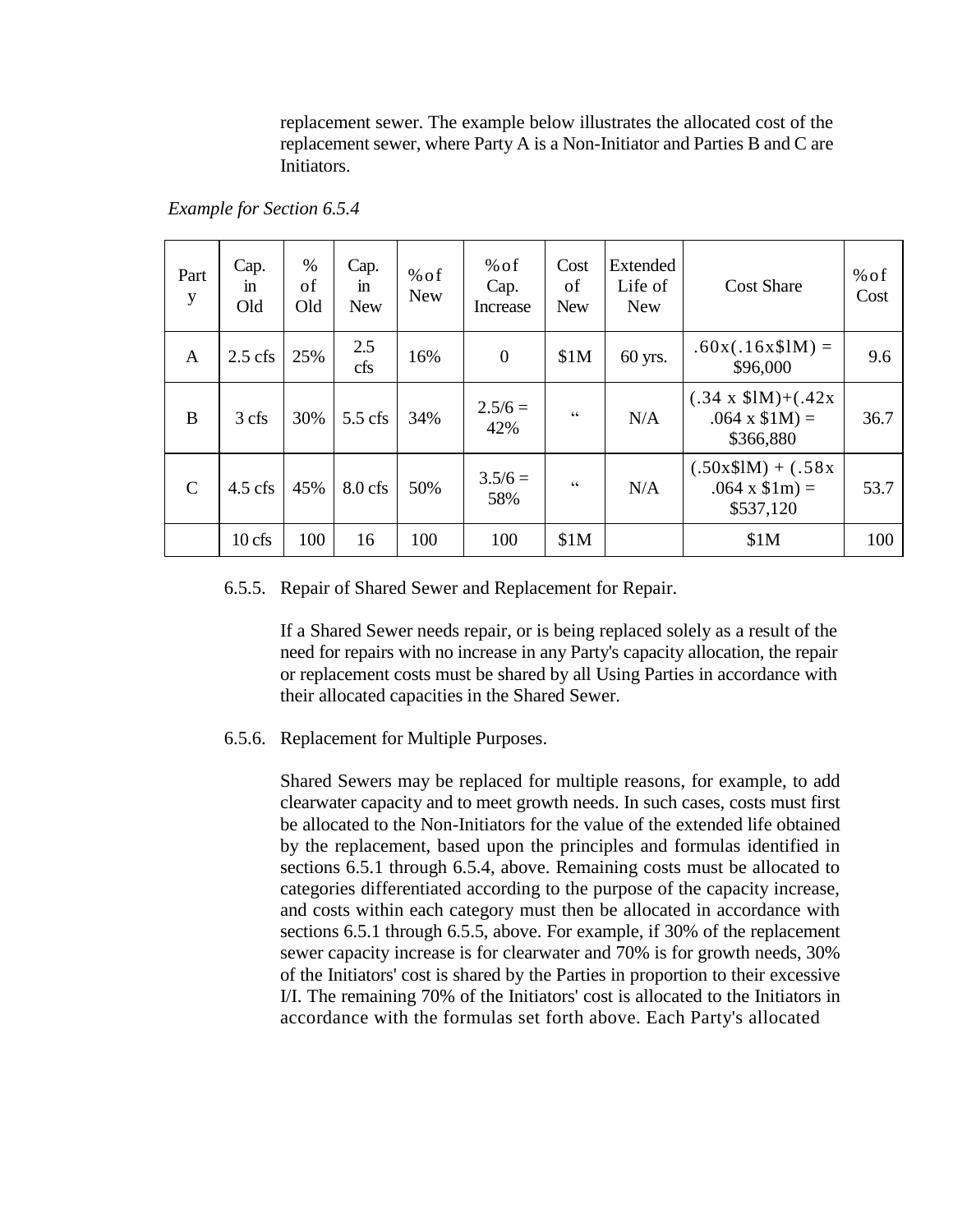replacement sewer. The example below illustrates the allocated cost of the replacement sewer, where Party A is a Non-Initiator and Parties B and C are Initiators.

*Example for Section 6.5.4*

| Party | Cap. in Old | % of Old | Cap. in New | % of New | % of Cap. Increase | Cost of New | Extended Life of New | Cost Share | % of Cost |
|---|---|---|---|---|---|---|---|---|---|
| A | 2.5 cfs | 25% | 2.5 cfs | 16% | 0 | $1M | 60 yrs. | .60x(.16x$lM) = $96,000 | 9.6 |
| B | 3 cfs | 30% | 5.5 cfs | 34% | 2.5/6 = 42% | " | N/A | (.34 x $lM)+(.42x .064 x $1M) = $366,880 | 36.7 |
| C | 4.5 cfs | 45% | 8.0 cfs | 50% | 3.5/6 = 58% | " | N/A | (.50x$lM) + (.58x .064 x $1m) = $537,120 | 53.7 |
| | 10 cfs | 100 | 16 | 100 | 100 | $1M | | $1M | 100 |

6.5.5. Repair of Shared Sewer and Replacement for Repair.

If a Shared Sewer needs repair, or is being replaced solely as a result of the need for repairs with no increase in any Party's capacity allocation, the repair or replacement costs must be shared by all Using Parties in accordance with their allocated capacities in the Shared Sewer.

6.5.6. Replacement for Multiple Purposes.

Shared Sewers may be replaced for multiple reasons, for example, to add clearwater capacity and to meet growth needs. In such cases, costs must first be allocated to the Non-Initiators for the value of the extended life obtained by the replacement, based upon the principles and formulas identified in sections 6.5.1 through 6.5.4, above. Remaining costs must be allocated to categories differentiated according to the purpose of the capacity increase, and costs within each category must then be allocated in accordance with sections 6.5.1 through 6.5.5, above. For example, if 30% of the replacement sewer capacity increase is for clearwater and 70% is for growth needs, 30% of the Initiators' cost is shared by the Parties in proportion to their excessive I/I. The remaining 70% of the Initiators' cost is allocated to the Initiators in accordance with the formulas set forth above. Each Party's allocated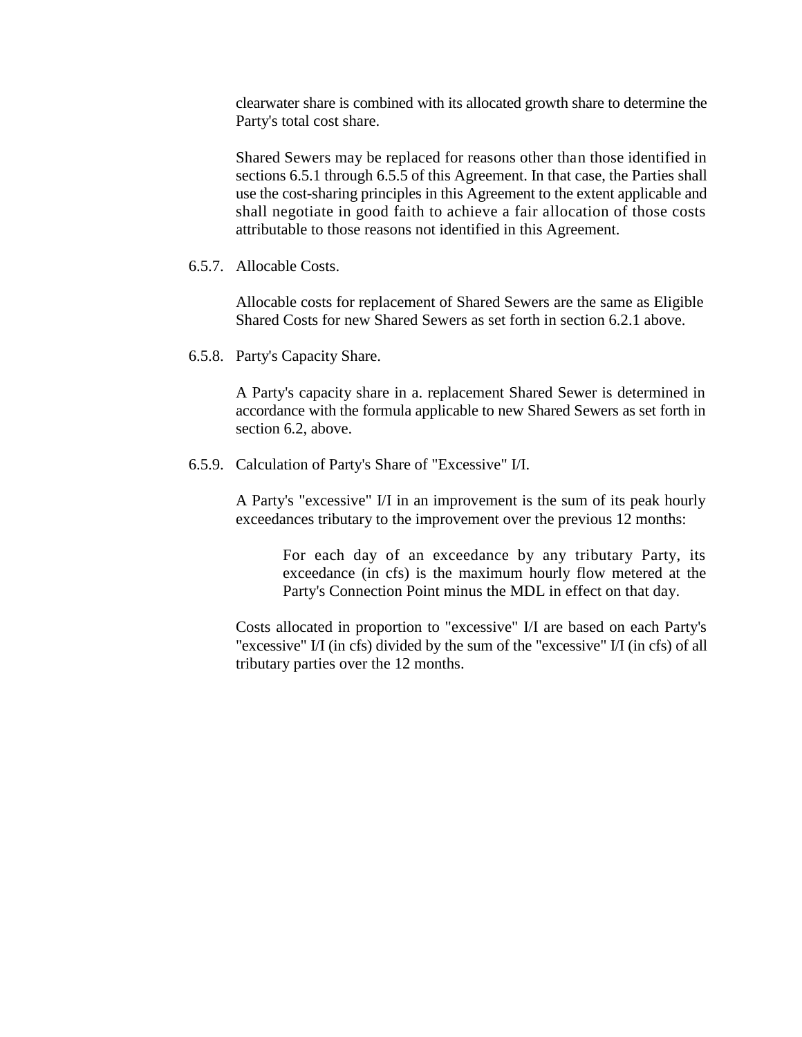clearwater share is combined with its allocated growth share to determine the Party's total cost share.

Shared Sewers may be replaced for reasons other than those identified in sections 6.5.1 through 6.5.5 of this Agreement. In that case, the Parties shall use the cost-sharing principles in this Agreement to the extent applicable and shall negotiate in good faith to achieve a fair allocation of those costs attributable to those reasons not identified in this Agreement.

6.5.7. Allocable Costs.

Allocable costs for replacement of Shared Sewers are the same as Eligible Shared Costs for new Shared Sewers as set forth in section 6.2.1 above.

6.5.8. Party's Capacity Share.

A Party's capacity share in a. replacement Shared Sewer is determined in accordance with the formula applicable to new Shared Sewers as set forth in section 6.2, above.

6.5.9. Calculation of Party's Share of "Excessive" I/I.

A Party's "excessive" I/I in an improvement is the sum of its peak hourly exceedances tributary to the improvement over the previous 12 months:

> For each day of an exceedance by any tributary Party, its exceedance (in cfs) is the maximum hourly flow metered at the Party's Connection Point minus the MDL in effect on that day.

Costs allocated in proportion to "excessive" I/I are based on each Party's "excessive" I/I (in cfs) divided by the sum of the "excessive" I/I (in cfs) of all tributary parties over the 12 months.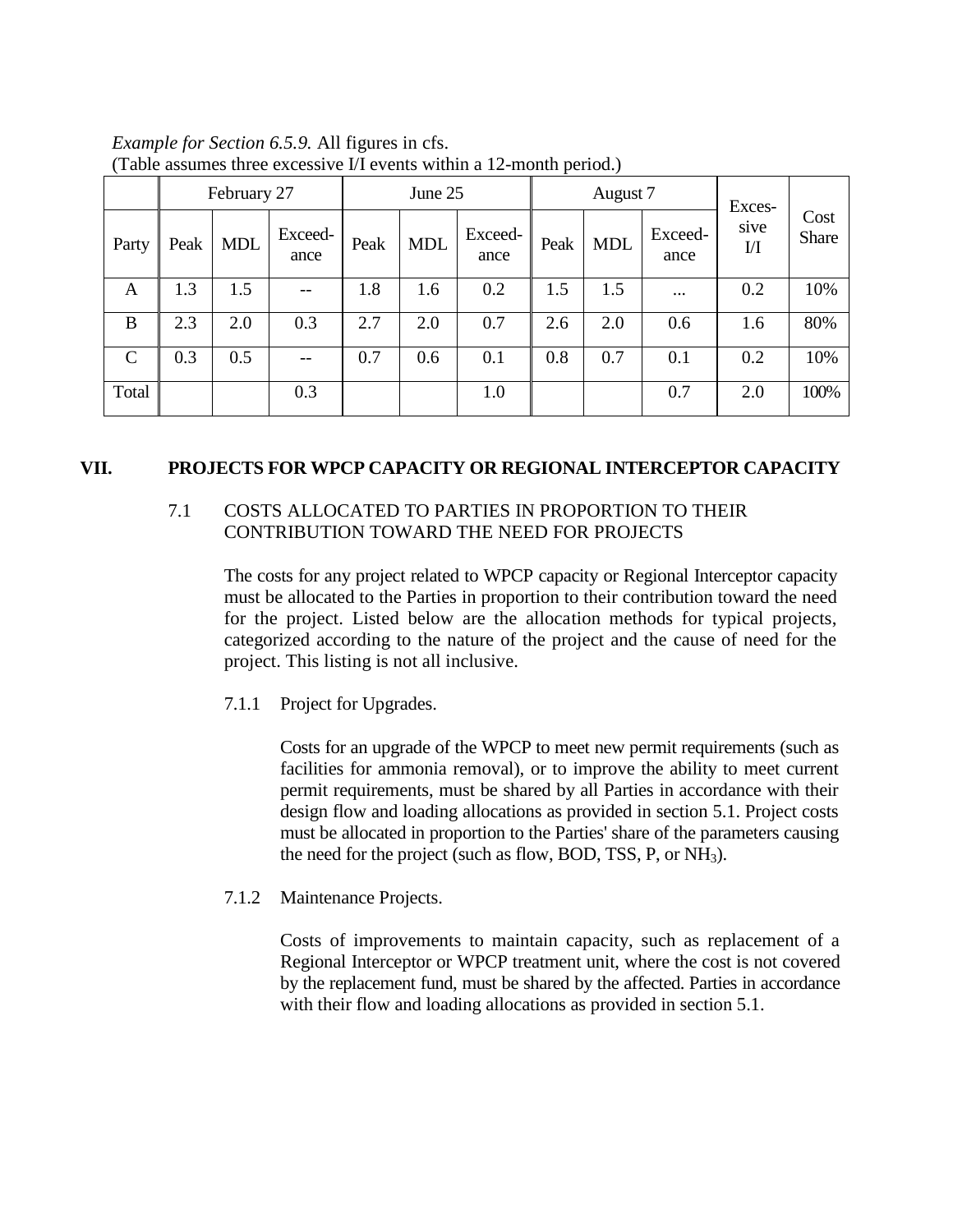*Example for Section 6.5.9.* All figures in cfs.
(Table assumes three excessive I/I events within a 12-month period.)

| | February 27 | | | June 25 | | | August 7 | | | Exces-sive I/I | Cost Share |
|---|---|---|---|---|---|---|---|---|---|---|---|
| Party | Peak | MDL | Exceed-ance | Peak | MDL | Exceed-ance | Peak | MDL | Exceed-ance | | |
| A | 1.3 | 1.5 | -- | 1.8 | 1.6 | 0.2 | 1.5 | 1.5 | ... | 0.2 | 10% |
| B | 2.3 | 2.0 | 0.3 | 2.7 | 2.0 | 0.7 | 2.6 | 2.0 | 0.6 | 1.6 | 80% |
| C | 0.3 | 0.5 | -- | 0.7 | 0.6 | 0.1 | 0.8 | 0.7 | 0.1 | 0.2 | 10% |
| Total | | | 0.3 | | | 1.0 | | | 0.7 | 2.0 | 100% |

## VII. PROJECTS FOR WPCP CAPACITY OR REGIONAL INTERCEPTOR CAPACITY

### 7.1 COSTS ALLOCATED TO PARTIES IN PROPORTION TO THEIR CONTRIBUTION TOWARD THE NEED FOR PROJECTS

The costs for any project related to WPCP capacity or Regional Interceptor capacity must be allocated to the Parties in proportion to their contribution toward the need for the project. Listed below are the allocation methods for typical projects, categorized according to the nature of the project and the cause of need for the project. This listing is not all inclusive.

7.1.1 Project for Upgrades.

Costs for an upgrade of the WPCP to meet new permit requirements (such as facilities for ammonia removal), or to improve the ability to meet current permit requirements, must be shared by all Parties in accordance with their design flow and loading allocations as provided in section 5.1. Project costs must be allocated in proportion to the Parties' share of the parameters causing the need for the project (such as flow, BOD, TSS, P, or $NH_3$).

7.1.2 Maintenance Projects.

Costs of improvements to maintain capacity, such as replacement of a Regional Interceptor or WPCP treatment unit, where the cost is not covered by the replacement fund, must be shared by the affected. Parties in accordance with their flow and loading allocations as provided in section 5.1.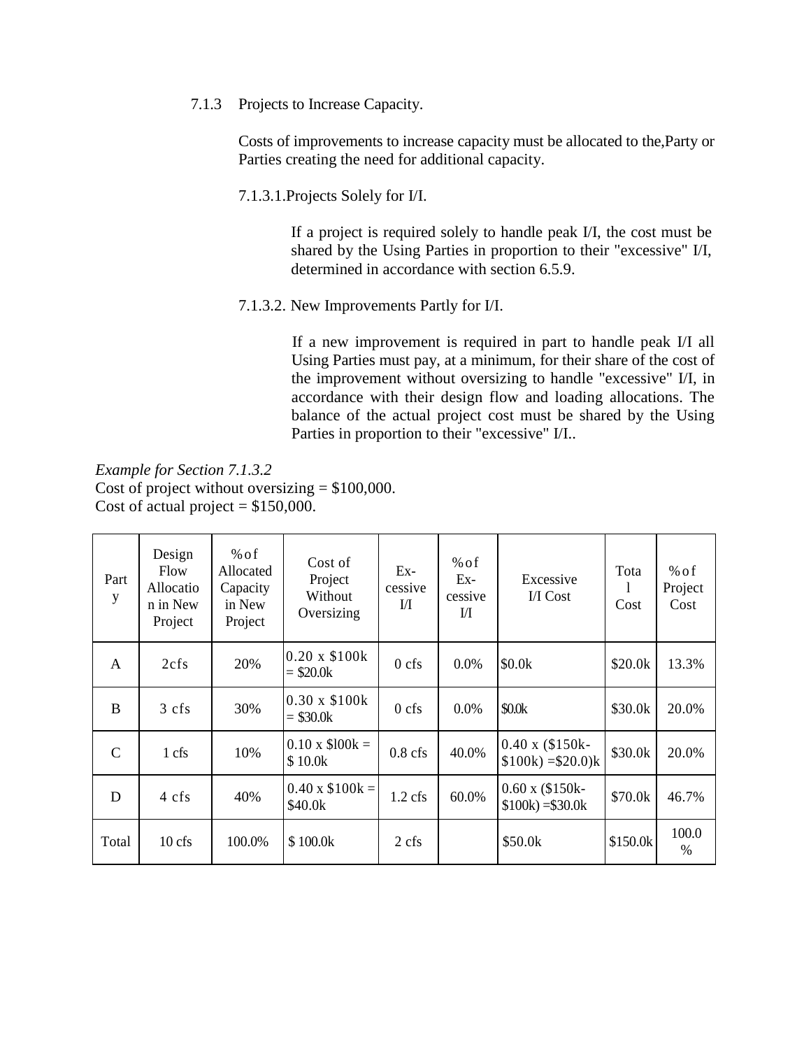7.1.3 Projects to Increase Capacity.

Costs of improvements to increase capacity must be allocated to the,Party or Parties creating the need for additional capacity.

7.1.3.1.Projects Solely for I/I.

If a project is required solely to handle peak I/I, the cost must be shared by the Using Parties in proportion to their "excessive" I/I, determined in accordance with section 6.5.9.

7.1.3.2. New Improvements Partly for I/I.

If a new improvement is required in part to handle peak I/I all Using Parties must pay, at a minimum, for their share of the cost of the improvement without oversizing to handle "excessive" I/I, in accordance with their design flow and loading allocations. The balance of the actual project cost must be shared by the Using Parties in proportion to their "excessive" I/I..

*Example for Section 7.1.3.2*
Cost of project without oversizing = $100,000.
Cost of actual project = $150,000.

| Party | Design Flow Allocation in New Project | % of Allocated Capacity in New Project | Cost of Project Without Oversizing | Ex-cessive I/I | % of Ex-cessive I/I | Excessive I/I Cost | Total Cost | % of Project Cost |
|---|---|---|---|---|---|---|---|---|
| A | 2cfs | 20% | 0.20 x $100k = $20.0k | 0 cfs | 0.0% | $0.0k | $20.0k | 13.3% |
| B | 3 cfs | 30% | 0.30 x $100k = $30.0k | 0 cfs | 0.0% | $0.0k | $30.0k | 20.0% |
| C | 1 cfs | 10% | 0.10 x $l00k = $ 10.0k | 0.8 cfs | 40.0% | 0.40 x ($150k-$100k) =$20.0)k | $30.0k | 20.0% |
| D | 4 cfs | 40% | 0.40 x $100k = $40.0k | 1.2 cfs | 60.0% | 0.60 x ($150k-$100k) =$30.0k | $70.0k | 46.7% |
| Total | 10 cfs | 100.0% | $ 100.0k | 2 cfs | | $50.0k | $150.0k | 100.0 % |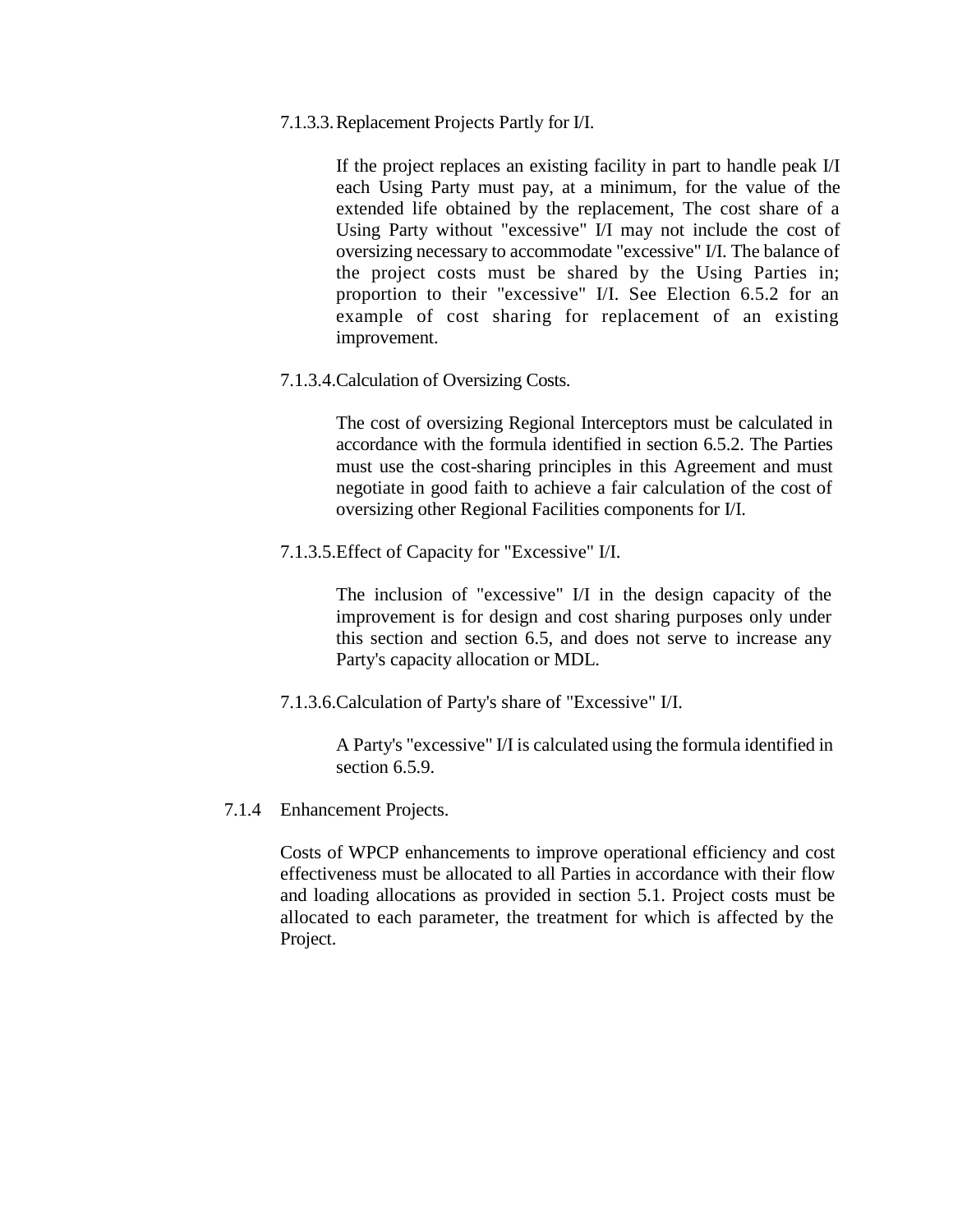#### 7.1.3.3. Replacement Projects Partly for I/I.

If the project replaces an existing facility in part to handle peak I/I each Using Party must pay, at a minimum, for the value of the extended life obtained by the replacement, The cost share of a Using Party without "excessive" I/I may not include the cost of oversizing necessary to accommodate "excessive" I/I. The balance of the project costs must be shared by the Using Parties in; proportion to their "excessive" I/I. See Election 6.5.2 for an example of cost sharing for replacement of an existing improvement.

#### 7.1.3.4. Calculation of Oversizing Costs.

The cost of oversizing Regional Interceptors must be calculated in accordance with the formula identified in section 6.5.2. The Parties must use the cost-sharing principles in this Agreement and must negotiate in good faith to achieve a fair calculation of the cost of oversizing other Regional Facilities components for I/I.

#### 7.1.3.5. Effect of Capacity for "Excessive" I/I.

The inclusion of "excessive" I/I in the design capacity of the improvement is for design and cost sharing purposes only under this section and section 6.5, and does not serve to increase any Party's capacity allocation or MDL.

#### 7.1.3.6. Calculation of Party's share of "Excessive" I/I.

A Party's "excessive" I/I is calculated using the formula identified in section 6.5.9.

### 7.1.4 Enhancement Projects.

Costs of WPCP enhancements to improve operational efficiency and cost effectiveness must be allocated to all Parties in accordance with their flow and loading allocations as provided in section 5.1. Project costs must be allocated to each parameter, the treatment for which is affected by the Project.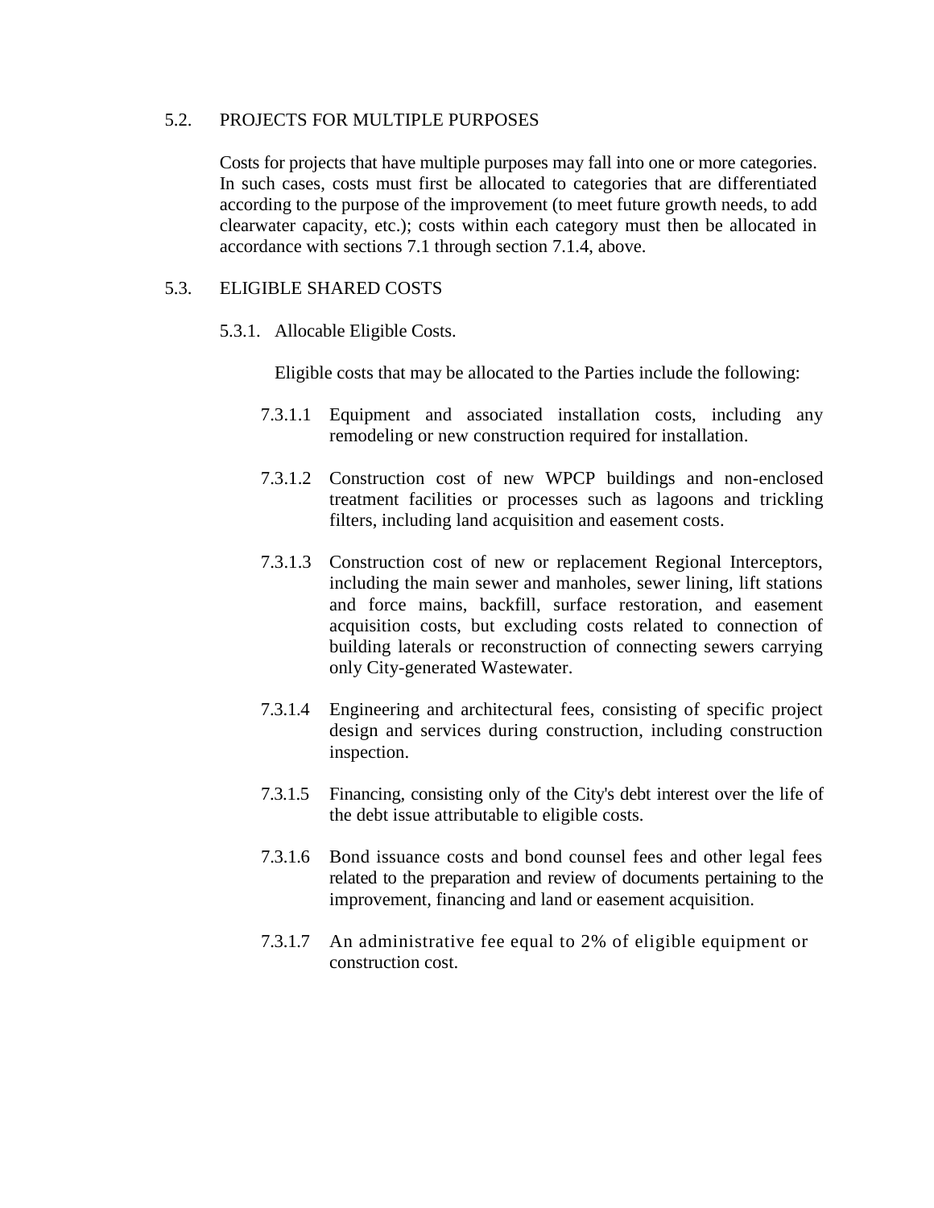## 5.2. PROJECTS FOR MULTIPLE PURPOSES

Costs for projects that have multiple purposes may fall into one or more categories. In such cases, costs must first be allocated to categories that are differentiated according to the purpose of the improvement (to meet future growth needs, to add clearwater capacity, etc.); costs within each category must then be allocated in accordance with sections 7.1 through section 7.1.4, above.

## 5.3. ELIGIBLE SHARED COSTS

### 5.3.1. Allocable Eligible Costs.

Eligible costs that may be allocated to the Parties include the following:

7.3.1.1 Equipment and associated installation costs, including any remodeling or new construction required for installation.

7.3.1.2 Construction cost of new WPCP buildings and non-enclosed treatment facilities or processes such as lagoons and trickling filters, including land acquisition and easement costs.

7.3.1.3 Construction cost of new or replacement Regional Interceptors, including the main sewer and manholes, sewer lining, lift stations and force mains, backfill, surface restoration, and easement acquisition costs, but excluding costs related to connection of building laterals or reconstruction of connecting sewers carrying only City-generated Wastewater.

7.3.1.4 Engineering and architectural fees, consisting of specific project design and services during construction, including construction inspection.

7.3.1.5 Financing, consisting only of the City's debt interest over the life of the debt issue attributable to eligible costs.

7.3.1.6 Bond issuance costs and bond counsel fees and other legal fees related to the preparation and review of documents pertaining to the improvement, financing and land or easement acquisition.

7.3.1.7 An administrative fee equal to 2% of eligible equipment or construction cost.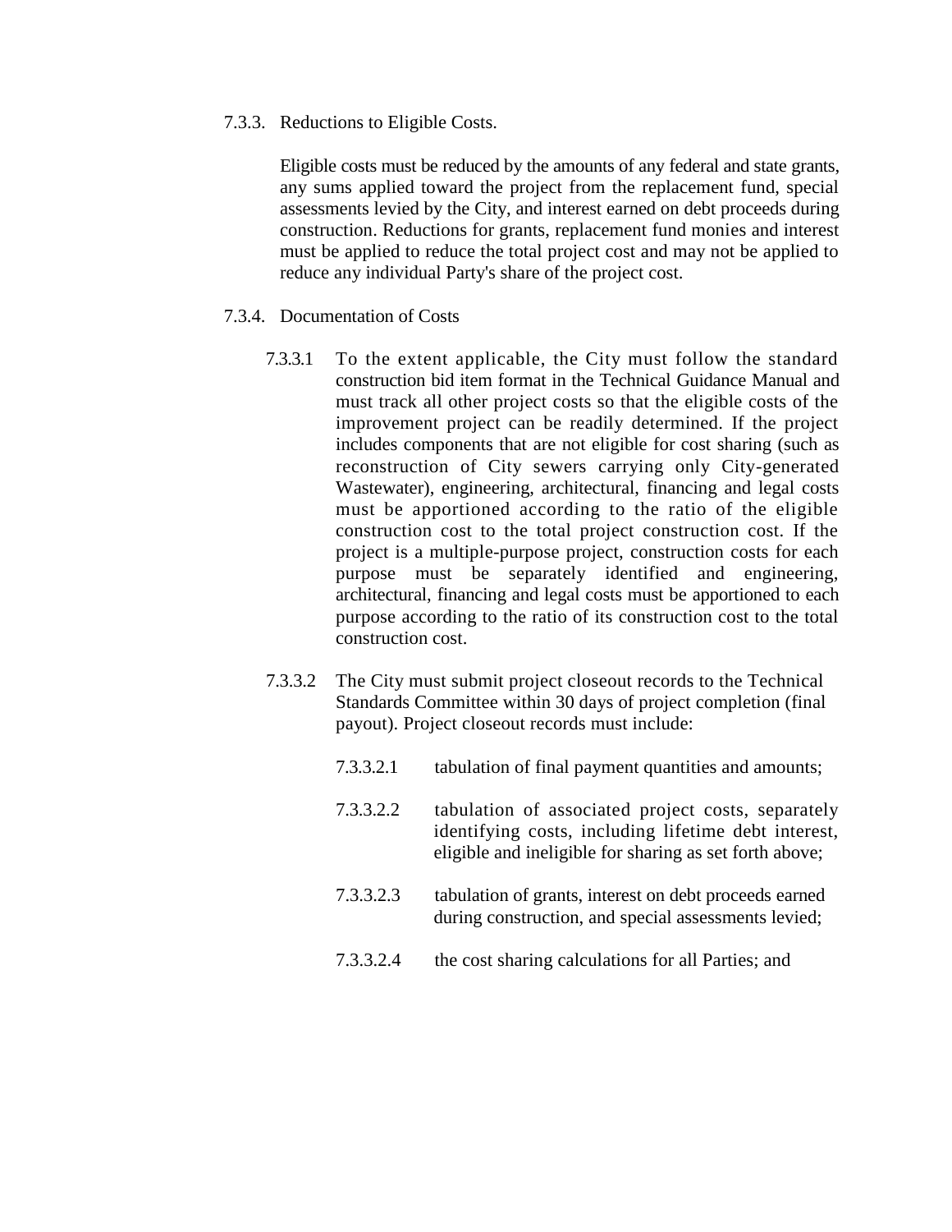7.3.3. Reductions to Eligible Costs.

Eligible costs must be reduced by the amounts of any federal and state grants, any sums applied toward the project from the replacement fund, special assessments levied by the City, and interest earned on debt proceeds during construction. Reductions for grants, replacement fund monies and interest must be applied to reduce the total project cost and may not be applied to reduce any individual Party's share of the project cost.

7.3.4. Documentation of Costs

7.3.3.1 To the extent applicable, the City must follow the standard construction bid item format in the Technical Guidance Manual and must track all other project costs so that the eligible costs of the improvement project can be readily determined. If the project includes components that are not eligible for cost sharing (such as reconstruction of City sewers carrying only City-generated Wastewater), engineering, architectural, financing and legal costs must be apportioned according to the ratio of the eligible construction cost to the total project construction cost. If the project is a multiple-purpose project, construction costs for each purpose must be separately identified and engineering, architectural, financing and legal costs must be apportioned to each purpose according to the ratio of its construction cost to the total construction cost.

7.3.3.2 The City must submit project closeout records to the Technical Standards Committee within 30 days of project completion (final payout). Project closeout records must include:

7.3.3.2.1 tabulation of final payment quantities and amounts;

7.3.3.2.2 tabulation of associated project costs, separately identifying costs, including lifetime debt interest, eligible and ineligible for sharing as set forth above;

7.3.3.2.3 tabulation of grants, interest on debt proceeds earned during construction, and special assessments levied;

7.3.3.2.4 the cost sharing calculations for all Parties; and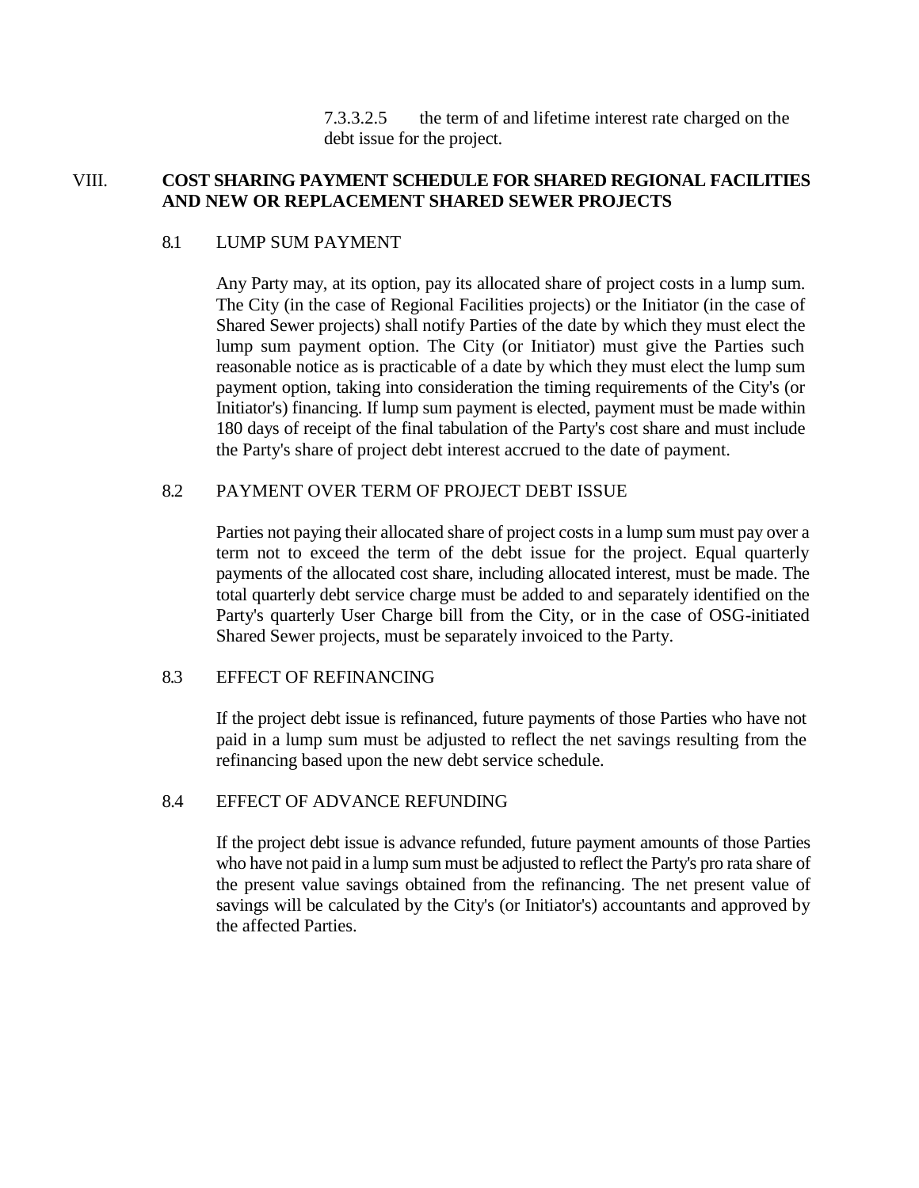7.3.3.2.5 the term of and lifetime interest rate charged on the debt issue for the project.

## VIII. COST SHARING PAYMENT SCHEDULE FOR SHARED REGIONAL FACILITIES AND NEW OR REPLACEMENT SHARED SEWER PROJECTS

### 8.1 LUMP SUM PAYMENT

Any Party may, at its option, pay its allocated share of project costs in a lump sum. The City (in the case of Regional Facilities projects) or the Initiator (in the case of Shared Sewer projects) shall notify Parties of the date by which they must elect the lump sum payment option. The City (or Initiator) must give the Parties such reasonable notice as is practicable of a date by which they must elect the lump sum payment option, taking into consideration the timing requirements of the City's (or Initiator's) financing. If lump sum payment is elected, payment must be made within 180 days of receipt of the final tabulation of the Party's cost share and must include the Party's share of project debt interest accrued to the date of payment.

### 8.2 PAYMENT OVER TERM OF PROJECT DEBT ISSUE

Parties not paying their allocated share of project costs in a lump sum must pay over a term not to exceed the term of the debt issue for the project. Equal quarterly payments of the allocated cost share, including allocated interest, must be made. The total quarterly debt service charge must be added to and separately identified on the Party's quarterly User Charge bill from the City, or in the case of OSG-initiated Shared Sewer projects, must be separately invoiced to the Party.

### 8.3 EFFECT OF REFINANCING

If the project debt issue is refinanced, future payments of those Parties who have not paid in a lump sum must be adjusted to reflect the net savings resulting from the refinancing based upon the new debt service schedule.

### 8.4 EFFECT OF ADVANCE REFUNDING

If the project debt issue is advance refunded, future payment amounts of those Parties who have not paid in a lump sum must be adjusted to reflect the Party's pro rata share of the present value savings obtained from the refinancing. The net present value of savings will be calculated by the City's (or Initiator's) accountants and approved by the affected Parties.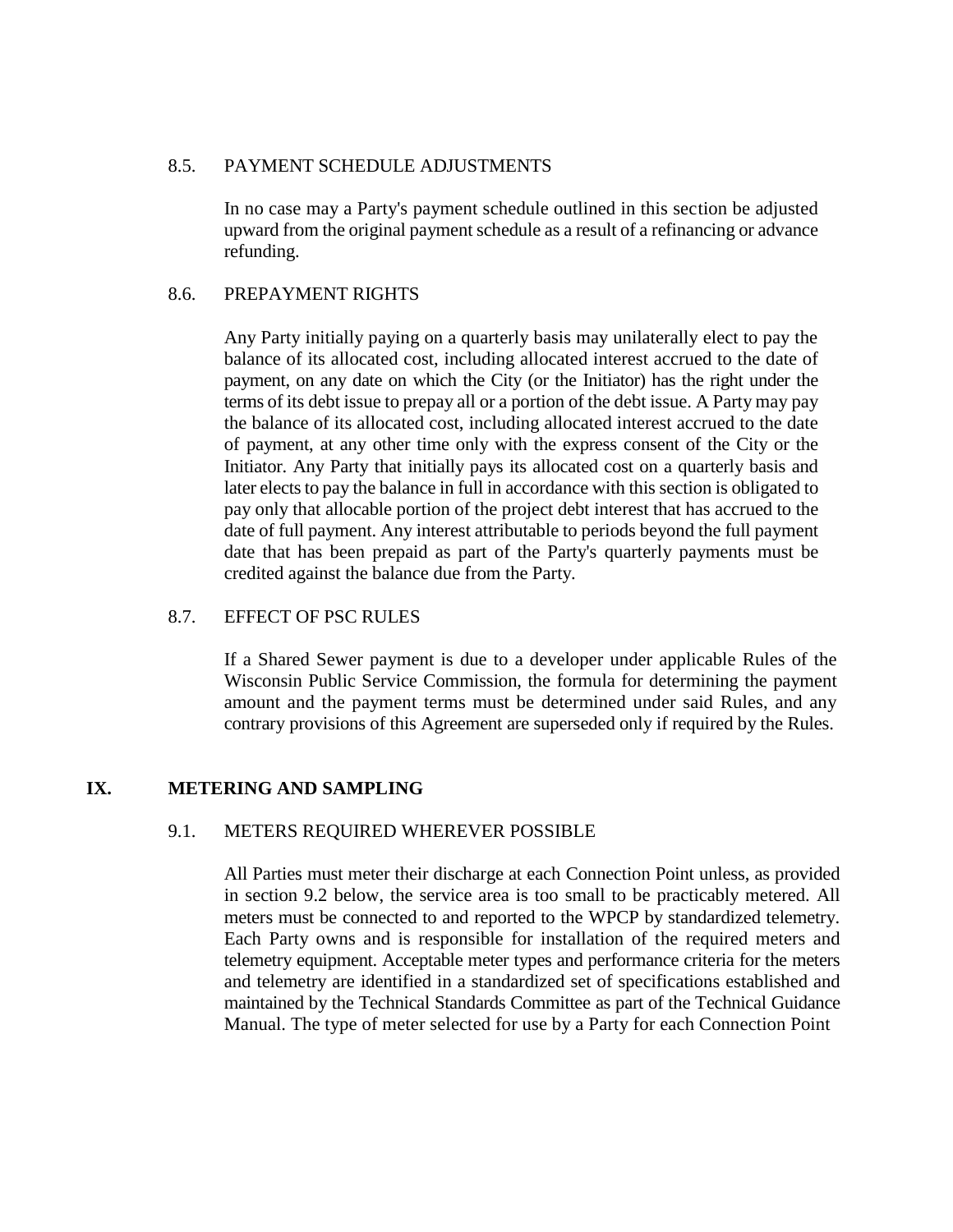### 8.5. PAYMENT SCHEDULE ADJUSTMENTS

In no case may a Party's payment schedule outlined in this section be adjusted upward from the original payment schedule as a result of a refinancing or advance refunding.

### 8.6. PREPAYMENT RIGHTS

Any Party initially paying on a quarterly basis may unilaterally elect to pay the balance of its allocated cost, including allocated interest accrued to the date of payment, on any date on which the City (or the Initiator) has the right under the terms of its debt issue to prepay all or a portion of the debt issue. A Party may pay the balance of its allocated cost, including allocated interest accrued to the date of payment, at any other time only with the express consent of the City or the Initiator. Any Party that initially pays its allocated cost on a quarterly basis and later elects to pay the balance in full in accordance with this section is obligated to pay only that allocable portion of the project debt interest that has accrued to the date of full payment. Any interest attributable to periods beyond the full payment date that has been prepaid as part of the Party's quarterly payments must be credited against the balance due from the Party.

### 8.7. EFFECT OF PSC RULES

If a Shared Sewer payment is due to a developer under applicable Rules of the Wisconsin Public Service Commission, the formula for determining the payment amount and the payment terms must be determined under said Rules, and any contrary provisions of this Agreement are superseded only if required by the Rules.

## IX. METERING AND SAMPLING

### 9.1. METERS REQUIRED WHEREVER POSSIBLE

All Parties must meter their discharge at each Connection Point unless, as provided in section 9.2 below, the service area is too small to be practicably metered. All meters must be connected to and reported to the WPCP by standardized telemetry. Each Party owns and is responsible for installation of the required meters and telemetry equipment. Acceptable meter types and performance criteria for the meters and telemetry are identified in a standardized set of specifications established and maintained by the Technical Standards Committee as part of the Technical Guidance Manual. The type of meter selected for use by a Party for each Connection Point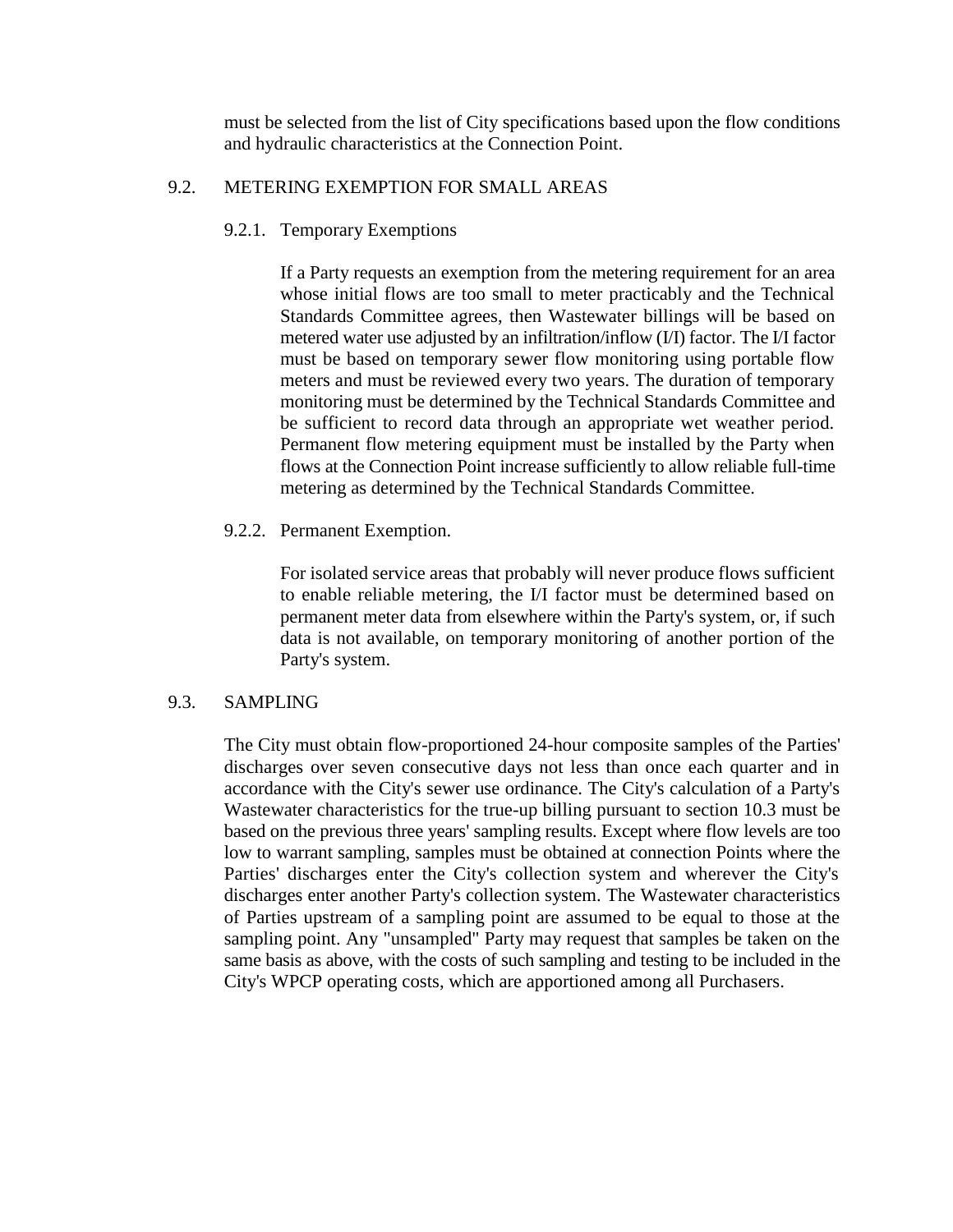must be selected from the list of City specifications based upon the flow conditions and hydraulic characteristics at the Connection Point.

### 9.2. METERING EXEMPTION FOR SMALL AREAS

#### 9.2.1. Temporary Exemptions

If a Party requests an exemption from the metering requirement for an area whose initial flows are too small to meter practicably and the Technical Standards Committee agrees, then Wastewater billings will be based on metered water use adjusted by an infiltration/inflow (I/I) factor. The I/I factor must be based on temporary sewer flow monitoring using portable flow meters and must be reviewed every two years. The duration of temporary monitoring must be determined by the Technical Standards Committee and be sufficient to record data through an appropriate wet weather period. Permanent flow metering equipment must be installed by the Party when flows at the Connection Point increase sufficiently to allow reliable full-time metering as determined by the Technical Standards Committee.

#### 9.2.2. Permanent Exemption.

For isolated service areas that probably will never produce flows sufficient to enable reliable metering, the I/I factor must be determined based on permanent meter data from elsewhere within the Party's system, or, if such data is not available, on temporary monitoring of another portion of the Party's system.

### 9.3. SAMPLING

The City must obtain flow-proportioned 24-hour composite samples of the Parties' discharges over seven consecutive days not less than once each quarter and in accordance with the City's sewer use ordinance. The City's calculation of a Party's Wastewater characteristics for the true-up billing pursuant to section 10.3 must be based on the previous three years' sampling results. Except where flow levels are too low to warrant sampling, samples must be obtained at connection Points where the Parties' discharges enter the City's collection system and wherever the City's discharges enter another Party's collection system. The Wastewater characteristics of Parties upstream of a sampling point are assumed to be equal to those at the sampling point. Any "unsampled" Party may request that samples be taken on the same basis as above, with the costs of such sampling and testing to be included in the City's WPCP operating costs, which are apportioned among all Purchasers.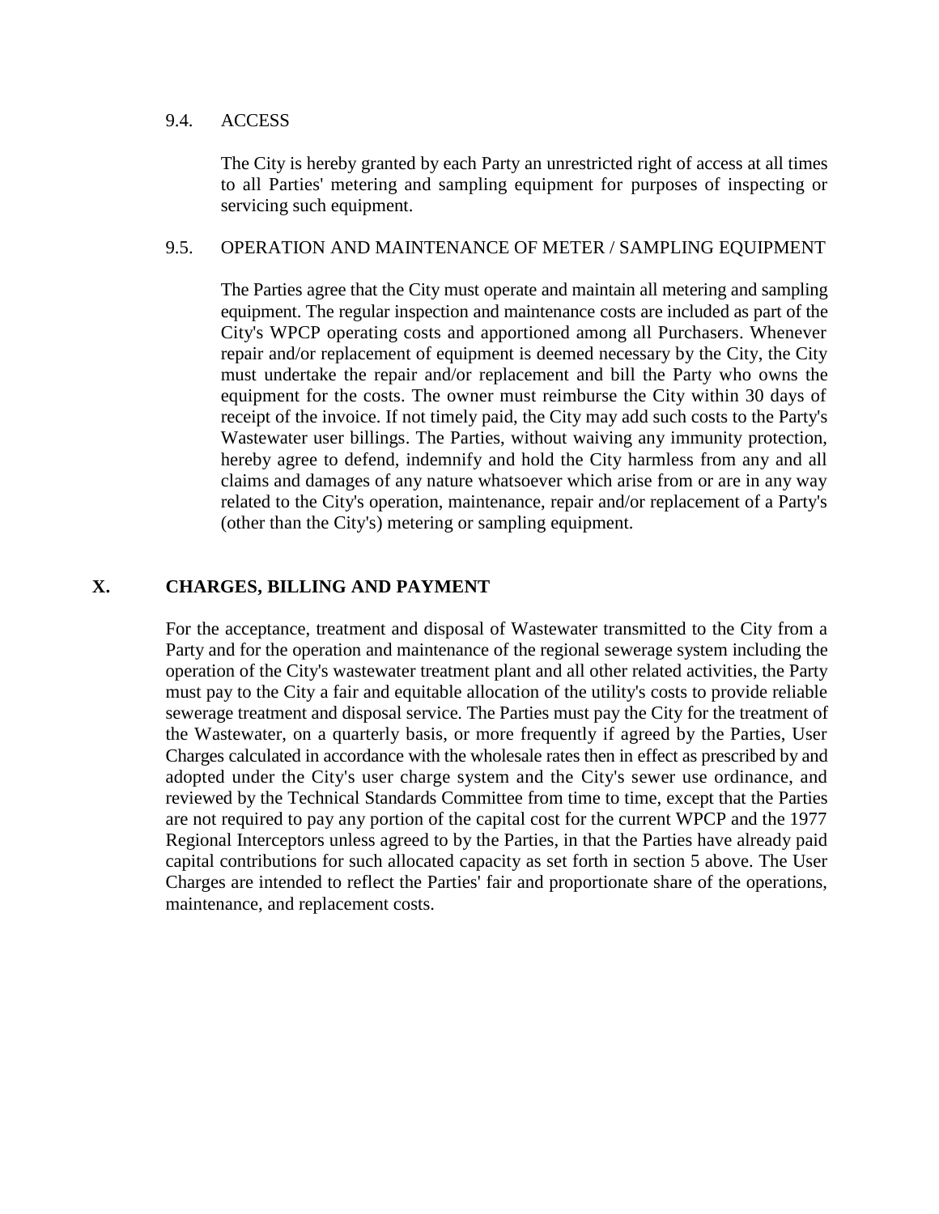### 9.4. ACCESS

The City is hereby granted by each Party an unrestricted right of access at all times to all Parties' metering and sampling equipment for purposes of inspecting or servicing such equipment.

### 9.5. OPERATION AND MAINTENANCE OF METER / SAMPLING EQUIPMENT

The Parties agree that the City must operate and maintain all metering and sampling equipment. The regular inspection and maintenance costs are included as part of the City's WPCP operating costs and apportioned among all Purchasers. Whenever repair and/or replacement of equipment is deemed necessary by the City, the City must undertake the repair and/or replacement and bill the Party who owns the equipment for the costs. The owner must reimburse the City within 30 days of receipt of the invoice. If not timely paid, the City may add such costs to the Party's Wastewater user billings. The Parties, without waiving any immunity protection, hereby agree to defend, indemnify and hold the City harmless from any and all claims and damages of any nature whatsoever which arise from or are in any way related to the City's operation, maintenance, repair and/or replacement of a Party's (other than the City's) metering or sampling equipment.

## X. CHARGES, BILLING AND PAYMENT

For the acceptance, treatment and disposal of Wastewater transmitted to the City from a Party and for the operation and maintenance of the regional sewerage system including the operation of the City's wastewater treatment plant and all other related activities, the Party must pay to the City a fair and equitable allocation of the utility's costs to provide reliable sewerage treatment and disposal service. The Parties must pay the City for the treatment of the Wastewater, on a quarterly basis, or more frequently if agreed by the Parties, User Charges calculated in accordance with the wholesale rates then in effect as prescribed by and adopted under the City's user charge system and the City's sewer use ordinance, and reviewed by the Technical Standards Committee from time to time, except that the Parties are not required to pay any portion of the capital cost for the current WPCP and the 1977 Regional Interceptors unless agreed to by the Parties, in that the Parties have already paid capital contributions for such allocated capacity as set forth in section 5 above. The User Charges are intended to reflect the Parties' fair and proportionate share of the operations, maintenance, and replacement costs.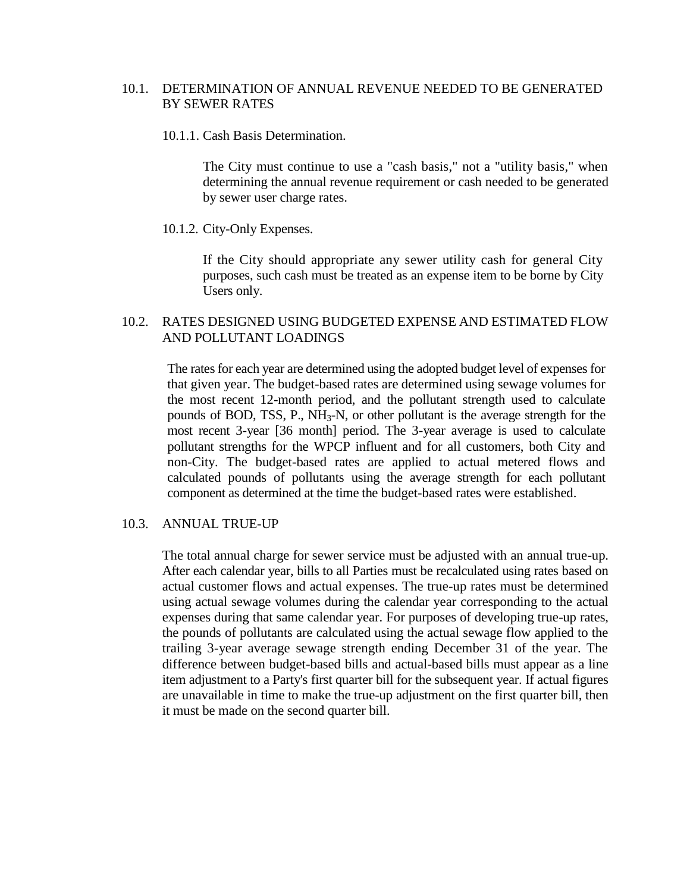## 10.1. DETERMINATION OF ANNUAL REVENUE NEEDED TO BE GENERATED BY SEWER RATES

### 10.1.1. Cash Basis Determination.

The City must continue to use a "cash basis," not a "utility basis," when determining the annual revenue requirement or cash needed to be generated by sewer user charge rates.

### 10.1.2. City-Only Expenses.

If the City should appropriate any sewer utility cash for general City purposes, such cash must be treated as an expense item to be borne by City Users only.

## 10.2. RATES DESIGNED USING BUDGETED EXPENSE AND ESTIMATED FLOW AND POLLUTANT LOADINGS

The rates for each year are determined using the adopted budget level of expenses for that given year. The budget-based rates are determined using sewage volumes for the most recent 12-month period, and the pollutant strength used to calculate pounds of BOD, TSS, P., $NH_3$-N, or other pollutant is the average strength for the most recent 3-year [36 month] period. The 3-year average is used to calculate pollutant strengths for the WPCP influent and for all customers, both City and non-City. The budget-based rates are applied to actual metered flows and calculated pounds of pollutants using the average strength for each pollutant component as determined at the time the budget-based rates were established.

## 10.3. ANNUAL TRUE-UP

The total annual charge for sewer service must be adjusted with an annual true-up. After each calendar year, bills to all Parties must be recalculated using rates based on actual customer flows and actual expenses. The true-up rates must be determined using actual sewage volumes during the calendar year corresponding to the actual expenses during that same calendar year. For purposes of developing true-up rates, the pounds of pollutants are calculated using the actual sewage flow applied to the trailing 3-year average sewage strength ending December 31 of the year. The difference between budget-based bills and actual-based bills must appear as a line item adjustment to a Party's first quarter bill for the subsequent year. If actual figures are unavailable in time to make the true-up adjustment on the first quarter bill, then it must be made on the second quarter bill.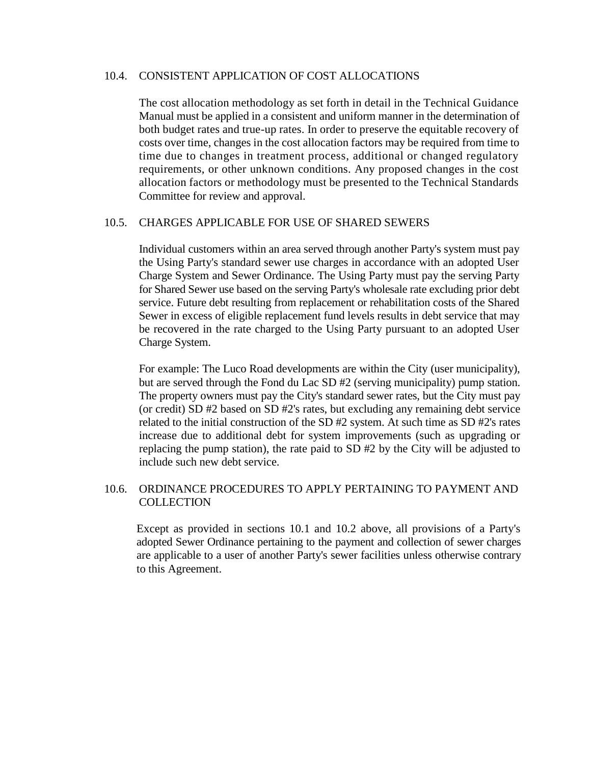### 10.4. CONSISTENT APPLICATION OF COST ALLOCATIONS

The cost allocation methodology as set forth in detail in the Technical Guidance Manual must be applied in a consistent and uniform manner in the determination of both budget rates and true-up rates. In order to preserve the equitable recovery of costs over time, changes in the cost allocation factors may be required from time to time due to changes in treatment process, additional or changed regulatory requirements, or other unknown conditions. Any proposed changes in the cost allocation factors or methodology must be presented to the Technical Standards Committee for review and approval.

### 10.5. CHARGES APPLICABLE FOR USE OF SHARED SEWERS

Individual customers within an area served through another Party's system must pay the Using Party's standard sewer use charges in accordance with an adopted User Charge System and Sewer Ordinance. The Using Party must pay the serving Party for Shared Sewer use based on the serving Party's wholesale rate excluding prior debt service. Future debt resulting from replacement or rehabilitation costs of the Shared Sewer in excess of eligible replacement fund levels results in debt service that may be recovered in the rate charged to the Using Party pursuant to an adopted User Charge System.

For example: The Luco Road developments are within the City (user municipality), but are served through the Fond du Lac SD #2 (serving municipality) pump station. The property owners must pay the City's standard sewer rates, but the City must pay (or credit) SD #2 based on SD #2's rates, but excluding any remaining debt service related to the initial construction of the SD #2 system. At such time as SD #2's rates increase due to additional debt for system improvements (such as upgrading or replacing the pump station), the rate paid to SD #2 by the City will be adjusted to include such new debt service.

### 10.6. ORDINANCE PROCEDURES TO APPLY PERTAINING TO PAYMENT AND COLLECTION

Except as provided in sections 10.1 and 10.2 above, all provisions of a Party's adopted Sewer Ordinance pertaining to the payment and collection of sewer charges are applicable to a user of another Party's sewer facilities unless otherwise contrary to this Agreement.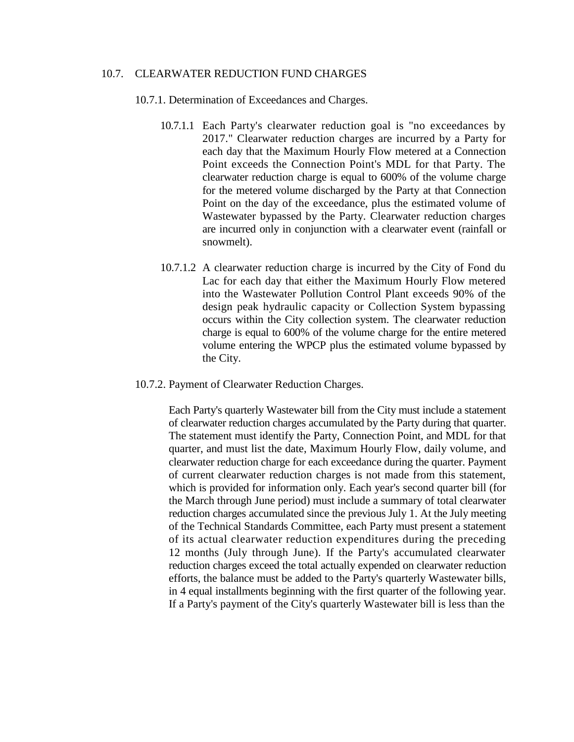## 10.7. CLEARWATER REDUCTION FUND CHARGES

### 10.7.1. Determination of Exceedances and Charges.

10.7.1.1 Each Party's clearwater reduction goal is "no exceedances by 2017." Clearwater reduction charges are incurred by a Party for each day that the Maximum Hourly Flow metered at a Connection Point exceeds the Connection Point's MDL for that Party. The clearwater reduction charge is equal to 600% of the volume charge for the metered volume discharged by the Party at that Connection Point on the day of the exceedance, plus the estimated volume of Wastewater bypassed by the Party. Clearwater reduction charges are incurred only in conjunction with a clearwater event (rainfall or snowmelt).

10.7.1.2 A clearwater reduction charge is incurred by the City of Fond du Lac for each day that either the Maximum Hourly Flow metered into the Wastewater Pollution Control Plant exceeds 90% of the design peak hydraulic capacity or Collection System bypassing occurs within the City collection system. The clearwater reduction charge is equal to 600% of the volume charge for the entire metered volume entering the WPCP plus the estimated volume bypassed by the City.

### 10.7.2. Payment of Clearwater Reduction Charges.

Each Party's quarterly Wastewater bill from the City must include a statement of clearwater reduction charges accumulated by the Party during that quarter. The statement must identify the Party, Connection Point, and MDL for that quarter, and must list the date, Maximum Hourly Flow, daily volume, and clearwater reduction charge for each exceedance during the quarter. Payment of current clearwater reduction charges is not made from this statement, which is provided for information only. Each year's second quarter bill (for the March through June period) must include a summary of total clearwater reduction charges accumulated since the previous July 1. At the July meeting of the Technical Standards Committee, each Party must present a statement of its actual clearwater reduction expenditures during the preceding 12 months (July through June). If the Party's accumulated clearwater reduction charges exceed the total actually expended on clearwater reduction efforts, the balance must be added to the Party's quarterly Wastewater bills, in 4 equal installments beginning with the first quarter of the following year. If a Party's payment of the City's quarterly Wastewater bill is less than the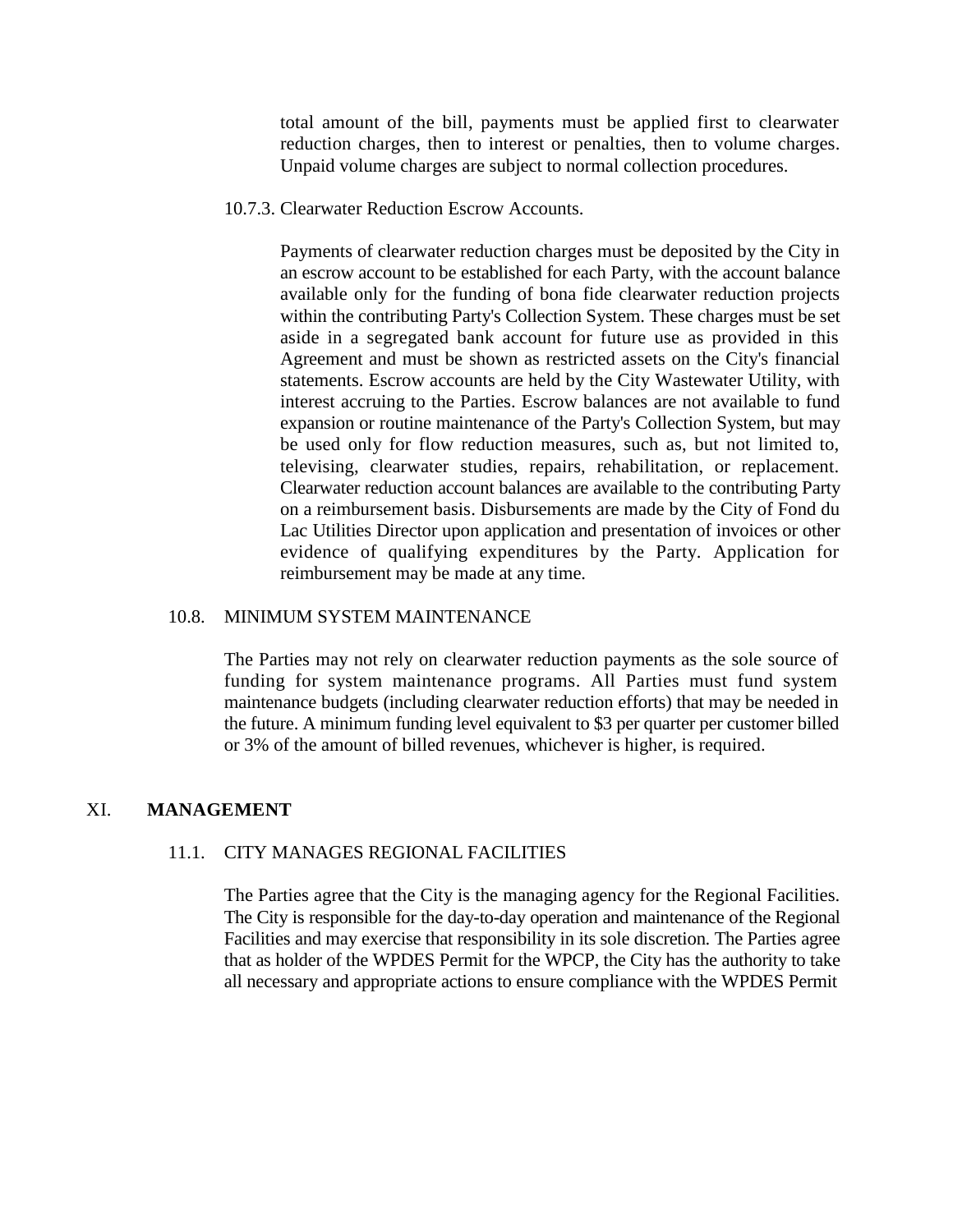total amount of the bill, payments must be applied first to clearwater reduction charges, then to interest or penalties, then to volume charges. Unpaid volume charges are subject to normal collection procedures.

10.7.3. Clearwater Reduction Escrow Accounts.

Payments of clearwater reduction charges must be deposited by the City in an escrow account to be established for each Party, with the account balance available only for the funding of bona fide clearwater reduction projects within the contributing Party's Collection System. These charges must be set aside in a segregated bank account for future use as provided in this Agreement and must be shown as restricted assets on the City's financial statements. Escrow accounts are held by the City Wastewater Utility, with interest accruing to the Parties. Escrow balances are not available to fund expansion or routine maintenance of the Party's Collection System, but may be used only for flow reduction measures, such as, but not limited to, televising, clearwater studies, repairs, rehabilitation, or replacement. Clearwater reduction account balances are available to the contributing Party on a reimbursement basis. Disbursements are made by the City of Fond du Lac Utilities Director upon application and presentation of invoices or other evidence of qualifying expenditures by the Party. Application for reimbursement may be made at any time.

10.8. MINIMUM SYSTEM MAINTENANCE

The Parties may not rely on clearwater reduction payments as the sole source of funding for system maintenance programs. All Parties must fund system maintenance budgets (including clearwater reduction efforts) that may be needed in the future. A minimum funding level equivalent to $3 per quarter per customer billed or 3% of the amount of billed revenues, whichever is higher, is required.

## XI. MANAGEMENT

11.1. CITY MANAGES REGIONAL FACILITIES

The Parties agree that the City is the managing agency for the Regional Facilities. The City is responsible for the day-to-day operation and maintenance of the Regional Facilities and may exercise that responsibility in its sole discretion. The Parties agree that as holder of the WPDES Permit for the WPCP, the City has the authority to take all necessary and appropriate actions to ensure compliance with the WPDES Permit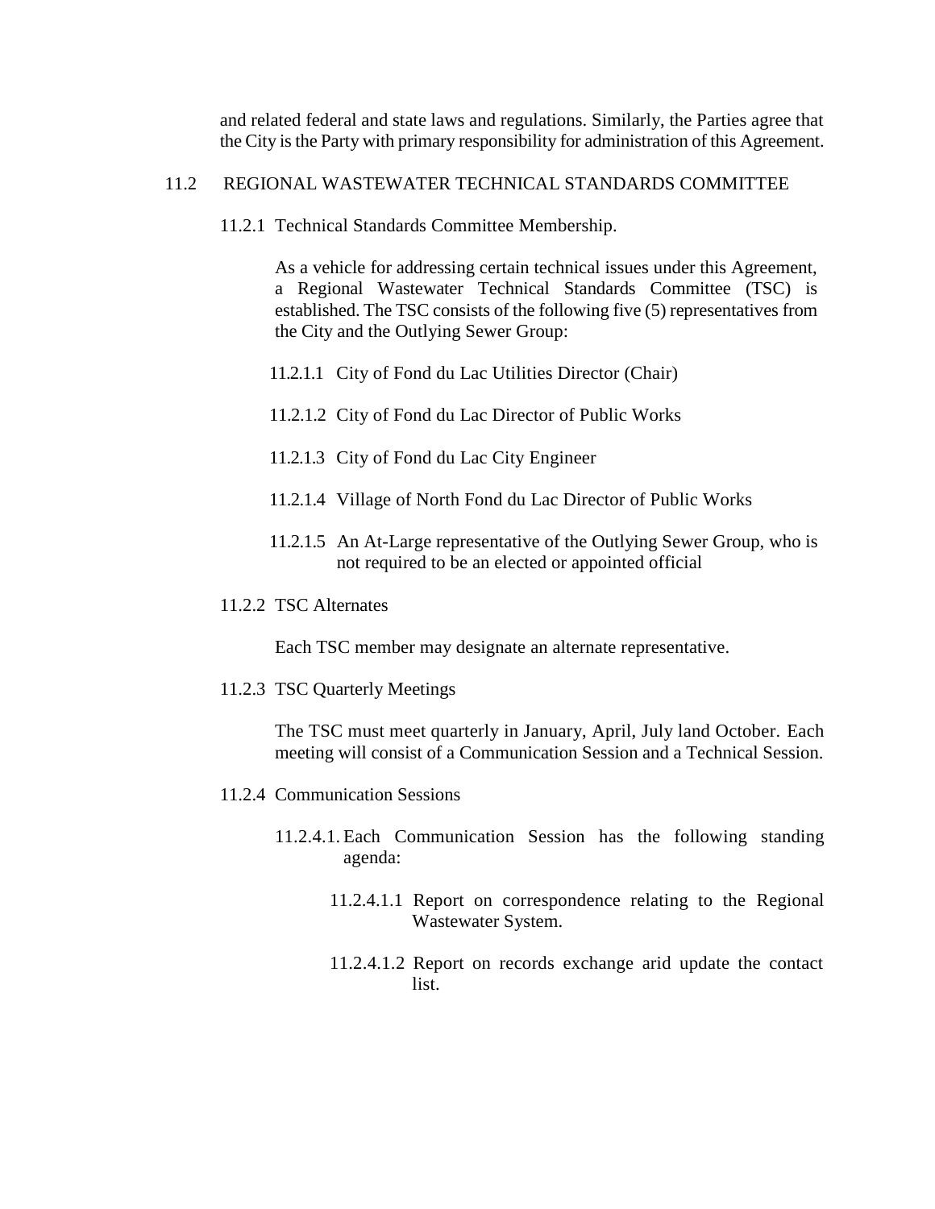and related federal and state laws and regulations. Similarly, the Parties agree that the City is the Party with primary responsibility for administration of this Agreement.

## 11.2 REGIONAL WASTEWATER TECHNICAL STANDARDS COMMITTEE

### 11.2.1 Technical Standards Committee Membership.

As a vehicle for addressing certain technical issues under this Agreement, a Regional Wastewater Technical Standards Committee (TSC) is established. The TSC consists of the following five (5) representatives from the City and the Outlying Sewer Group:

11.2.1.1 City of Fond du Lac Utilities Director (Chair)

11.2.1.2 City of Fond du Lac Director of Public Works

11.2.1.3 City of Fond du Lac City Engineer

11.2.1.4 Village of North Fond du Lac Director of Public Works

11.2.1.5 An At-Large representative of the Outlying Sewer Group, who is not required to be an elected or appointed official

### 11.2.2 TSC Alternates

Each TSC member may designate an alternate representative.

### 11.2.3 TSC Quarterly Meetings

The TSC must meet quarterly in January, April, July land October. Each meeting will consist of a Communication Session and a Technical Session.

### 11.2.4 Communication Sessions

11.2.4.1. Each Communication Session has the following standing agenda:

11.2.4.1.1 Report on correspondence relating to the Regional Wastewater System.

11.2.4.1.2 Report on records exchange arid update the contact list.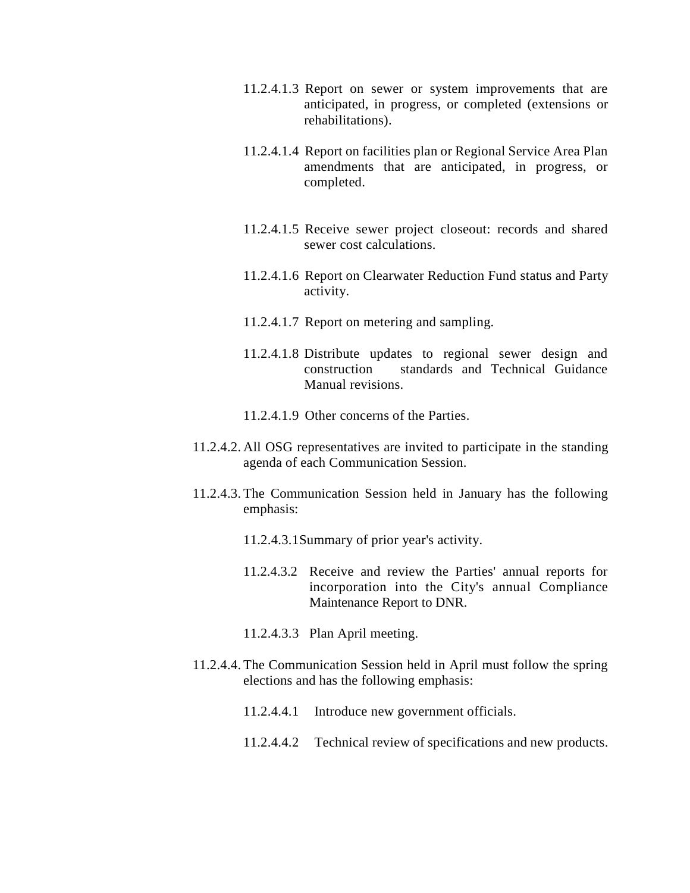11.2.4.1.3 Report on sewer or system improvements that are anticipated, in progress, or completed (extensions or rehabilitations).

11.2.4.1.4 Report on facilities plan or Regional Service Area Plan amendments that are anticipated, in progress, or completed.

11.2.4.1.5 Receive sewer project closeout: records and shared sewer cost calculations.

11.2.4.1.6 Report on Clearwater Reduction Fund status and Party activity.

11.2.4.1.7 Report on metering and sampling.

11.2.4.1.8 Distribute updates to regional sewer design and construction standards and Technical Guidance Manual revisions.

11.2.4.1.9 Other concerns of the Parties.

11.2.4.2. All OSG representatives are invited to participate in the standing agenda of each Communication Session.

11.2.4.3. The Communication Session held in January has the following emphasis:

11.2.4.3.1 Summary of prior year's activity.

11.2.4.3.2 Receive and review the Parties' annual reports for incorporation into the City's annual Compliance Maintenance Report to DNR.

11.2.4.3.3 Plan April meeting.

11.2.4.4. The Communication Session held in April must follow the spring elections and has the following emphasis:

11.2.4.4.1 Introduce new government officials.

11.2.4.4.2 Technical review of specifications and new products.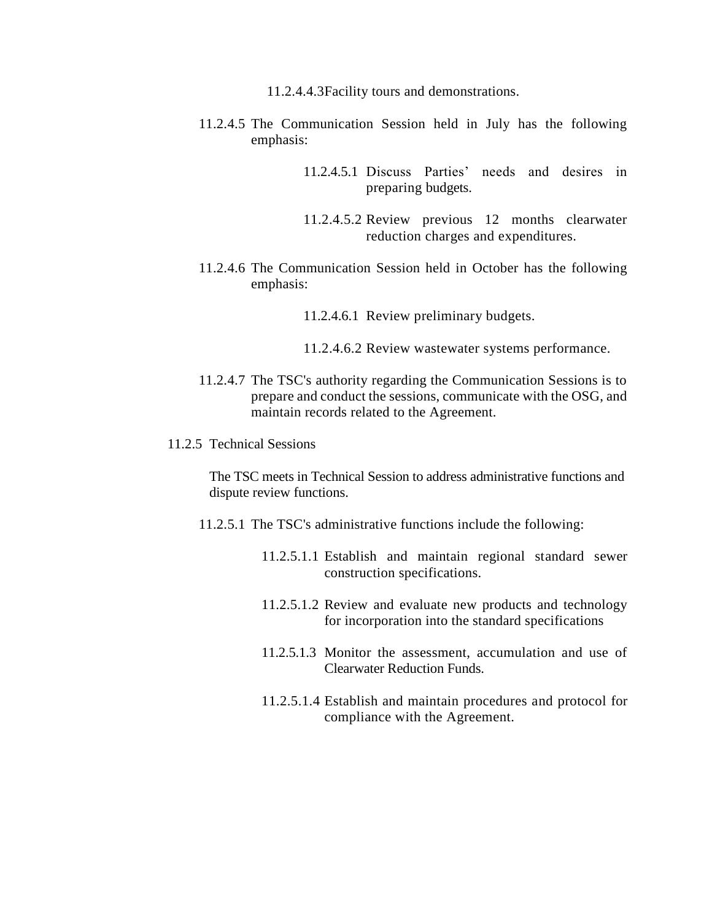11.2.4.4.3 Facility tours and demonstrations.

11.2.4.5 The Communication Session held in July has the following emphasis:

11.2.4.5.1 Discuss Parties' needs and desires in preparing budgets.

11.2.4.5.2 Review previous 12 months clearwater reduction charges and expenditures.

11.2.4.6 The Communication Session held in October has the following emphasis:

11.2.4.6.1 Review preliminary budgets.

11.2.4.6.2 Review wastewater systems performance.

11.2.4.7 The TSC's authority regarding the Communication Sessions is to prepare and conduct the sessions, communicate with the OSG, and maintain records related to the Agreement.

11.2.5 Technical Sessions

The TSC meets in Technical Session to address administrative functions and dispute review functions.

11.2.5.1 The TSC's administrative functions include the following:

11.2.5.1.1 Establish and maintain regional standard sewer construction specifications.

11.2.5.1.2 Review and evaluate new products and technology for incorporation into the standard specifications

11.2.5.1.3 Monitor the assessment, accumulation and use of Clearwater Reduction Funds.

11.2.5.1.4 Establish and maintain procedures and protocol for compliance with the Agreement.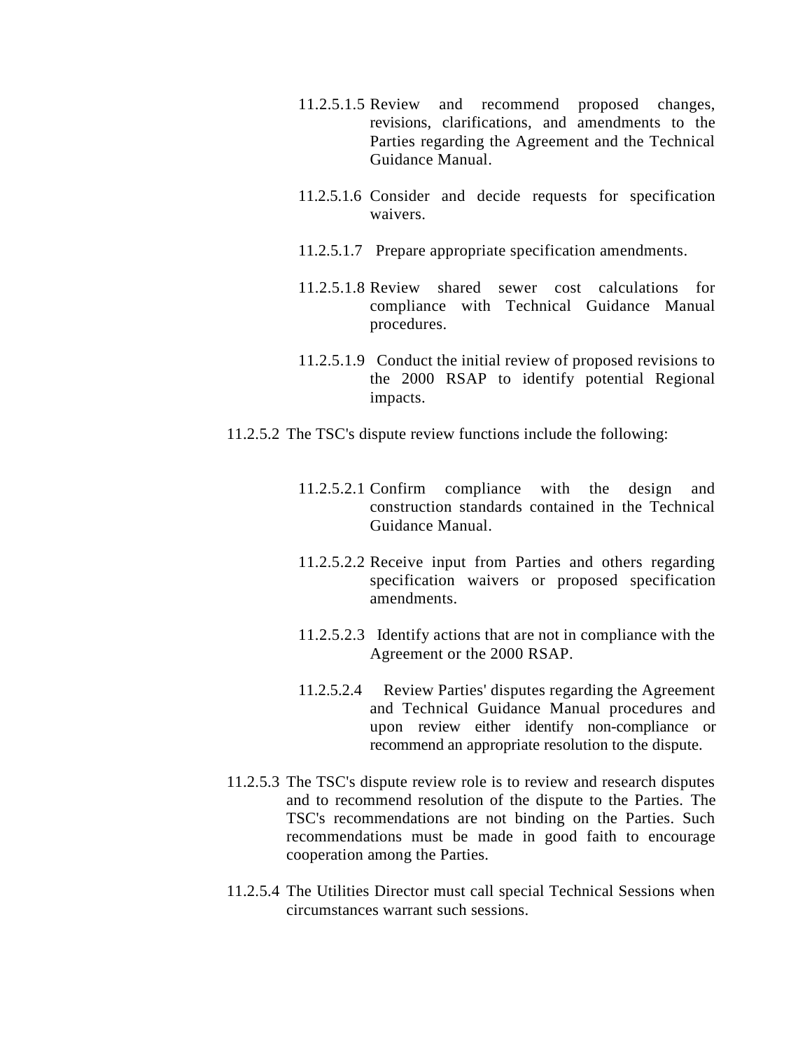11.2.5.1.5 Review and recommend proposed changes, revisions, clarifications, and amendments to the Parties regarding the Agreement and the Technical Guidance Manual.

11.2.5.1.6 Consider and decide requests for specification waivers.

11.2.5.1.7 Prepare appropriate specification amendments.

11.2.5.1.8 Review shared sewer cost calculations for compliance with Technical Guidance Manual procedures.

11.2.5.1.9 Conduct the initial review of proposed revisions to the 2000 RSAP to identify potential Regional impacts.

11.2.5.2 The TSC's dispute review functions include the following:

11.2.5.2.1 Confirm compliance with the design and construction standards contained in the Technical Guidance Manual.

11.2.5.2.2 Receive input from Parties and others regarding specification waivers or proposed specification amendments.

11.2.5.2.3 Identify actions that are not in compliance with the Agreement or the 2000 RSAP.

11.2.5.2.4 Review Parties' disputes regarding the Agreement and Technical Guidance Manual procedures and upon review either identify non-compliance or recommend an appropriate resolution to the dispute.

11.2.5.3 The TSC's dispute review role is to review and research disputes and to recommend resolution of the dispute to the Parties. The TSC's recommendations are not binding on the Parties. Such recommendations must be made in good faith to encourage cooperation among the Parties.

11.2.5.4 The Utilities Director must call special Technical Sessions when circumstances warrant such sessions.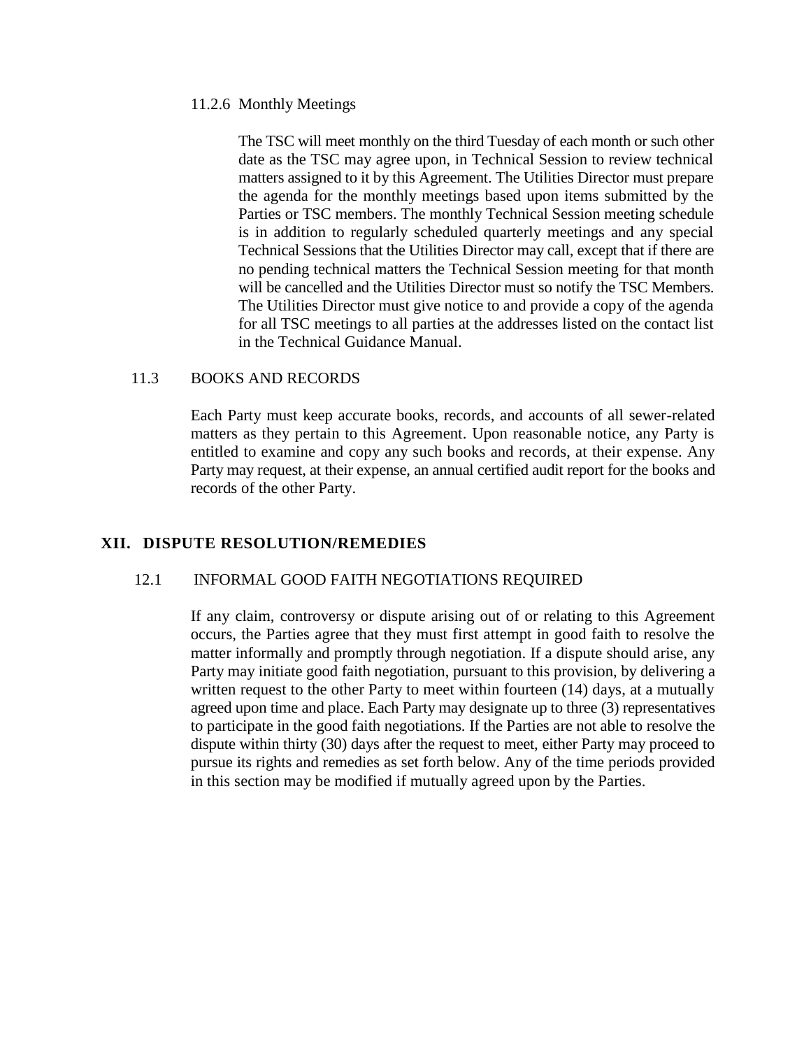#### 11.2.6 Monthly Meetings

The TSC will meet monthly on the third Tuesday of each month or such other date as the TSC may agree upon, in Technical Session to review technical matters assigned to it by this Agreement. The Utilities Director must prepare the agenda for the monthly meetings based upon items submitted by the Parties or TSC members. The monthly Technical Session meeting schedule is in addition to regularly scheduled quarterly meetings and any special Technical Sessions that the Utilities Director may call, except that if there are no pending technical matters the Technical Session meeting for that month will be cancelled and the Utilities Director must so notify the TSC Members. The Utilities Director must give notice to and provide a copy of the agenda for all TSC meetings to all parties at the addresses listed on the contact list in the Technical Guidance Manual.

### 11.3 BOOKS AND RECORDS

Each Party must keep accurate books, records, and accounts of all sewer-related matters as they pertain to this Agreement. Upon reasonable notice, any Party is entitled to examine and copy any such books and records, at their expense. Any Party may request, at their expense, an annual certified audit report for the books and records of the other Party.

## XII. DISPUTE RESOLUTION/REMEDIES

### 12.1 INFORMAL GOOD FAITH NEGOTIATIONS REQUIRED

If any claim, controversy or dispute arising out of or relating to this Agreement occurs, the Parties agree that they must first attempt in good faith to resolve the matter informally and promptly through negotiation. If a dispute should arise, any Party may initiate good faith negotiation, pursuant to this provision, by delivering a written request to the other Party to meet within fourteen (14) days, at a mutually agreed upon time and place. Each Party may designate up to three (3) representatives to participate in the good faith negotiations. If the Parties are not able to resolve the dispute within thirty (30) days after the request to meet, either Party may proceed to pursue its rights and remedies as set forth below. Any of the time periods provided in this section may be modified if mutually agreed upon by the Parties.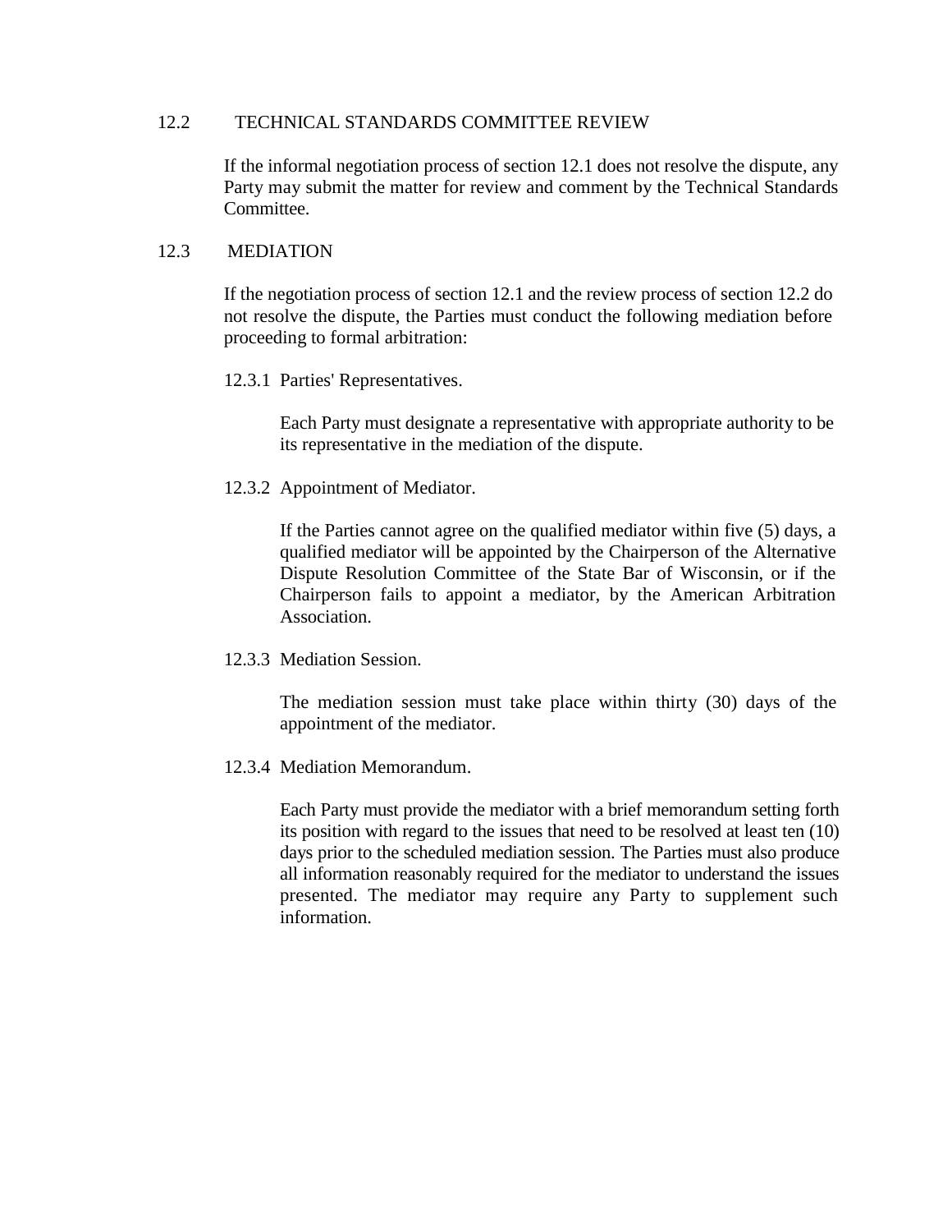## 12.2 TECHNICAL STANDARDS COMMITTEE REVIEW

If the informal negotiation process of section 12.1 does not resolve the dispute, any Party may submit the matter for review and comment by the Technical Standards Committee.

## 12.3 MEDIATION

If the negotiation process of section 12.1 and the review process of section 12.2 do not resolve the dispute, the Parties must conduct the following mediation before proceeding to formal arbitration:

### 12.3.1 Parties' Representatives.

Each Party must designate a representative with appropriate authority to be its representative in the mediation of the dispute.

### 12.3.2 Appointment of Mediator.

If the Parties cannot agree on the qualified mediator within five (5) days, a qualified mediator will be appointed by the Chairperson of the Alternative Dispute Resolution Committee of the State Bar of Wisconsin, or if the Chairperson fails to appoint a mediator, by the American Arbitration Association.

### 12.3.3 Mediation Session.

The mediation session must take place within thirty (30) days of the appointment of the mediator.

### 12.3.4 Mediation Memorandum.

Each Party must provide the mediator with a brief memorandum setting forth its position with regard to the issues that need to be resolved at least ten (10) days prior to the scheduled mediation session. The Parties must also produce all information reasonably required for the mediator to understand the issues presented. The mediator may require any Party to supplement such information.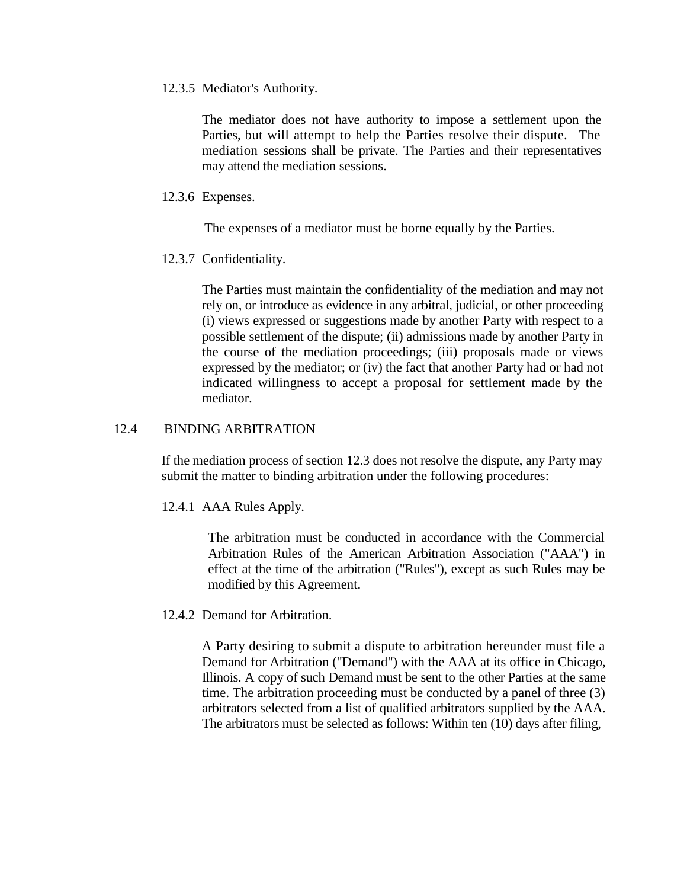12.3.5 Mediator's Authority.

The mediator does not have authority to impose a settlement upon the Parties, but will attempt to help the Parties resolve their dispute. The mediation sessions shall be private. The Parties and their representatives may attend the mediation sessions.

12.3.6 Expenses.

The expenses of a mediator must be borne equally by the Parties.

12.3.7 Confidentiality.

The Parties must maintain the confidentiality of the mediation and may not rely on, or introduce as evidence in any arbitral, judicial, or other proceeding (i) views expressed or suggestions made by another Party with respect to a possible settlement of the dispute; (ii) admissions made by another Party in the course of the mediation proceedings; (iii) proposals made or views expressed by the mediator; or (iv) the fact that another Party had or had not indicated willingness to accept a proposal for settlement made by the mediator.

## 12.4 BINDING ARBITRATION

If the mediation process of section 12.3 does not resolve the dispute, any Party may submit the matter to binding arbitration under the following procedures:

12.4.1 AAA Rules Apply.

The arbitration must be conducted in accordance with the Commercial Arbitration Rules of the American Arbitration Association ("AAA") in effect at the time of the arbitration ("Rules"), except as such Rules may be modified by this Agreement.

12.4.2 Demand for Arbitration.

A Party desiring to submit a dispute to arbitration hereunder must file a Demand for Arbitration ("Demand") with the AAA at its office in Chicago, Illinois. A copy of such Demand must be sent to the other Parties at the same time. The arbitration proceeding must be conducted by a panel of three (3) arbitrators selected from a list of qualified arbitrators supplied by the AAA. The arbitrators must be selected as follows: Within ten (10) days after filing,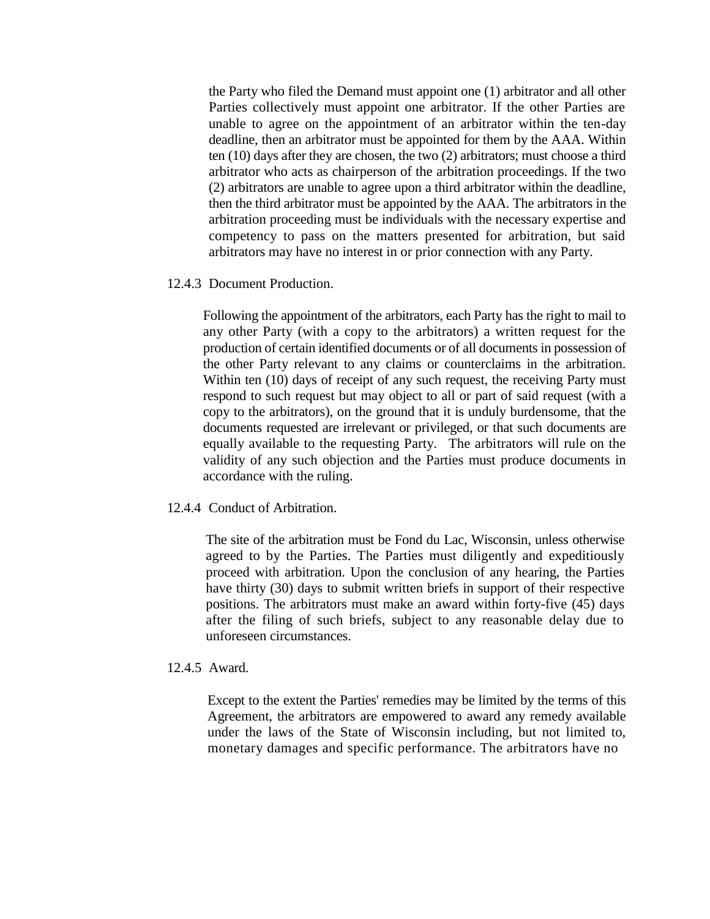the Party who filed the Demand must appoint one (1) arbitrator and all other Parties collectively must appoint one arbitrator. If the other Parties are unable to agree on the appointment of an arbitrator within the ten-day deadline, then an arbitrator must be appointed for them by the AAA. Within ten (10) days after they are chosen, the two (2) arbitrators; must choose a third arbitrator who acts as chairperson of the arbitration proceedings. If the two (2) arbitrators are unable to agree upon a third arbitrator within the deadline, then the third arbitrator must be appointed by the AAA. The arbitrators in the arbitration proceeding must be individuals with the necessary expertise and competency to pass on the matters presented for arbitration, but said arbitrators may have no interest in or prior connection with any Party.

12.4.3 Document Production.

Following the appointment of the arbitrators, each Party has the right to mail to any other Party (with a copy to the arbitrators) a written request for the production of certain identified documents or of all documents in possession of the other Party relevant to any claims or counterclaims in the arbitration. Within ten (10) days of receipt of any such request, the receiving Party must respond to such request but may object to all or part of said request (with a copy to the arbitrators), on the ground that it is unduly burdensome, that the documents requested are irrelevant or privileged, or that such documents are equally available to the requesting Party. The arbitrators will rule on the validity of any such objection and the Parties must produce documents in accordance with the ruling.

12.4.4 Conduct of Arbitration.

The site of the arbitration must be Fond du Lac, Wisconsin, unless otherwise agreed to by the Parties. The Parties must diligently and expeditiously proceed with arbitration. Upon the conclusion of any hearing, the Parties have thirty (30) days to submit written briefs in support of their respective positions. The arbitrators must make an award within forty-five (45) days after the filing of such briefs, subject to any reasonable delay due to unforeseen circumstances.

12.4.5 Award.

Except to the extent the Parties' remedies may be limited by the terms of this Agreement, the arbitrators are empowered to award any remedy available under the laws of the State of Wisconsin including, but not limited to, monetary damages and specific performance. The arbitrators have no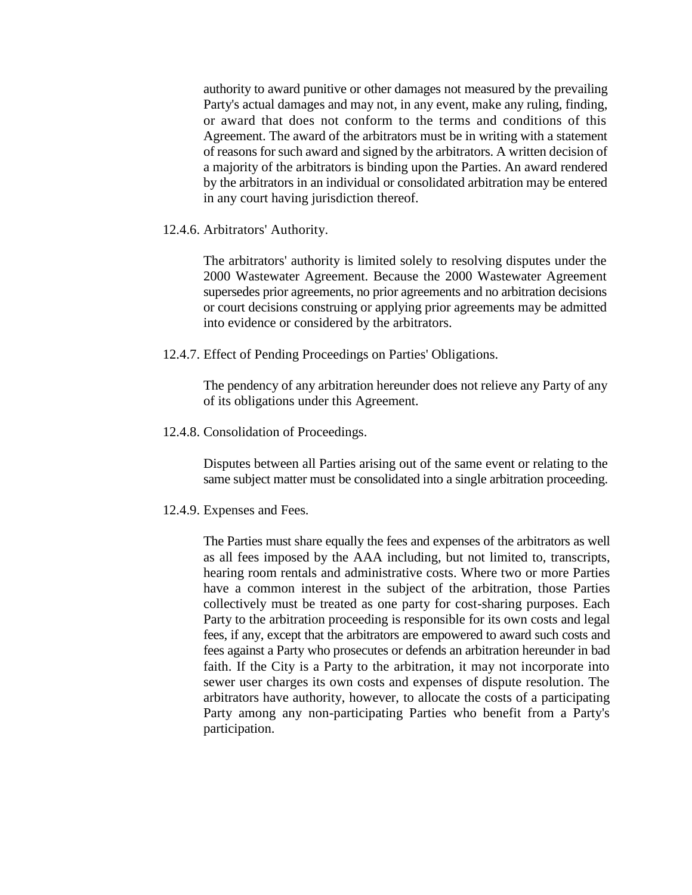authority to award punitive or other damages not measured by the prevailing Party's actual damages and may not, in any event, make any ruling, finding, or award that does not conform to the terms and conditions of this Agreement. The award of the arbitrators must be in writing with a statement of reasons for such award and signed by the arbitrators. A written decision of a majority of the arbitrators is binding upon the Parties. An award rendered by the arbitrators in an individual or consolidated arbitration may be entered in any court having jurisdiction thereof.

12.4.6. Arbitrators' Authority.

The arbitrators' authority is limited solely to resolving disputes under the 2000 Wastewater Agreement. Because the 2000 Wastewater Agreement supersedes prior agreements, no prior agreements and no arbitration decisions or court decisions construing or applying prior agreements may be admitted into evidence or considered by the arbitrators.

12.4.7. Effect of Pending Proceedings on Parties' Obligations.

The pendency of any arbitration hereunder does not relieve any Party of any of its obligations under this Agreement.

12.4.8. Consolidation of Proceedings.

Disputes between all Parties arising out of the same event or relating to the same subject matter must be consolidated into a single arbitration proceeding.

12.4.9. Expenses and Fees.

The Parties must share equally the fees and expenses of the arbitrators as well as all fees imposed by the AAA including, but not limited to, transcripts, hearing room rentals and administrative costs. Where two or more Parties have a common interest in the subject of the arbitration, those Parties collectively must be treated as one party for cost-sharing purposes. Each Party to the arbitration proceeding is responsible for its own costs and legal fees, if any, except that the arbitrators are empowered to award such costs and fees against a Party who prosecutes or defends an arbitration hereunder in bad faith. If the City is a Party to the arbitration, it may not incorporate into sewer user charges its own costs and expenses of dispute resolution. The arbitrators have authority, however, to allocate the costs of a participating Party among any non-participating Parties who benefit from a Party's participation.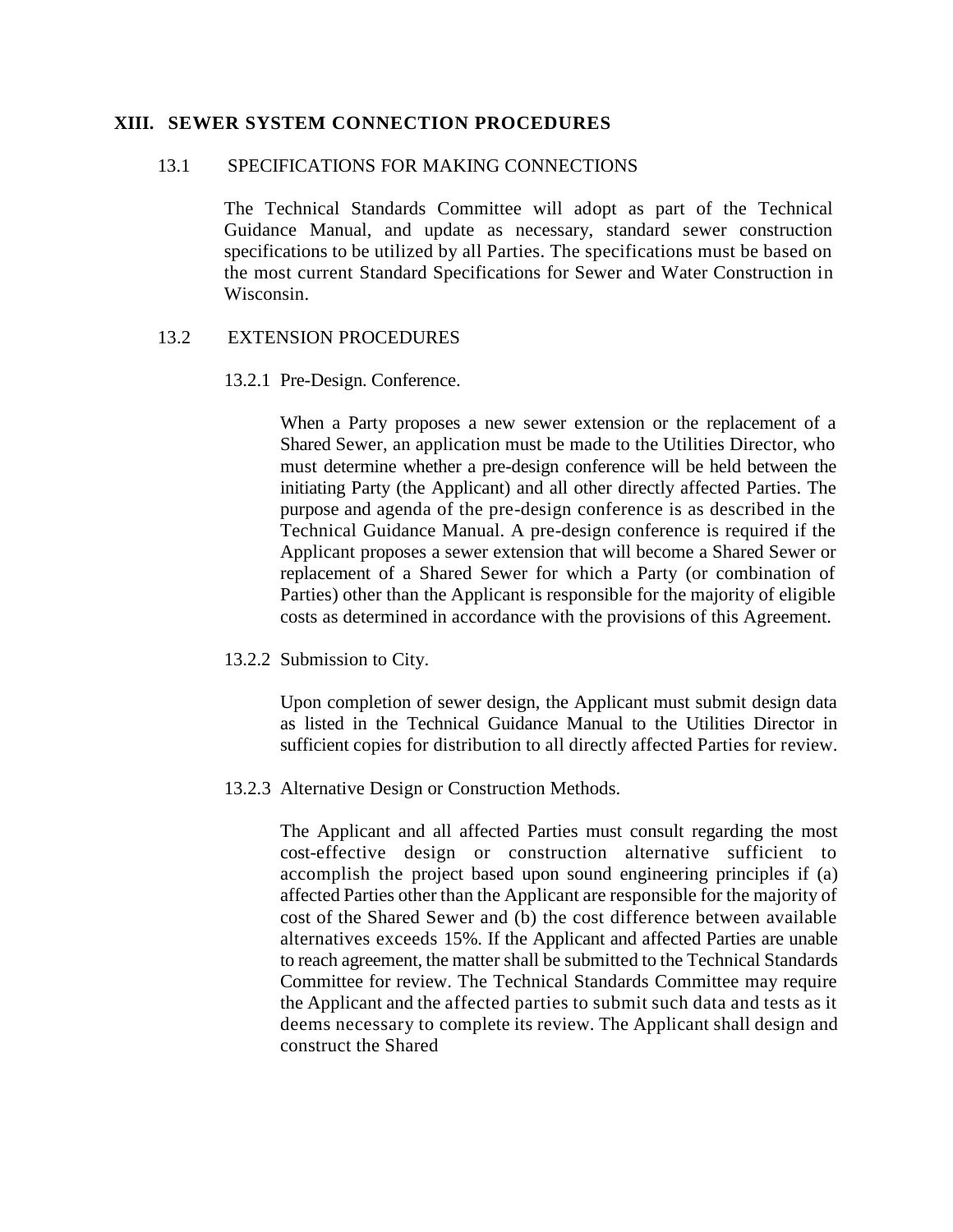## XIII. SEWER SYSTEM CONNECTION PROCEDURES

### 13.1 SPECIFICATIONS FOR MAKING CONNECTIONS

The Technical Standards Committee will adopt as part of the Technical Guidance Manual, and update as necessary, standard sewer construction specifications to be utilized by all Parties. The specifications must be based on the most current Standard Specifications for Sewer and Water Construction in Wisconsin.

### 13.2 EXTENSION PROCEDURES

#### 13.2.1 Pre-Design. Conference.

When a Party proposes a new sewer extension or the replacement of a Shared Sewer, an application must be made to the Utilities Director, who must determine whether a pre-design conference will be held between the initiating Party (the Applicant) and all other directly affected Parties. The purpose and agenda of the pre-design conference is as described in the Technical Guidance Manual. A pre-design conference is required if the Applicant proposes a sewer extension that will become a Shared Sewer or replacement of a Shared Sewer for which a Party (or combination of Parties) other than the Applicant is responsible for the majority of eligible costs as determined in accordance with the provisions of this Agreement.

#### 13.2.2 Submission to City.

Upon completion of sewer design, the Applicant must submit design data as listed in the Technical Guidance Manual to the Utilities Director in sufficient copies for distribution to all directly affected Parties for review.

#### 13.2.3 Alternative Design or Construction Methods.

The Applicant and all affected Parties must consult regarding the most cost-effective design or construction alternative sufficient to accomplish the project based upon sound engineering principles if (a) affected Parties other than the Applicant are responsible for the majority of cost of the Shared Sewer and (b) the cost difference between available alternatives exceeds 15%. If the Applicant and affected Parties are unable to reach agreement, the matter shall be submitted to the Technical Standards Committee for review. The Technical Standards Committee may require the Applicant and the affected parties to submit such data and tests as it deems necessary to complete its review. The Applicant shall design and construct the Shared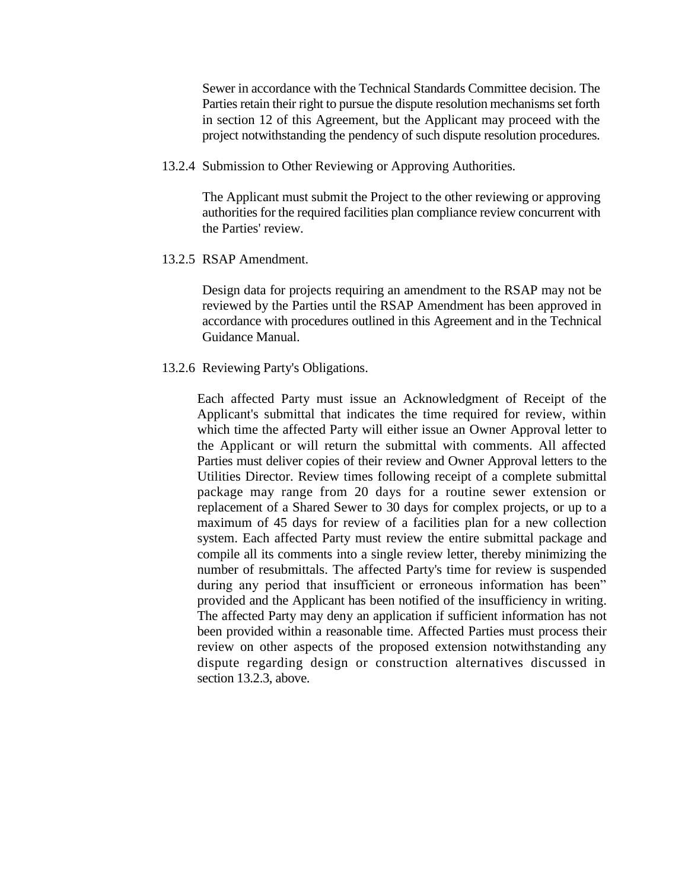Sewer in accordance with the Technical Standards Committee decision. The Parties retain their right to pursue the dispute resolution mechanisms set forth in section 12 of this Agreement, but the Applicant may proceed with the project notwithstanding the pendency of such dispute resolution procedures.

13.2.4 Submission to Other Reviewing or Approving Authorities.

The Applicant must submit the Project to the other reviewing or approving authorities for the required facilities plan compliance review concurrent with the Parties' review.

13.2.5 RSAP Amendment.

Design data for projects requiring an amendment to the RSAP may not be reviewed by the Parties until the RSAP Amendment has been approved in accordance with procedures outlined in this Agreement and in the Technical Guidance Manual.

13.2.6 Reviewing Party's Obligations.

Each affected Party must issue an Acknowledgment of Receipt of the Applicant's submittal that indicates the time required for review, within which time the affected Party will either issue an Owner Approval letter to the Applicant or will return the submittal with comments. All affected Parties must deliver copies of their review and Owner Approval letters to the Utilities Director. Review times following receipt of a complete submittal package may range from 20 days for a routine sewer extension or replacement of a Shared Sewer to 30 days for complex projects, or up to a maximum of 45 days for review of a facilities plan for a new collection system. Each affected Party must review the entire submittal package and compile all its comments into a single review letter, thereby minimizing the number of resubmittals. The affected Party's time for review is suspended during any period that insufficient or erroneous information has been" provided and the Applicant has been notified of the insufficiency in writing. The affected Party may deny an application if sufficient information has not been provided within a reasonable time. Affected Parties must process their review on other aspects of the proposed extension notwithstanding any dispute regarding design or construction alternatives discussed in section 13.2.3, above.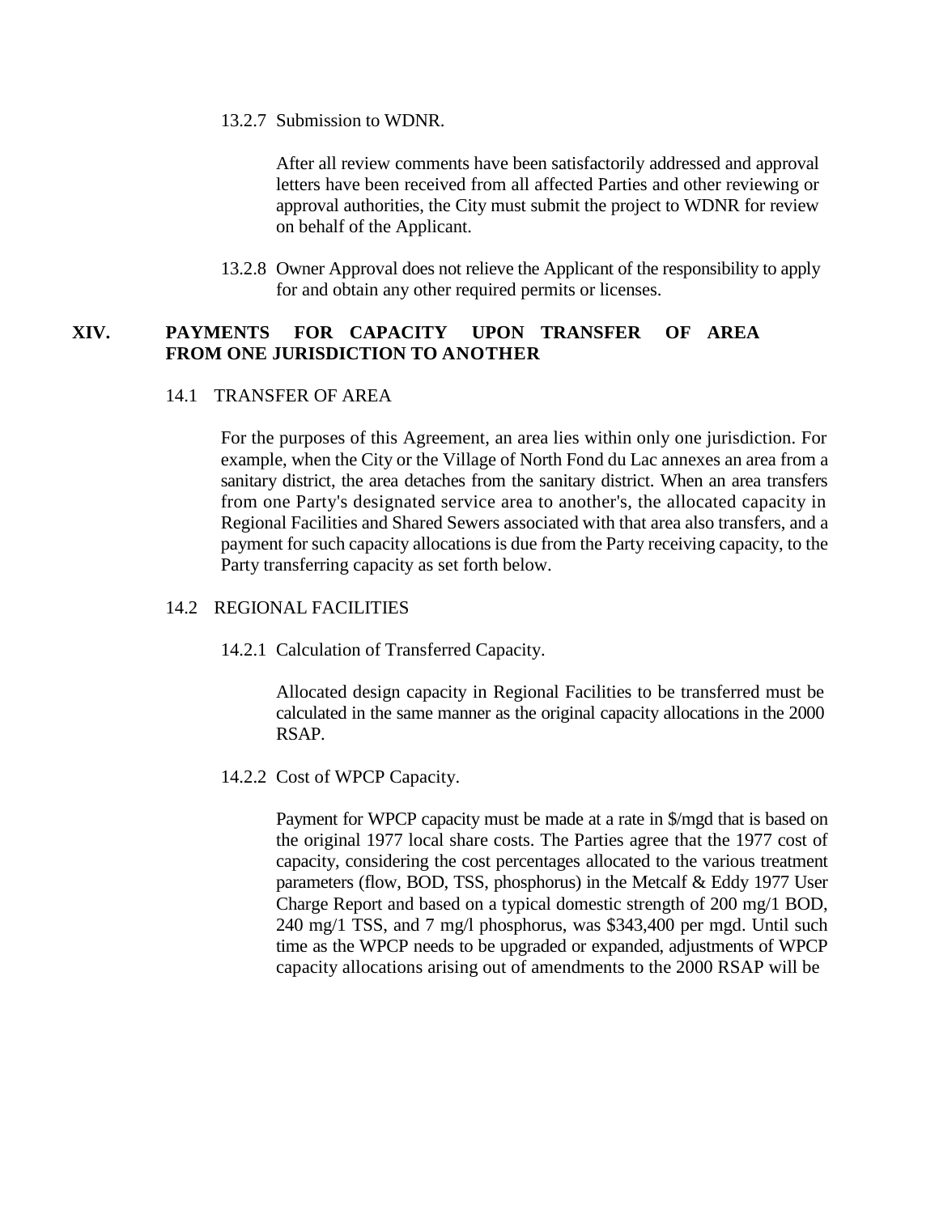13.2.7 Submission to WDNR.

After all review comments have been satisfactorily addressed and approval letters have been received from all affected Parties and other reviewing or approval authorities, the City must submit the project to WDNR for review on behalf of the Applicant.

13.2.8 Owner Approval does not relieve the Applicant of the responsibility to apply for and obtain any other required permits or licenses.

## XIV. PAYMENTS FOR CAPACITY UPON TRANSFER OF AREA FROM ONE JURISDICTION TO ANOTHER

### 14.1 TRANSFER OF AREA

For the purposes of this Agreement, an area lies within only one jurisdiction. For example, when the City or the Village of North Fond du Lac annexes an area from a sanitary district, the area detaches from the sanitary district. When an area transfers from one Party's designated service area to another's, the allocated capacity in Regional Facilities and Shared Sewers associated with that area also transfers, and a payment for such capacity allocations is due from the Party receiving capacity, to the Party transferring capacity as set forth below.

### 14.2 REGIONAL FACILITIES

14.2.1 Calculation of Transferred Capacity.

Allocated design capacity in Regional Facilities to be transferred must be calculated in the same manner as the original capacity allocations in the 2000 RSAP.

14.2.2 Cost of WPCP Capacity.

Payment for WPCP capacity must be made at a rate in $/mgd that is based on the original 1977 local share costs. The Parties agree that the 1977 cost of capacity, considering the cost percentages allocated to the various treatment parameters (flow, BOD, TSS, phosphorus) in the Metcalf & Eddy 1977 User Charge Report and based on a typical domestic strength of 200 mg/1 BOD, 240 mg/1 TSS, and 7 mg/l phosphorus, was $343,400 per mgd. Until such time as the WPCP needs to be upgraded or expanded, adjustments of WPCP capacity allocations arising out of amendments to the 2000 RSAP will be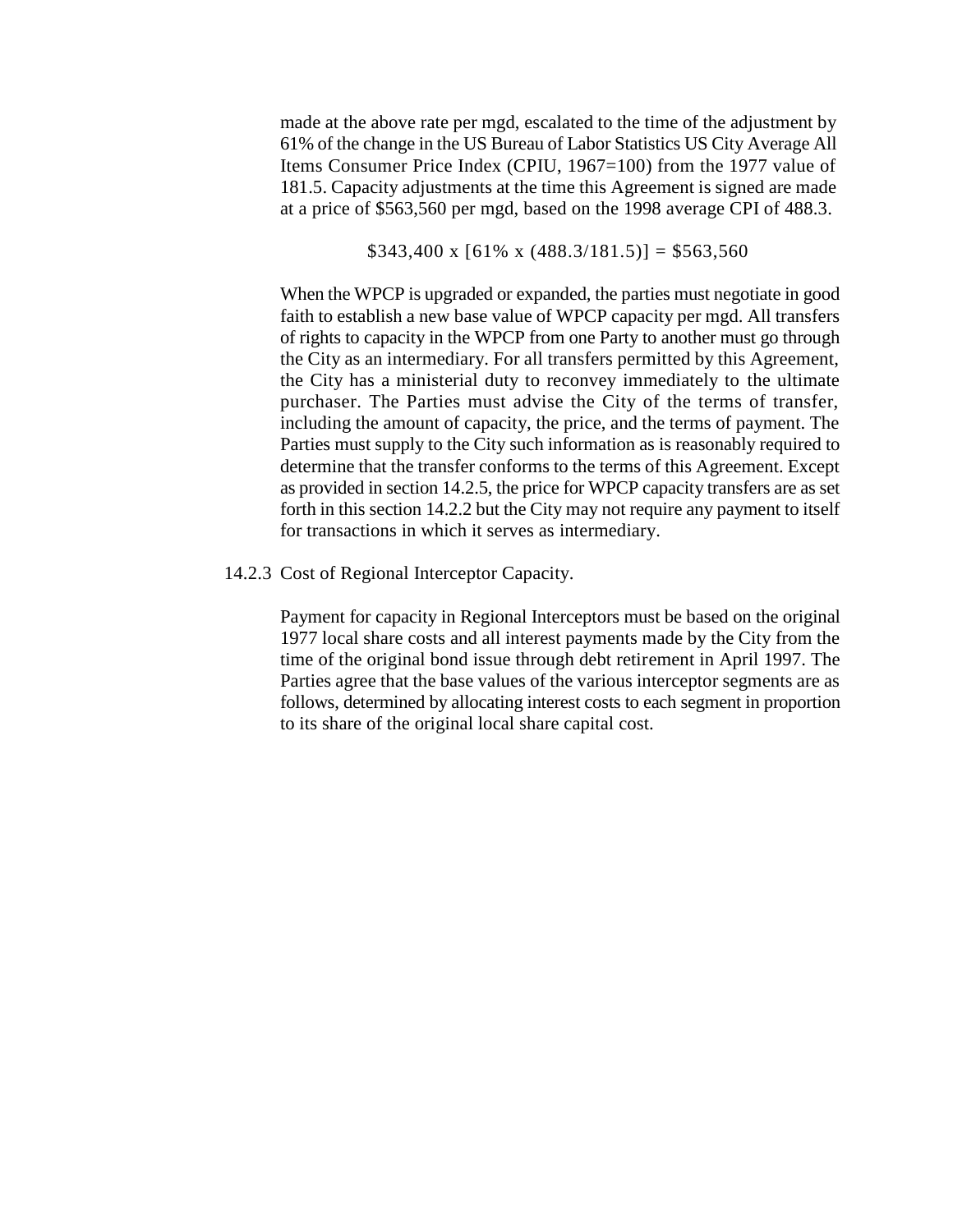made at the above rate per mgd, escalated to the time of the adjustment by 61% of the change in the US Bureau of Labor Statistics US City Average All Items Consumer Price Index (CPIU, 1967=100) from the 1977 value of 181.5. Capacity adjustments at the time this Agreement is signed are made at a price of $563,560 per mgd, based on the 1998 average CPI of 488.3.

$$\$343,400 \text{ x } [61\% \text{ x } (488.3/181.5)] = \$563,560$$

When the WPCP is upgraded or expanded, the parties must negotiate in good faith to establish a new base value of WPCP capacity per mgd. All transfers of rights to capacity in the WPCP from one Party to another must go through the City as an intermediary. For all transfers permitted by this Agreement, the City has a ministerial duty to reconvey immediately to the ultimate purchaser. The Parties must advise the City of the terms of transfer, including the amount of capacity, the price, and the terms of payment. The Parties must supply to the City such information as is reasonably required to determine that the transfer conforms to the terms of this Agreement. Except as provided in section 14.2.5, the price for WPCP capacity transfers are as set forth in this section 14.2.2 but the City may not require any payment to itself for transactions in which it serves as intermediary.

14.2.3 Cost of Regional Interceptor Capacity.

Payment for capacity in Regional Interceptors must be based on the original 1977 local share costs and all interest payments made by the City from the time of the original bond issue through debt retirement in April 1997. The Parties agree that the base values of the various interceptor segments are as follows, determined by allocating interest costs to each segment in proportion to its share of the original local share capital cost.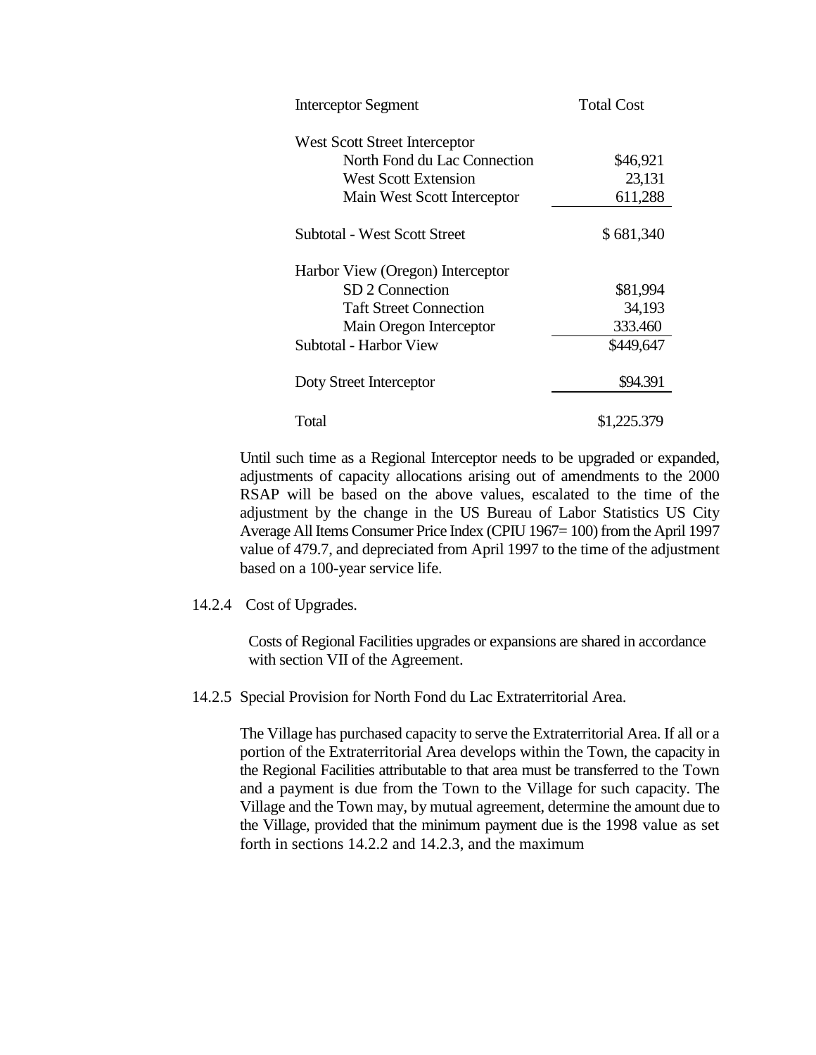| Interceptor Segment | Total Cost |
|---|---|
| West Scott Street Interceptor | |
| North Fond du Lac Connection | $46,921 |
| West Scott Extension | 23,131 |
| Main West Scott Interceptor | 611,288 |
| Subtotal - West Scott Street | $ 681,340 |
| Harbor View (Oregon) Interceptor | |
| SD 2 Connection | $81,994 |
| Taft Street Connection | 34,193 |
| Main Oregon Interceptor | 333.460 |
| Subtotal - Harbor View | $449,647 |
| Doty Street Interceptor | $94.391 |
| Total | $1,225.379 |

Until such time as a Regional Interceptor needs to be upgraded or expanded, adjustments of capacity allocations arising out of amendments to the 2000 RSAP will be based on the above values, escalated to the time of the adjustment by the change in the US Bureau of Labor Statistics US City Average All Items Consumer Price Index (CPIU 1967= 100) from the April 1997 value of 479.7, and depreciated from April 1997 to the time of the adjustment based on a 100-year service life.

14.2.4 Cost of Upgrades.

Costs of Regional Facilities upgrades or expansions are shared in accordance with section VII of the Agreement.

14.2.5 Special Provision for North Fond du Lac Extraterritorial Area.

The Village has purchased capacity to serve the Extraterritorial Area. If all or a portion of the Extraterritorial Area develops within the Town, the capacity in the Regional Facilities attributable to that area must be transferred to the Town and a payment is due from the Town to the Village for such capacity. The Village and the Town may, by mutual agreement, determine the amount due to the Village, provided that the minimum payment due is the 1998 value as set forth in sections 14.2.2 and 14.2.3, and the maximum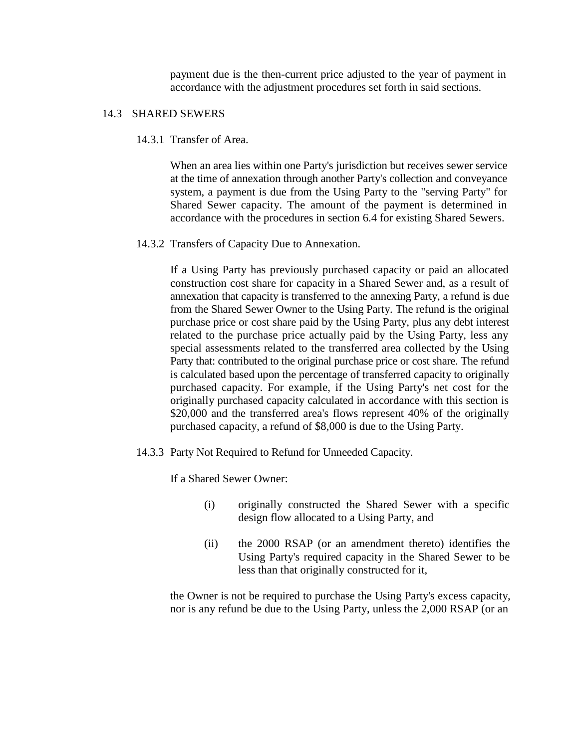payment due is the then-current price adjusted to the year of payment in accordance with the adjustment procedures set forth in said sections.

## 14.3 SHARED SEWERS

### 14.3.1 Transfer of Area.

When an area lies within one Party's jurisdiction but receives sewer service at the time of annexation through another Party's collection and conveyance system, a payment is due from the Using Party to the "serving Party" for Shared Sewer capacity. The amount of the payment is determined in accordance with the procedures in section 6.4 for existing Shared Sewers.

### 14.3.2 Transfers of Capacity Due to Annexation.

If a Using Party has previously purchased capacity or paid an allocated construction cost share for capacity in a Shared Sewer and, as a result of annexation that capacity is transferred to the annexing Party, a refund is due from the Shared Sewer Owner to the Using Party. The refund is the original purchase price or cost share paid by the Using Party, plus any debt interest related to the purchase price actually paid by the Using Party, less any special assessments related to the transferred area collected by the Using Party that: contributed to the original purchase price or cost share. The refund is calculated based upon the percentage of transferred capacity to originally purchased capacity. For example, if the Using Party's net cost for the originally purchased capacity calculated in accordance with this section is $20,000 and the transferred area's flows represent 40% of the originally purchased capacity, a refund of $8,000 is due to the Using Party.

### 14.3.3 Party Not Required to Refund for Unneeded Capacity.

If a Shared Sewer Owner:

(i) originally constructed the Shared Sewer with a specific design flow allocated to a Using Party, and

(ii) the 2000 RSAP (or an amendment thereto) identifies the Using Party's required capacity in the Shared Sewer to be less than that originally constructed for it,

the Owner is not be required to purchase the Using Party's excess capacity, nor is any refund be due to the Using Party, unless the 2,000 RSAP (or an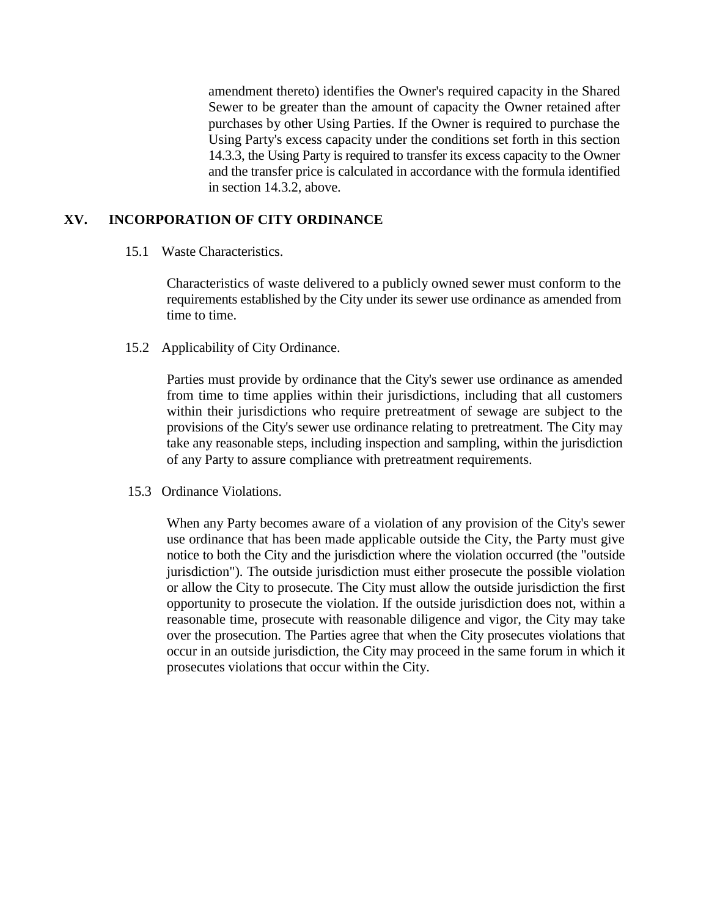amendment thereto) identifies the Owner's required capacity in the Shared Sewer to be greater than the amount of capacity the Owner retained after purchases by other Using Parties. If the Owner is required to purchase the Using Party's excess capacity under the conditions set forth in this section 14.3.3, the Using Party is required to transfer its excess capacity to the Owner and the transfer price is calculated in accordance with the formula identified in section 14.3.2, above.

## XV. INCORPORATION OF CITY ORDINANCE

15.1 Waste Characteristics.

Characteristics of waste delivered to a publicly owned sewer must conform to the requirements established by the City under its sewer use ordinance as amended from time to time.

15.2 Applicability of City Ordinance.

Parties must provide by ordinance that the City's sewer use ordinance as amended from time to time applies within their jurisdictions, including that all customers within their jurisdictions who require pretreatment of sewage are subject to the provisions of the City's sewer use ordinance relating to pretreatment. The City may take any reasonable steps, including inspection and sampling, within the jurisdiction of any Party to assure compliance with pretreatment requirements.

15.3 Ordinance Violations.

When any Party becomes aware of a violation of any provision of the City's sewer use ordinance that has been made applicable outside the City, the Party must give notice to both the City and the jurisdiction where the violation occurred (the "outside jurisdiction"). The outside jurisdiction must either prosecute the possible violation or allow the City to prosecute. The City must allow the outside jurisdiction the first opportunity to prosecute the violation. If the outside jurisdiction does not, within a reasonable time, prosecute with reasonable diligence and vigor, the City may take over the prosecution. The Parties agree that when the City prosecutes violations that occur in an outside jurisdiction, the City may proceed in the same forum in which it prosecutes violations that occur within the City.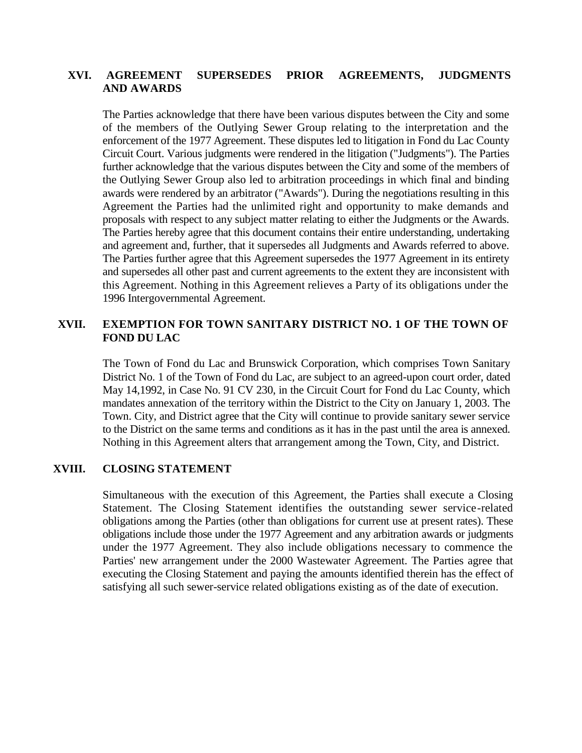## XVI. AGREEMENT SUPERSEDES PRIOR AGREEMENTS, JUDGMENTS AND AWARDS

The Parties acknowledge that there have been various disputes between the City and some of the members of the Outlying Sewer Group relating to the interpretation and the enforcement of the 1977 Agreement. These disputes led to litigation in Fond du Lac County Circuit Court. Various judgments were rendered in the litigation ("Judgments"). The Parties further acknowledge that the various disputes between the City and some of the members of the Outlying Sewer Group also led to arbitration proceedings in which final and binding awards were rendered by an arbitrator ("Awards"). During the negotiations resulting in this Agreement the Parties had the unlimited right and opportunity to make demands and proposals with respect to any subject matter relating to either the Judgments or the Awards. The Parties hereby agree that this document contains their entire understanding, undertaking and agreement and, further, that it supersedes all Judgments and Awards referred to above. The Parties further agree that this Agreement supersedes the 1977 Agreement in its entirety and supersedes all other past and current agreements to the extent they are inconsistent with this Agreement. Nothing in this Agreement relieves a Party of its obligations under the 1996 Intergovernmental Agreement.

## XVII. EXEMPTION FOR TOWN SANITARY DISTRICT NO. 1 OF THE TOWN OF FOND DU LAC

The Town of Fond du Lac and Brunswick Corporation, which comprises Town Sanitary District No. 1 of the Town of Fond du Lac, are subject to an agreed-upon court order, dated May 14,1992, in Case No. 91 CV 230, in the Circuit Court for Fond du Lac County, which mandates annexation of the territory within the District to the City on January 1, 2003. The Town. City, and District agree that the City will continue to provide sanitary sewer service to the District on the same terms and conditions as it has in the past until the area is annexed. Nothing in this Agreement alters that arrangement among the Town, City, and District.

## XVIII. CLOSING STATEMENT

Simultaneous with the execution of this Agreement, the Parties shall execute a Closing Statement. The Closing Statement identifies the outstanding sewer service-related obligations among the Parties (other than obligations for current use at present rates). These obligations include those under the 1977 Agreement and any arbitration awards or judgments under the 1977 Agreement. They also include obligations necessary to commence the Parties' new arrangement under the 2000 Wastewater Agreement. The Parties agree that executing the Closing Statement and paying the amounts identified therein has the effect of satisfying all such sewer-service related obligations existing as of the date of execution.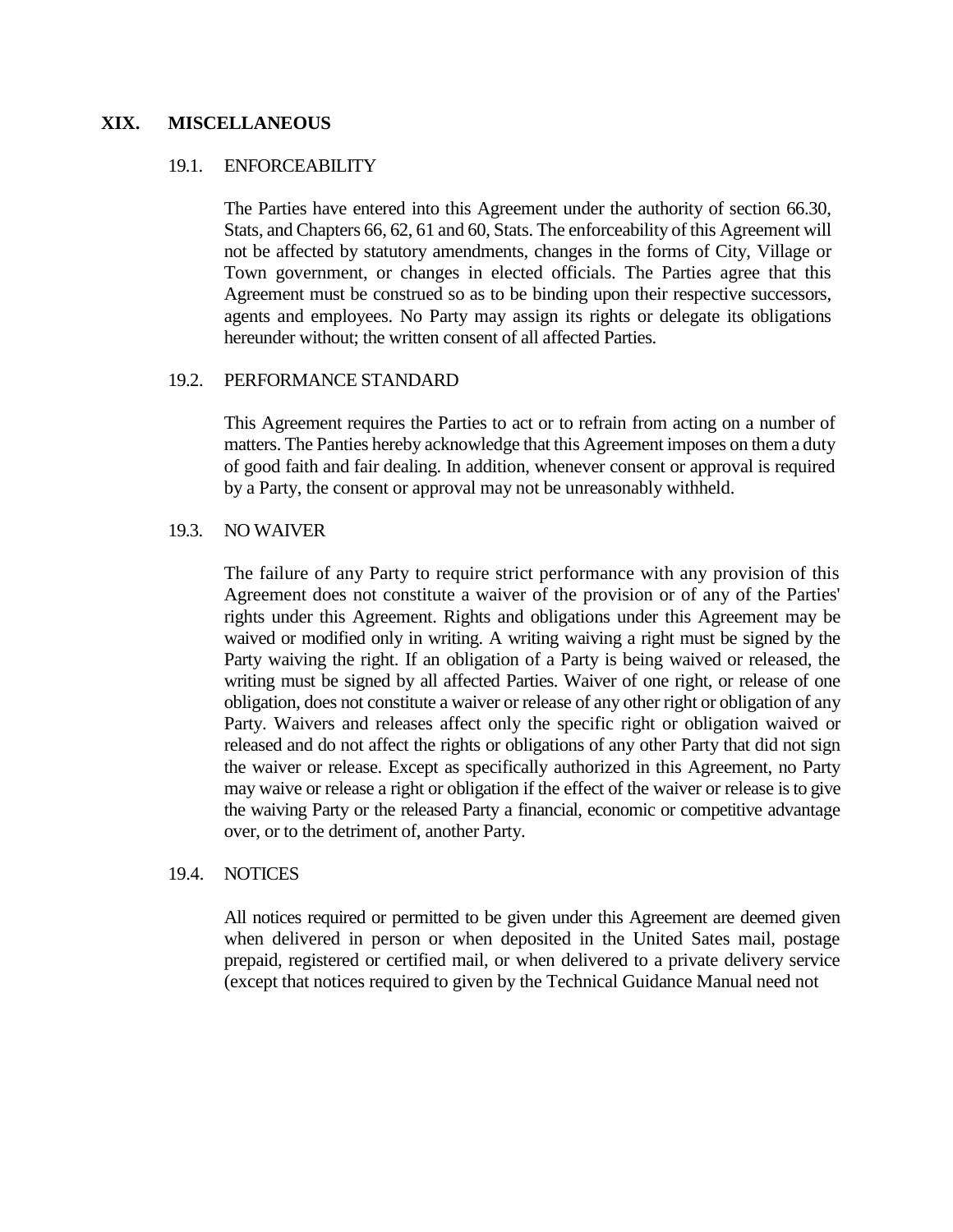## XIX. MISCELLANEOUS

### 19.1. ENFORCEABILITY

The Parties have entered into this Agreement under the authority of section 66.30, Stats, and Chapters 66, 62, 61 and 60, Stats. The enforceability of this Agreement will not be affected by statutory amendments, changes in the forms of City, Village or Town government, or changes in elected officials. The Parties agree that this Agreement must be construed so as to be binding upon their respective successors, agents and employees. No Party may assign its rights or delegate its obligations hereunder without; the written consent of all affected Parties.

### 19.2. PERFORMANCE STANDARD

This Agreement requires the Parties to act or to refrain from acting on a number of matters. The Panties hereby acknowledge that this Agreement imposes on them a duty of good faith and fair dealing. In addition, whenever consent or approval is required by a Party, the consent or approval may not be unreasonably withheld.

### 19.3. NO WAIVER

The failure of any Party to require strict performance with any provision of this Agreement does not constitute a waiver of the provision or of any of the Parties' rights under this Agreement. Rights and obligations under this Agreement may be waived or modified only in writing. A writing waiving a right must be signed by the Party waiving the right. If an obligation of a Party is being waived or released, the writing must be signed by all affected Parties. Waiver of one right, or release of one obligation, does not constitute a waiver or release of any other right or obligation of any Party. Waivers and releases affect only the specific right or obligation waived or released and do not affect the rights or obligations of any other Party that did not sign the waiver or release. Except as specifically authorized in this Agreement, no Party may waive or release a right or obligation if the effect of the waiver or release is to give the waiving Party or the released Party a financial, economic or competitive advantage over, or to the detriment of, another Party.

### 19.4. NOTICES

All notices required or permitted to be given under this Agreement are deemed given when delivered in person or when deposited in the United Sates mail, postage prepaid, registered or certified mail, or when delivered to a private delivery service (except that notices required to given by the Technical Guidance Manual need not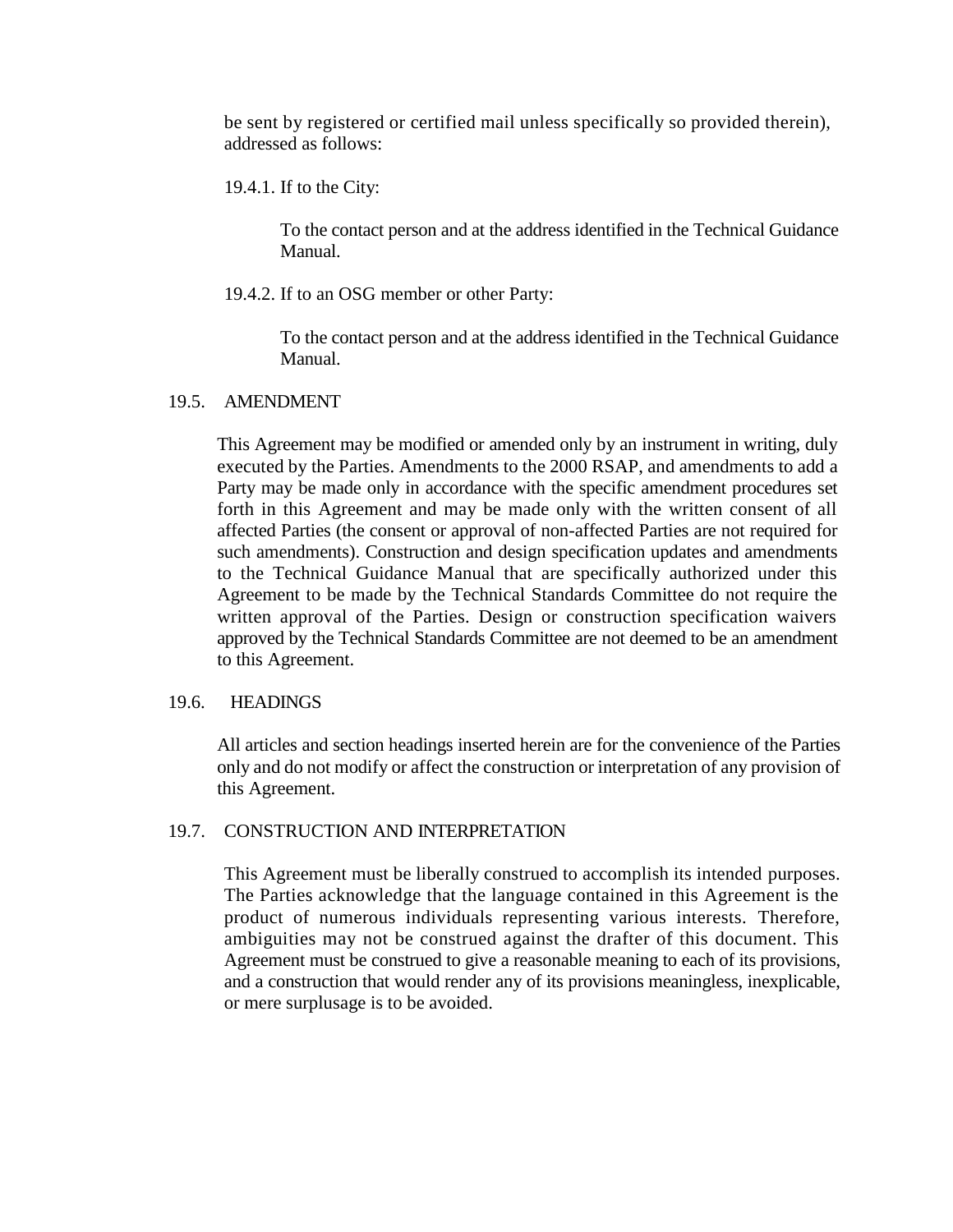be sent by registered or certified mail unless specifically so provided therein), addressed as follows:

19.4.1. If to the City:

To the contact person and at the address identified in the Technical Guidance Manual.

19.4.2. If to an OSG member or other Party:

To the contact person and at the address identified in the Technical Guidance Manual.

### 19.5. AMENDMENT

This Agreement may be modified or amended only by an instrument in writing, duly executed by the Parties. Amendments to the 2000 RSAP, and amendments to add a Party may be made only in accordance with the specific amendment procedures set forth in this Agreement and may be made only with the written consent of all affected Parties (the consent or approval of non-affected Parties are not required for such amendments). Construction and design specification updates and amendments to the Technical Guidance Manual that are specifically authorized under this Agreement to be made by the Technical Standards Committee do not require the written approval of the Parties. Design or construction specification waivers approved by the Technical Standards Committee are not deemed to be an amendment to this Agreement.

### 19.6. HEADINGS

All articles and section headings inserted herein are for the convenience of the Parties only and do not modify or affect the construction or interpretation of any provision of this Agreement.

### 19.7. CONSTRUCTION AND INTERPRETATION

This Agreement must be liberally construed to accomplish its intended purposes. The Parties acknowledge that the language contained in this Agreement is the product of numerous individuals representing various interests. Therefore, ambiguities may not be construed against the drafter of this document. This Agreement must be construed to give a reasonable meaning to each of its provisions, and a construction that would render any of its provisions meaningless, inexplicable, or mere surplusage is to be avoided.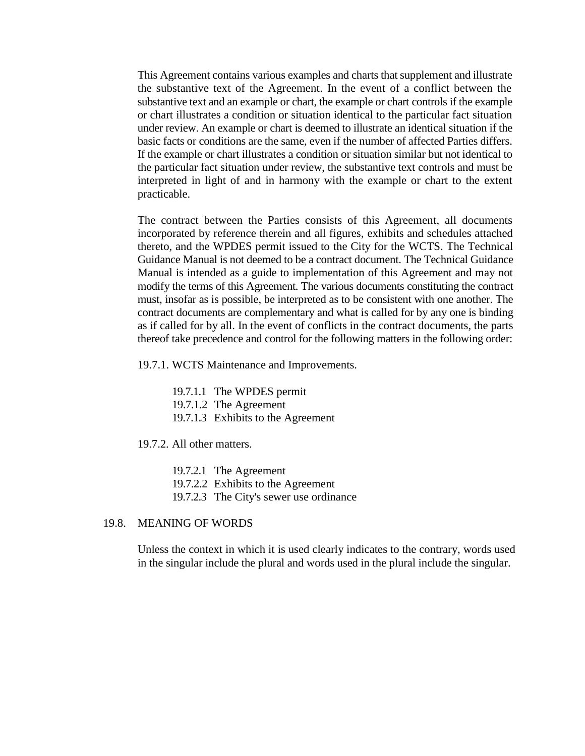This Agreement contains various examples and charts that supplement and illustrate the substantive text of the Agreement. In the event of a conflict between the substantive text and an example or chart, the example or chart controls if the example or chart illustrates a condition or situation identical to the particular fact situation under review. An example or chart is deemed to illustrate an identical situation if the basic facts or conditions are the same, even if the number of affected Parties differs. If the example or chart illustrates a condition or situation similar but not identical to the particular fact situation under review, the substantive text controls and must be interpreted in light of and in harmony with the example or chart to the extent practicable.

The contract between the Parties consists of this Agreement, all documents incorporated by reference therein and all figures, exhibits and schedules attached thereto, and the WPDES permit issued to the City for the WCTS. The Technical Guidance Manual is not deemed to be a contract document. The Technical Guidance Manual is intended as a guide to implementation of this Agreement and may not modify the terms of this Agreement. The various documents constituting the contract must, insofar as is possible, be interpreted as to be consistent with one another. The contract documents are complementary and what is called for by any one is binding as if called for by all. In the event of conflicts in the contract documents, the parts thereof take precedence and control for the following matters in the following order:

19.7.1. WCTS Maintenance and Improvements.

- 19.7.1.1 The WPDES permit
- 19.7.1.2 The Agreement
- 19.7.1.3 Exhibits to the Agreement

19.7.2. All other matters.

- 19.7.2.1 The Agreement
- 19.7.2.2 Exhibits to the Agreement
- 19.7.2.3 The City's sewer use ordinance

## 19.8. MEANING OF WORDS

Unless the context in which it is used clearly indicates to the contrary, words used in the singular include the plural and words used in the plural include the singular.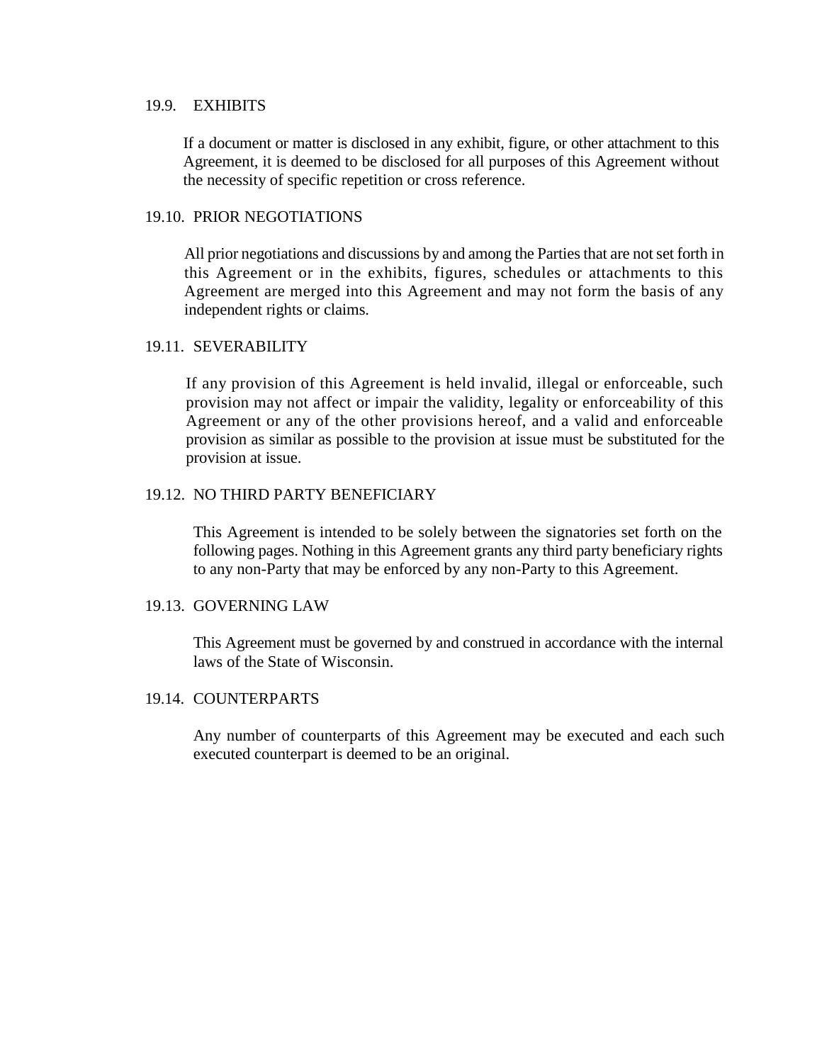### 19.9. EXHIBITS

If a document or matter is disclosed in any exhibit, figure, or other attachment to this Agreement, it is deemed to be disclosed for all purposes of this Agreement without the necessity of specific repetition or cross reference.

### 19.10. PRIOR NEGOTIATIONS

All prior negotiations and discussions by and among the Parties that are not set forth in this Agreement or in the exhibits, figures, schedules or attachments to this Agreement are merged into this Agreement and may not form the basis of any independent rights or claims.

### 19.11. SEVERABILITY

If any provision of this Agreement is held invalid, illegal or enforceable, such provision may not affect or impair the validity, legality or enforceability of this Agreement or any of the other provisions hereof, and a valid and enforceable provision as similar as possible to the provision at issue must be substituted for the provision at issue.

### 19.12. NO THIRD PARTY BENEFICIARY

This Agreement is intended to be solely between the signatories set forth on the following pages. Nothing in this Agreement grants any third party beneficiary rights to any non-Party that may be enforced by any non-Party to this Agreement.

### 19.13. GOVERNING LAW

This Agreement must be governed by and construed in accordance with the internal laws of the State of Wisconsin.

### 19.14. COUNTERPARTS

Any number of counterparts of this Agreement may be executed and each such executed counterpart is deemed to be an original.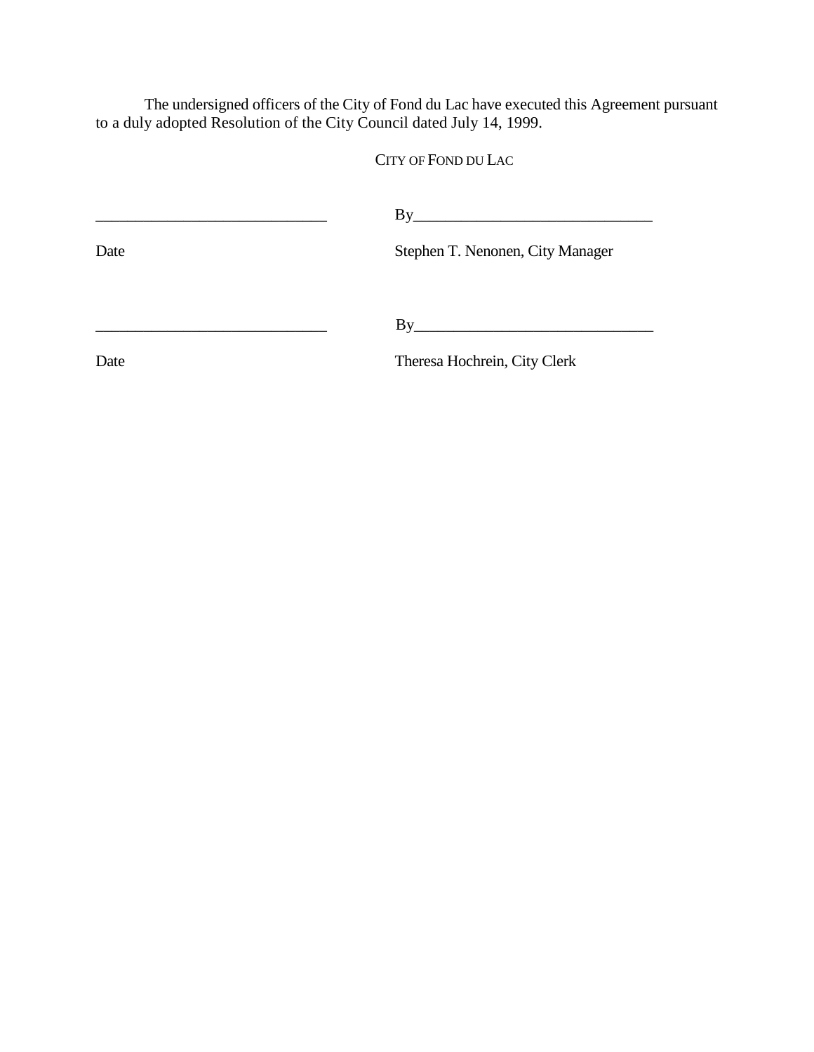The undersigned officers of the City of Fond du Lac have executed this Agreement pursuant to a duly adopted Resolution of the City Council dated July 14, 1999.

CITY OF FOND DU LAC

| | |
|---|---|
| ______________________________ | By______________________________ |
| Date | Stephen T. Nenonen, City Manager |
| ______________________________ | By______________________________ |
| Date | Theresa Hochrein, City Clerk |